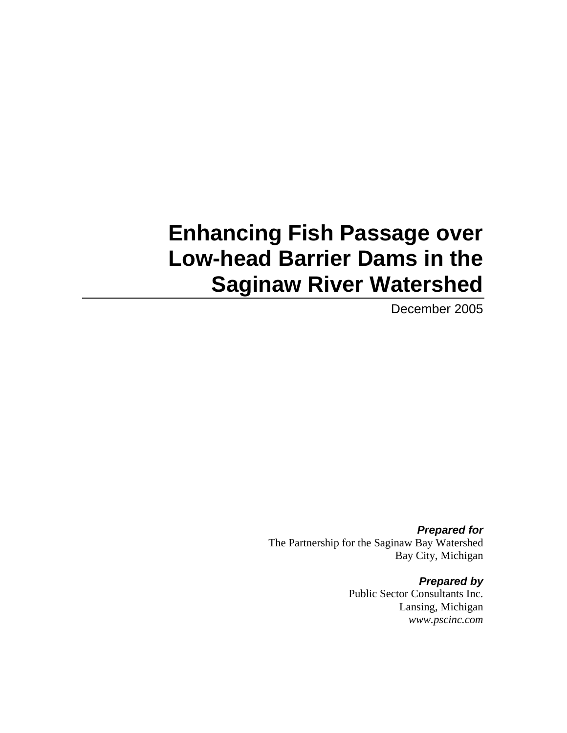# Enhancing Fish Passage over Low-head Barrier Dams in the Saginaw River Watershed

December 2005

***Prepared for***
The Partnership for the Saginaw Bay Watershed
Bay City, Michigan

***Prepared by***
Public Sector Consultants Inc.
Lansing, Michigan
*www.pscinc.com*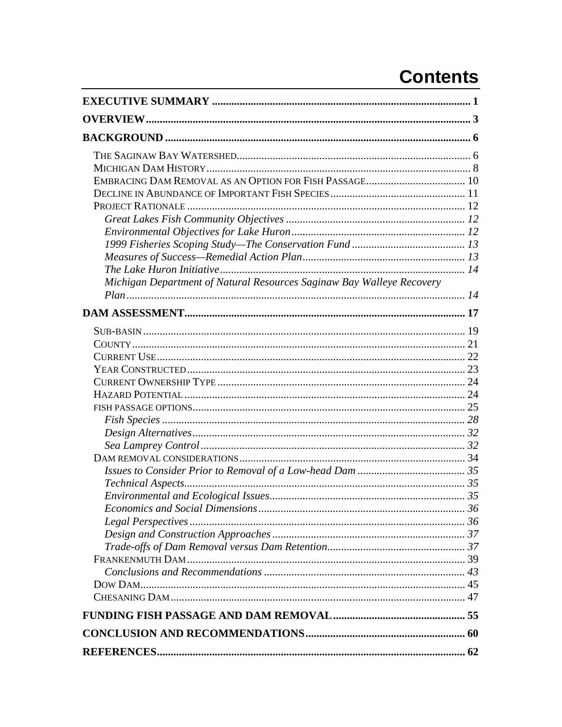# Contents

**EXECUTIVE SUMMARY** ..... 1

**OVERVIEW** ..... 3

**BACKGROUND** ..... 6

- THE SAGINAW BAY WATERSHED ..... 6
- MICHIGAN DAM HISTORY ..... 8
- EMBRACING DAM REMOVAL AS AN OPTION FOR FISH PASSAGE ..... 10
- DECLINE IN ABUNDANCE OF IMPORTANT FISH SPECIES ..... 11
- PROJECT RATIONALE ..... 12
  - *Great Lakes Fish Community Objectives* ..... *12*
  - *Environmental Objectives for Lake Huron* ..... *12*
  - *1999 Fisheries Scoping Study—The Conservation Fund* ..... *13*
  - *Measures of Success—Remedial Action Plan* ..... *13*
  - *The Lake Huron Initiative* ..... *14*
  - *Michigan Department of Natural Resources Saginaw Bay Walleye Recovery Plan* ..... *14*

**DAM ASSESSMENT** ..... 17

- SUB-BASIN ..... 19
- COUNTY ..... 21
- CURRENT USE ..... 22
- YEAR CONSTRUCTED ..... 23
- CURRENT OWNERSHIP TYPE ..... 24
- HAZARD POTENTIAL ..... 24
- FISH PASSAGE OPTIONS ..... 25
  - *Fish Species* ..... *28*
  - *Design Alternatives* ..... *32*
  - *Sea Lamprey Control* ..... *32*
- DAM REMOVAL CONSIDERATIONS ..... 34
  - *Issues to Consider Prior to Removal of a Low-head Dam* ..... *35*
  - *Technical Aspects* ..... *35*
  - *Environmental and Ecological Issues* ..... *35*
  - *Economics and Social Dimensions* ..... *36*
  - *Legal Perspectives* ..... *36*
  - *Design and Construction Approaches* ..... *37*
  - *Trade-offs of Dam Removal versus Dam Retention* ..... *37*
- FRANKENMUTH DAM ..... 39
  - *Conclusions and Recommendations* ..... *43*
- DOW DAM ..... 45
- CHESANING DAM ..... 47

**FUNDING FISH PASSAGE AND DAM REMOVAL** ..... 55

**CONCLUSION AND RECOMMENDATIONS** ..... 60

**REFERENCES** ..... 62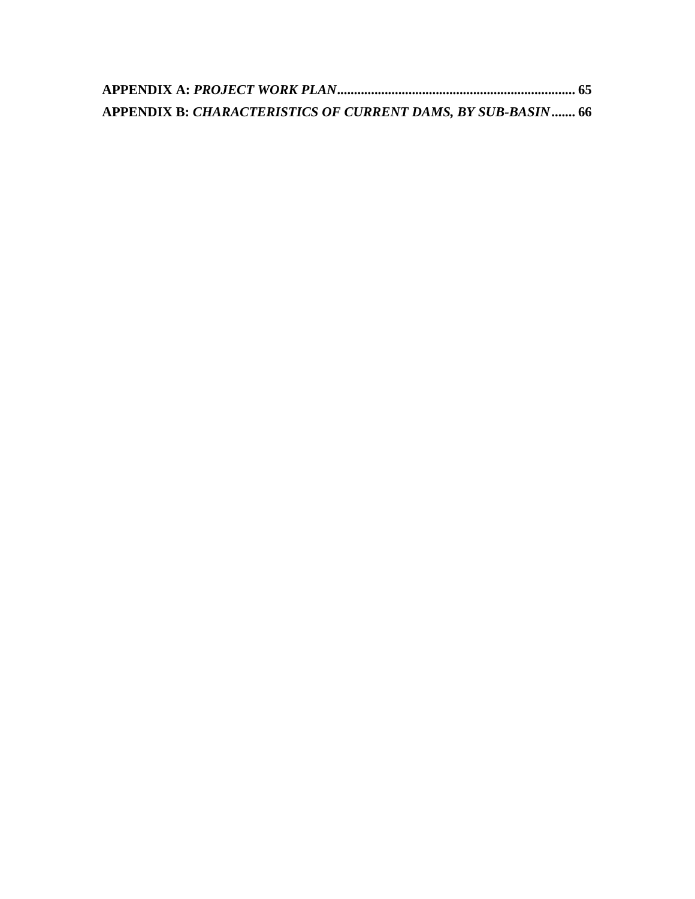**APPENDIX A:** ***PROJECT WORK PLAN*** ...................................................................... **65**

**APPENDIX B:** ***CHARACTERISTICS OF CURRENT DAMS, BY SUB-BASIN*** ....... **66**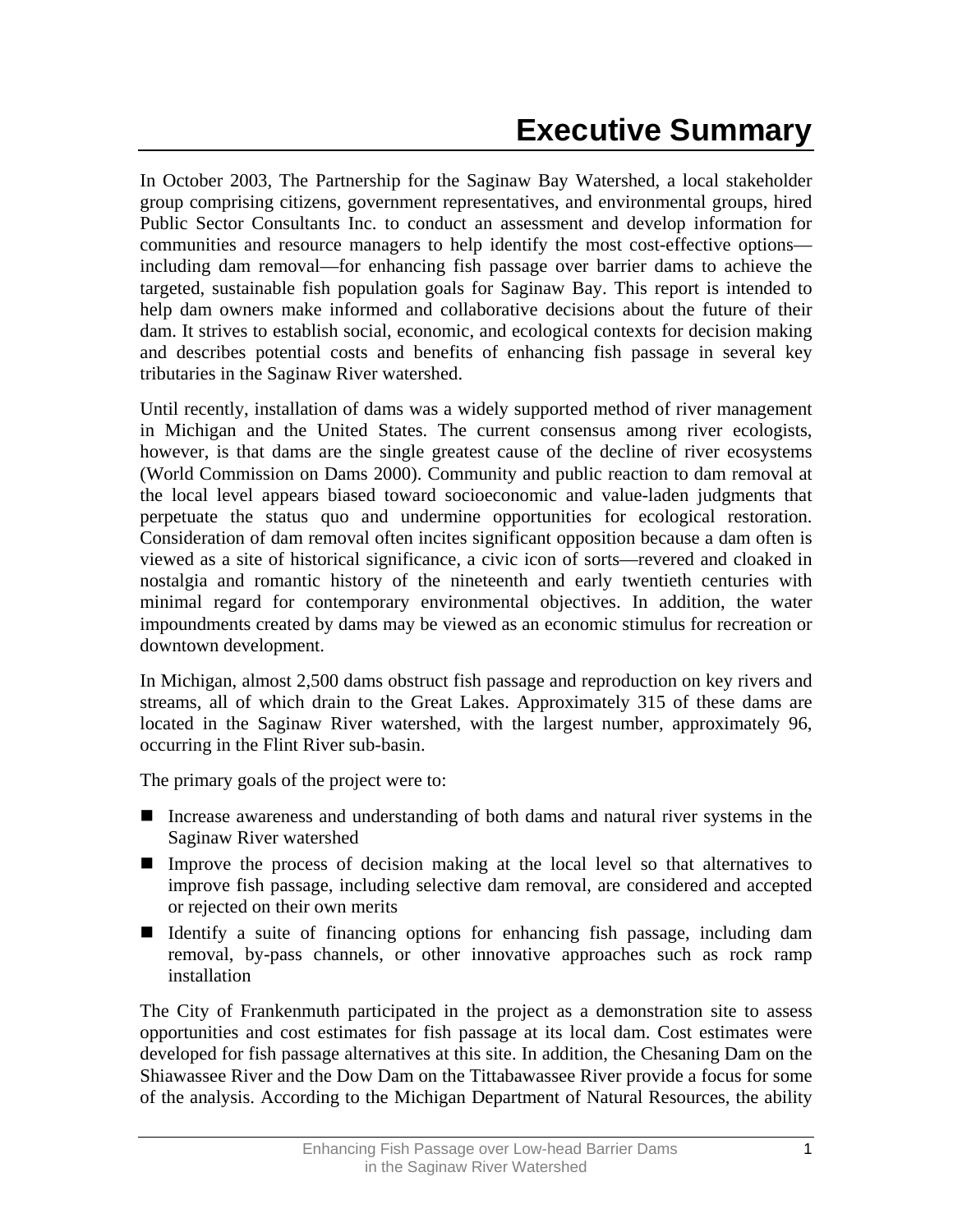# Executive Summary

In October 2003, The Partnership for the Saginaw Bay Watershed, a local stakeholder group comprising citizens, government representatives, and environmental groups, hired Public Sector Consultants Inc. to conduct an assessment and develop information for communities and resource managers to help identify the most cost-effective options—including dam removal—for enhancing fish passage over barrier dams to achieve the targeted, sustainable fish population goals for Saginaw Bay. This report is intended to help dam owners make informed and collaborative decisions about the future of their dam. It strives to establish social, economic, and ecological contexts for decision making and describes potential costs and benefits of enhancing fish passage in several key tributaries in the Saginaw River watershed.

Until recently, installation of dams was a widely supported method of river management in Michigan and the United States. The current consensus among river ecologists, however, is that dams are the single greatest cause of the decline of river ecosystems (World Commission on Dams 2000). Community and public reaction to dam removal at the local level appears biased toward socioeconomic and value-laden judgments that perpetuate the status quo and undermine opportunities for ecological restoration. Consideration of dam removal often incites significant opposition because a dam often is viewed as a site of historical significance, a civic icon of sorts—revered and cloaked in nostalgia and romantic history of the nineteenth and early twentieth centuries with minimal regard for contemporary environmental objectives. In addition, the water impoundments created by dams may be viewed as an economic stimulus for recreation or downtown development.

In Michigan, almost 2,500 dams obstruct fish passage and reproduction on key rivers and streams, all of which drain to the Great Lakes. Approximately 315 of these dams are located in the Saginaw River watershed, with the largest number, approximately 96, occurring in the Flint River sub-basin.

The primary goals of the project were to:

- Increase awareness and understanding of both dams and natural river systems in the Saginaw River watershed
- Improve the process of decision making at the local level so that alternatives to improve fish passage, including selective dam removal, are considered and accepted or rejected on their own merits
- Identify a suite of financing options for enhancing fish passage, including dam removal, by-pass channels, or other innovative approaches such as rock ramp installation

The City of Frankenmuth participated in the project as a demonstration site to assess opportunities and cost estimates for fish passage at its local dam. Cost estimates were developed for fish passage alternatives at this site. In addition, the Chesaning Dam on the Shiawassee River and the Dow Dam on the Tittabawassee River provide a focus for some of the analysis. According to the Michigan Department of Natural Resources, the ability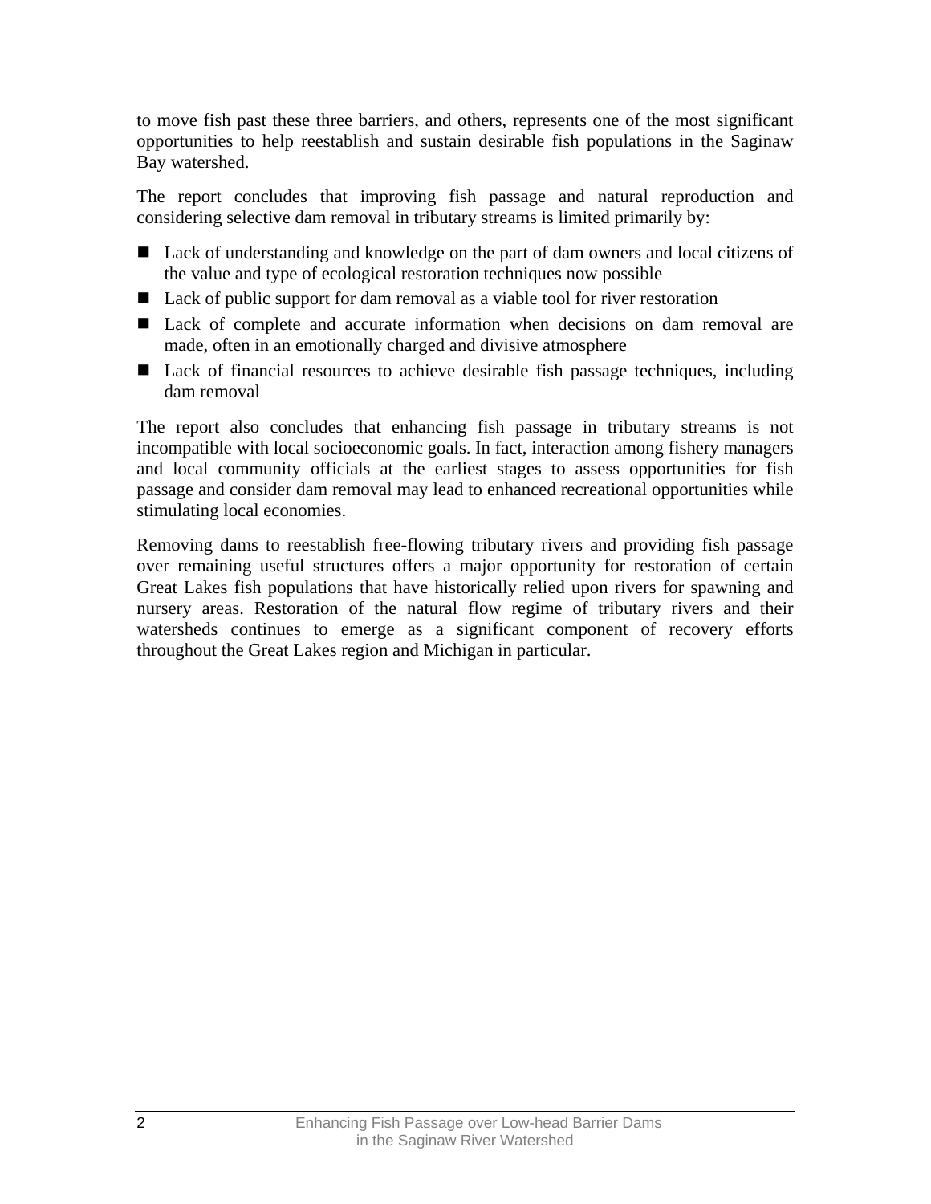to move fish past these three barriers, and others, represents one of the most significant opportunities to help reestablish and sustain desirable fish populations in the Saginaw Bay watershed.

The report concludes that improving fish passage and natural reproduction and considering selective dam removal in tributary streams is limited primarily by:

- Lack of understanding and knowledge on the part of dam owners and local citizens of the value and type of ecological restoration techniques now possible
- Lack of public support for dam removal as a viable tool for river restoration
- Lack of complete and accurate information when decisions on dam removal are made, often in an emotionally charged and divisive atmosphere
- Lack of financial resources to achieve desirable fish passage techniques, including dam removal

The report also concludes that enhancing fish passage in tributary streams is not incompatible with local socioeconomic goals. In fact, interaction among fishery managers and local community officials at the earliest stages to assess opportunities for fish passage and consider dam removal may lead to enhanced recreational opportunities while stimulating local economies.

Removing dams to reestablish free-flowing tributary rivers and providing fish passage over remaining useful structures offers a major opportunity for restoration of certain Great Lakes fish populations that have historically relied upon rivers for spawning and nursery areas. Restoration of the natural flow regime of tributary rivers and their watersheds continues to emerge as a significant component of recovery efforts throughout the Great Lakes region and Michigan in particular.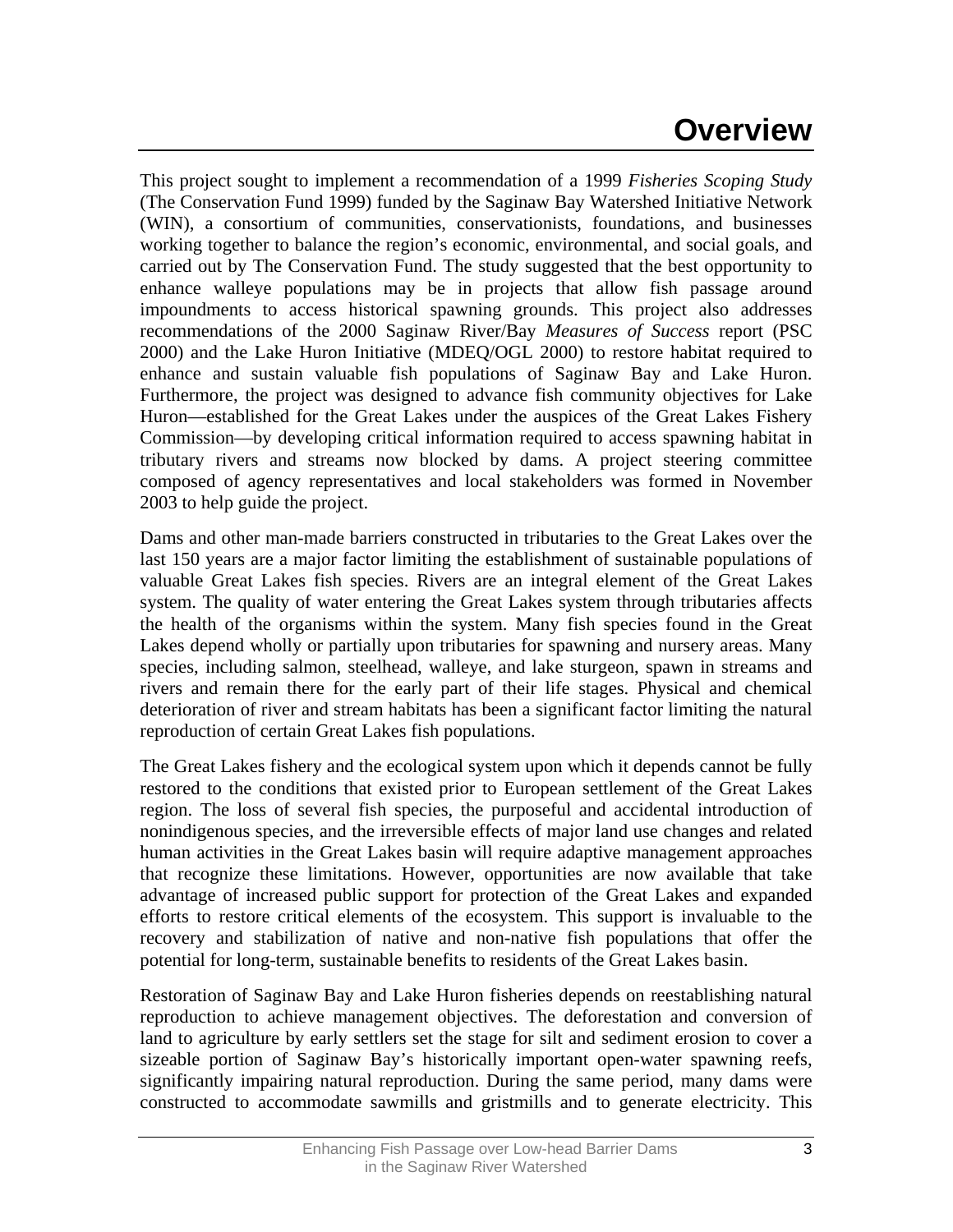# Overview

This project sought to implement a recommendation of a 1999 *Fisheries Scoping Study* (The Conservation Fund 1999) funded by the Saginaw Bay Watershed Initiative Network (WIN), a consortium of communities, conservationists, foundations, and businesses working together to balance the region's economic, environmental, and social goals, and carried out by The Conservation Fund. The study suggested that the best opportunity to enhance walleye populations may be in projects that allow fish passage around impoundments to access historical spawning grounds. This project also addresses recommendations of the 2000 Saginaw River/Bay *Measures of Success* report (PSC 2000) and the Lake Huron Initiative (MDEQ/OGL 2000) to restore habitat required to enhance and sustain valuable fish populations of Saginaw Bay and Lake Huron. Furthermore, the project was designed to advance fish community objectives for Lake Huron—established for the Great Lakes under the auspices of the Great Lakes Fishery Commission—by developing critical information required to access spawning habitat in tributary rivers and streams now blocked by dams. A project steering committee composed of agency representatives and local stakeholders was formed in November 2003 to help guide the project.

Dams and other man-made barriers constructed in tributaries to the Great Lakes over the last 150 years are a major factor limiting the establishment of sustainable populations of valuable Great Lakes fish species. Rivers are an integral element of the Great Lakes system. The quality of water entering the Great Lakes system through tributaries affects the health of the organisms within the system. Many fish species found in the Great Lakes depend wholly or partially upon tributaries for spawning and nursery areas. Many species, including salmon, steelhead, walleye, and lake sturgeon, spawn in streams and rivers and remain there for the early part of their life stages. Physical and chemical deterioration of river and stream habitats has been a significant factor limiting the natural reproduction of certain Great Lakes fish populations.

The Great Lakes fishery and the ecological system upon which it depends cannot be fully restored to the conditions that existed prior to European settlement of the Great Lakes region. The loss of several fish species, the purposeful and accidental introduction of nonindigenous species, and the irreversible effects of major land use changes and related human activities in the Great Lakes basin will require adaptive management approaches that recognize these limitations. However, opportunities are now available that take advantage of increased public support for protection of the Great Lakes and expanded efforts to restore critical elements of the ecosystem. This support is invaluable to the recovery and stabilization of native and non-native fish populations that offer the potential for long-term, sustainable benefits to residents of the Great Lakes basin.

Restoration of Saginaw Bay and Lake Huron fisheries depends on reestablishing natural reproduction to achieve management objectives. The deforestation and conversion of land to agriculture by early settlers set the stage for silt and sediment erosion to cover a sizeable portion of Saginaw Bay's historically important open-water spawning reefs, significantly impairing natural reproduction. During the same period, many dams were constructed to accommodate sawmills and gristmills and to generate electricity. This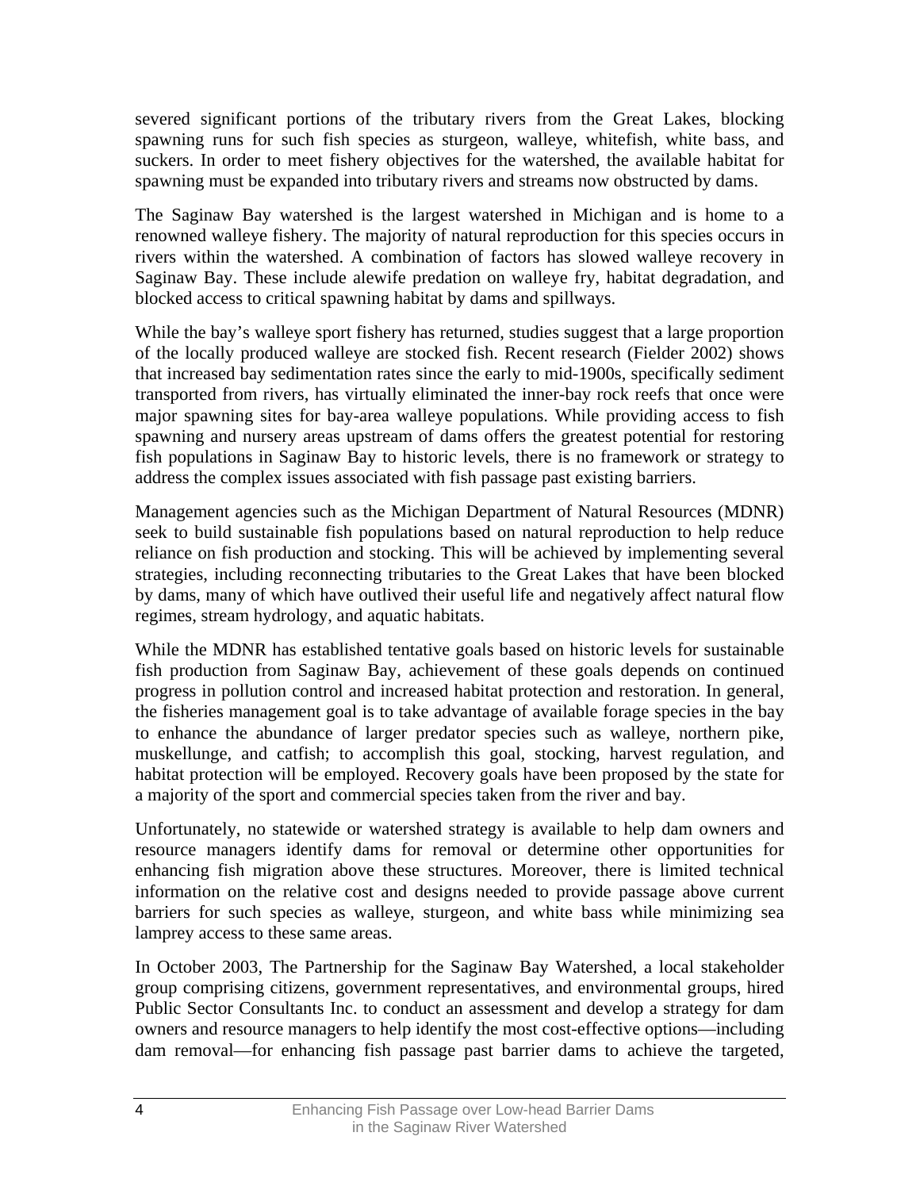severed significant portions of the tributary rivers from the Great Lakes, blocking spawning runs for such fish species as sturgeon, walleye, whitefish, white bass, and suckers. In order to meet fishery objectives for the watershed, the available habitat for spawning must be expanded into tributary rivers and streams now obstructed by dams.

The Saginaw Bay watershed is the largest watershed in Michigan and is home to a renowned walleye fishery. The majority of natural reproduction for this species occurs in rivers within the watershed. A combination of factors has slowed walleye recovery in Saginaw Bay. These include alewife predation on walleye fry, habitat degradation, and blocked access to critical spawning habitat by dams and spillways.

While the bay's walleye sport fishery has returned, studies suggest that a large proportion of the locally produced walleye are stocked fish. Recent research (Fielder 2002) shows that increased bay sedimentation rates since the early to mid-1900s, specifically sediment transported from rivers, has virtually eliminated the inner-bay rock reefs that once were major spawning sites for bay-area walleye populations. While providing access to fish spawning and nursery areas upstream of dams offers the greatest potential for restoring fish populations in Saginaw Bay to historic levels, there is no framework or strategy to address the complex issues associated with fish passage past existing barriers.

Management agencies such as the Michigan Department of Natural Resources (MDNR) seek to build sustainable fish populations based on natural reproduction to help reduce reliance on fish production and stocking. This will be achieved by implementing several strategies, including reconnecting tributaries to the Great Lakes that have been blocked by dams, many of which have outlived their useful life and negatively affect natural flow regimes, stream hydrology, and aquatic habitats.

While the MDNR has established tentative goals based on historic levels for sustainable fish production from Saginaw Bay, achievement of these goals depends on continued progress in pollution control and increased habitat protection and restoration. In general, the fisheries management goal is to take advantage of available forage species in the bay to enhance the abundance of larger predator species such as walleye, northern pike, muskellunge, and catfish; to accomplish this goal, stocking, harvest regulation, and habitat protection will be employed. Recovery goals have been proposed by the state for a majority of the sport and commercial species taken from the river and bay.

Unfortunately, no statewide or watershed strategy is available to help dam owners and resource managers identify dams for removal or determine other opportunities for enhancing fish migration above these structures. Moreover, there is limited technical information on the relative cost and designs needed to provide passage above current barriers for such species as walleye, sturgeon, and white bass while minimizing sea lamprey access to these same areas.

In October 2003, The Partnership for the Saginaw Bay Watershed, a local stakeholder group comprising citizens, government representatives, and environmental groups, hired Public Sector Consultants Inc. to conduct an assessment and develop a strategy for dam owners and resource managers to help identify the most cost-effective options—including dam removal—for enhancing fish passage past barrier dams to achieve the targeted,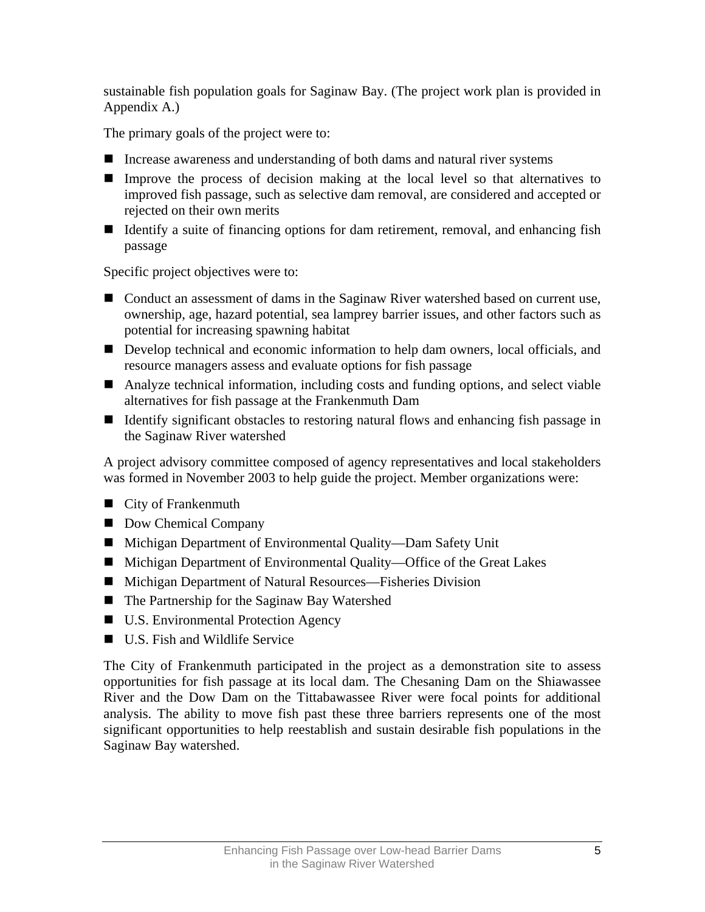sustainable fish population goals for Saginaw Bay. (The project work plan is provided in Appendix A.)

The primary goals of the project were to:

- Increase awareness and understanding of both dams and natural river systems
- Improve the process of decision making at the local level so that alternatives to improved fish passage, such as selective dam removal, are considered and accepted or rejected on their own merits
- Identify a suite of financing options for dam retirement, removal, and enhancing fish passage

Specific project objectives were to:

- Conduct an assessment of dams in the Saginaw River watershed based on current use, ownership, age, hazard potential, sea lamprey barrier issues, and other factors such as potential for increasing spawning habitat
- Develop technical and economic information to help dam owners, local officials, and resource managers assess and evaluate options for fish passage
- Analyze technical information, including costs and funding options, and select viable alternatives for fish passage at the Frankenmuth Dam
- Identify significant obstacles to restoring natural flows and enhancing fish passage in the Saginaw River watershed

A project advisory committee composed of agency representatives and local stakeholders was formed in November 2003 to help guide the project. Member organizations were:

- City of Frankenmuth
- Dow Chemical Company
- Michigan Department of Environmental Quality—Dam Safety Unit
- Michigan Department of Environmental Quality—Office of the Great Lakes
- Michigan Department of Natural Resources—Fisheries Division
- The Partnership for the Saginaw Bay Watershed
- U.S. Environmental Protection Agency
- U.S. Fish and Wildlife Service

The City of Frankenmuth participated in the project as a demonstration site to assess opportunities for fish passage at its local dam. The Chesaning Dam on the Shiawassee River and the Dow Dam on the Tittabawassee River were focal points for additional analysis. The ability to move fish past these three barriers represents one of the most significant opportunities to help reestablish and sustain desirable fish populations in the Saginaw Bay watershed.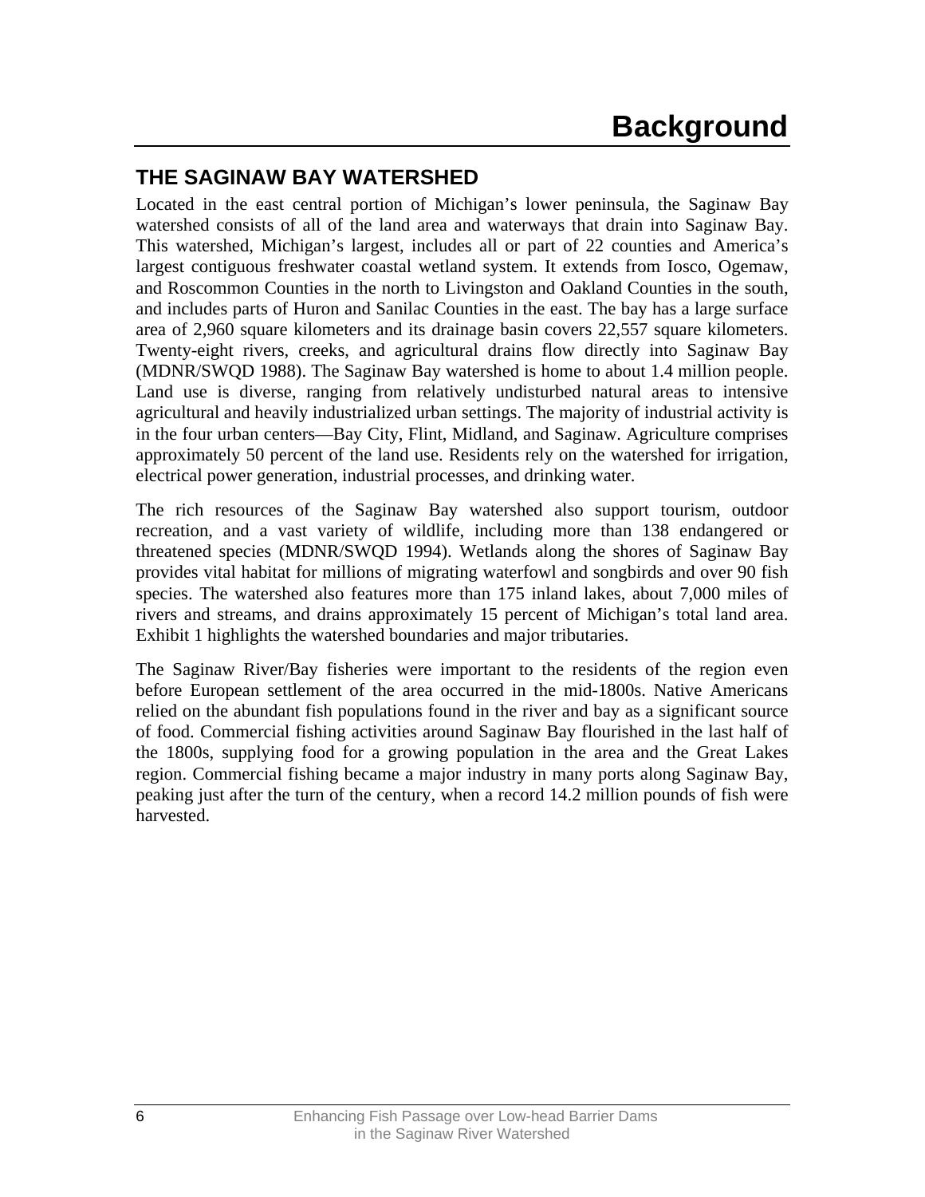# Background

## THE SAGINAW BAY WATERSHED

Located in the east central portion of Michigan's lower peninsula, the Saginaw Bay watershed consists of all of the land area and waterways that drain into Saginaw Bay. This watershed, Michigan's largest, includes all or part of 22 counties and America's largest contiguous freshwater coastal wetland system. It extends from Iosco, Ogemaw, and Roscommon Counties in the north to Livingston and Oakland Counties in the south, and includes parts of Huron and Sanilac Counties in the east. The bay has a large surface area of 2,960 square kilometers and its drainage basin covers 22,557 square kilometers. Twenty-eight rivers, creeks, and agricultural drains flow directly into Saginaw Bay (MDNR/SWQD 1988). The Saginaw Bay watershed is home to about 1.4 million people. Land use is diverse, ranging from relatively undisturbed natural areas to intensive agricultural and heavily industrialized urban settings. The majority of industrial activity is in the four urban centers—Bay City, Flint, Midland, and Saginaw. Agriculture comprises approximately 50 percent of the land use. Residents rely on the watershed for irrigation, electrical power generation, industrial processes, and drinking water.

The rich resources of the Saginaw Bay watershed also support tourism, outdoor recreation, and a vast variety of wildlife, including more than 138 endangered or threatened species (MDNR/SWQD 1994). Wetlands along the shores of Saginaw Bay provides vital habitat for millions of migrating waterfowl and songbirds and over 90 fish species. The watershed also features more than 175 inland lakes, about 7,000 miles of rivers and streams, and drains approximately 15 percent of Michigan's total land area. Exhibit 1 highlights the watershed boundaries and major tributaries.

The Saginaw River/Bay fisheries were important to the residents of the region even before European settlement of the area occurred in the mid-1800s. Native Americans relied on the abundant fish populations found in the river and bay as a significant source of food. Commercial fishing activities around Saginaw Bay flourished in the last half of the 1800s, supplying food for a growing population in the area and the Great Lakes region. Commercial fishing became a major industry in many ports along Saginaw Bay, peaking just after the turn of the century, when a record 14.2 million pounds of fish were harvested.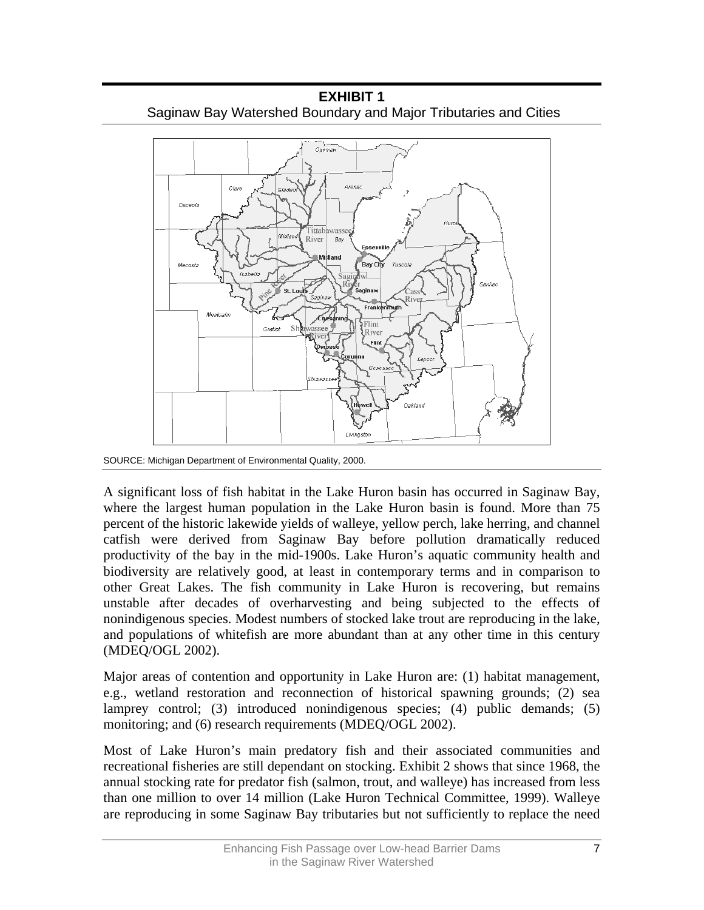**EXHIBIT 1**
Saginaw Bay Watershed Boundary and Major Tributaries and Cities

SOURCE: Michigan Department of Environmental Quality, 2000.

A significant loss of fish habitat in the Lake Huron basin has occurred in Saginaw Bay, where the largest human population in the Lake Huron basin is found. More than 75 percent of the historic lakewide yields of walleye, yellow perch, lake herring, and channel catfish were derived from Saginaw Bay before pollution dramatically reduced productivity of the bay in the mid-1900s. Lake Huron's aquatic community health and biodiversity are relatively good, at least in contemporary terms and in comparison to other Great Lakes. The fish community in Lake Huron is recovering, but remains unstable after decades of overharvesting and being subjected to the effects of nonindigenous species. Modest numbers of stocked lake trout are reproducing in the lake, and populations of whitefish are more abundant than at any other time in this century (MDEQ/OGL 2002).

Major areas of contention and opportunity in Lake Huron are: (1) habitat management, e.g., wetland restoration and reconnection of historical spawning grounds; (2) sea lamprey control; (3) introduced nonindigenous species; (4) public demands; (5) monitoring; and (6) research requirements (MDEQ/OGL 2002).

Most of Lake Huron's main predatory fish and their associated communities and recreational fisheries are still dependant on stocking. Exhibit 2 shows that since 1968, the annual stocking rate for predator fish (salmon, trout, and walleye) has increased from less than one million to over 14 million (Lake Huron Technical Committee, 1999). Walleye are reproducing in some Saginaw Bay tributaries but not sufficiently to replace the need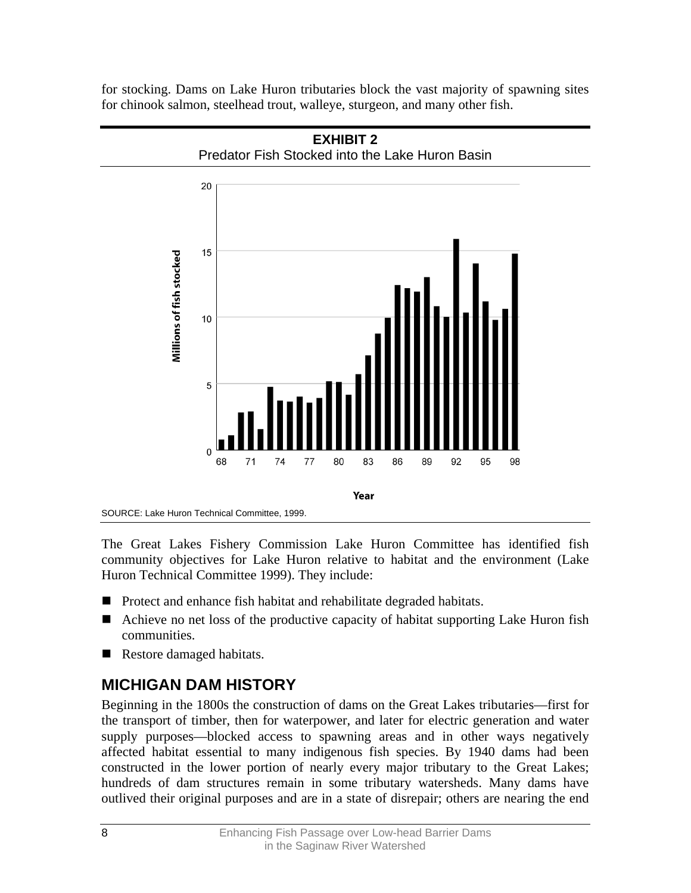for stocking. Dams on Lake Huron tributaries block the vast majority of spawning sites for chinook salmon, steelhead trout, walleye, sturgeon, and many other fish.

**EXHIBIT 2**
Predator Fish Stocked into the Lake Huron Basin

SOURCE: Lake Huron Technical Committee, 1999.

The Great Lakes Fishery Commission Lake Huron Committee has identified fish community objectives for Lake Huron relative to habitat and the environment (Lake Huron Technical Committee 1999). They include:

- Protect and enhance fish habitat and rehabilitate degraded habitats.
- Achieve no net loss of the productive capacity of habitat supporting Lake Huron fish communities.
- Restore damaged habitats.

## MICHIGAN DAM HISTORY

Beginning in the 1800s the construction of dams on the Great Lakes tributaries—first for the transport of timber, then for waterpower, and later for electric generation and water supply purposes—blocked access to spawning areas and in other ways negatively affected habitat essential to many indigenous fish species. By 1940 dams had been constructed in the lower portion of nearly every major tributary to the Great Lakes; hundreds of dam structures remain in some tributary watersheds. Many dams have outlived their original purposes and are in a state of disrepair; others are nearing the end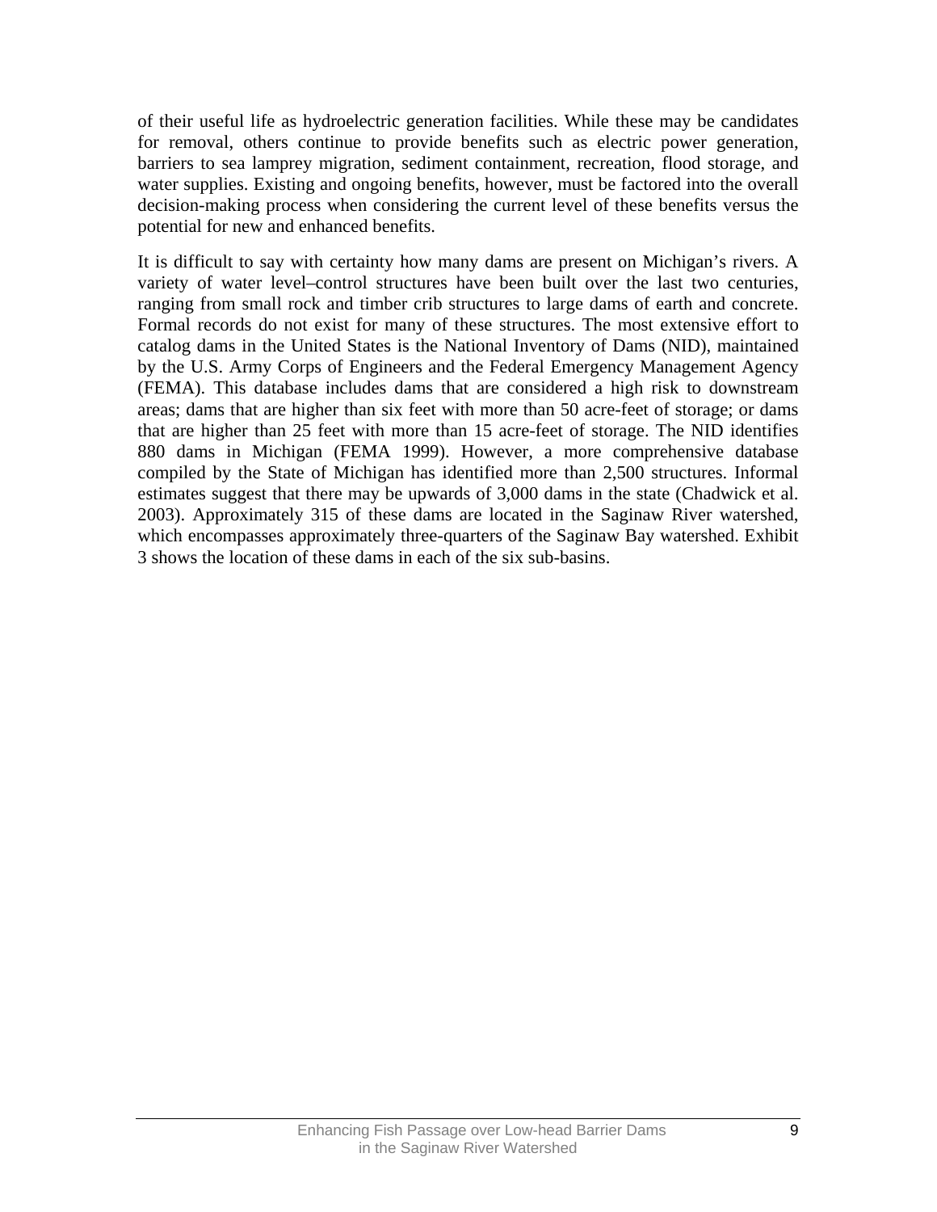of their useful life as hydroelectric generation facilities. While these may be candidates for removal, others continue to provide benefits such as electric power generation, barriers to sea lamprey migration, sediment containment, recreation, flood storage, and water supplies. Existing and ongoing benefits, however, must be factored into the overall decision-making process when considering the current level of these benefits versus the potential for new and enhanced benefits.

It is difficult to say with certainty how many dams are present on Michigan's rivers. A variety of water level–control structures have been built over the last two centuries, ranging from small rock and timber crib structures to large dams of earth and concrete. Formal records do not exist for many of these structures. The most extensive effort to catalog dams in the United States is the National Inventory of Dams (NID), maintained by the U.S. Army Corps of Engineers and the Federal Emergency Management Agency (FEMA). This database includes dams that are considered a high risk to downstream areas; dams that are higher than six feet with more than 50 acre-feet of storage; or dams that are higher than 25 feet with more than 15 acre-feet of storage. The NID identifies 880 dams in Michigan (FEMA 1999). However, a more comprehensive database compiled by the State of Michigan has identified more than 2,500 structures. Informal estimates suggest that there may be upwards of 3,000 dams in the state (Chadwick et al. 2003). Approximately 315 of these dams are located in the Saginaw River watershed, which encompasses approximately three-quarters of the Saginaw Bay watershed. Exhibit 3 shows the location of these dams in each of the six sub-basins.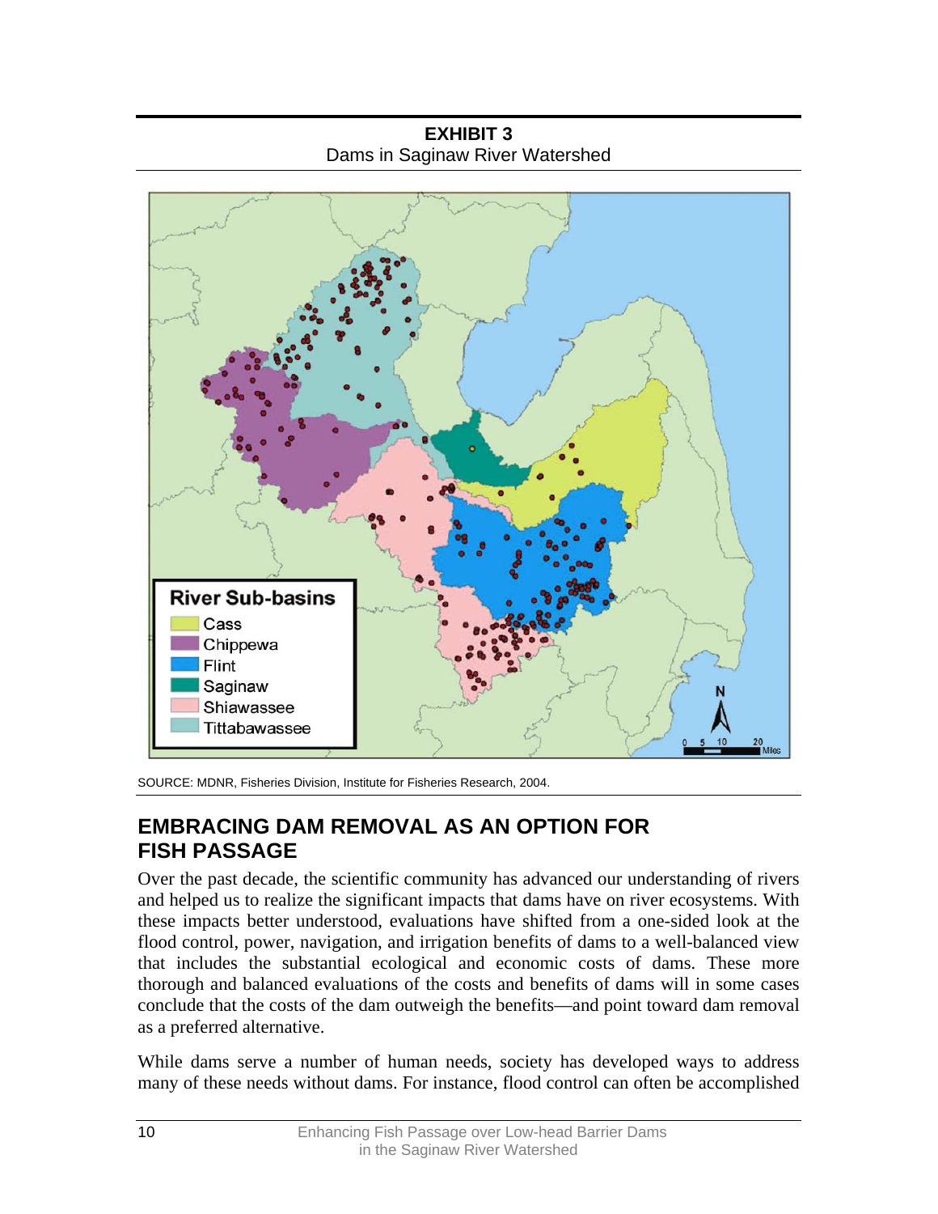**EXHIBIT 3**
Dams in Saginaw River Watershed

River Sub-basins
- Cass
- Chippewa
- Flint
- Saginaw
- Shiawassee
- Tittabawassee

SOURCE: MDNR, Fisheries Division, Institute for Fisheries Research, 2004.

## EMBRACING DAM REMOVAL AS AN OPTION FOR FISH PASSAGE

Over the past decade, the scientific community has advanced our understanding of rivers and helped us to realize the significant impacts that dams have on river ecosystems. With these impacts better understood, evaluations have shifted from a one-sided look at the flood control, power, navigation, and irrigation benefits of dams to a well-balanced view that includes the substantial ecological and economic costs of dams. These more thorough and balanced evaluations of the costs and benefits of dams will in some cases conclude that the costs of the dam outweigh the benefits—and point toward dam removal as a preferred alternative.

While dams serve a number of human needs, society has developed ways to address many of these needs without dams. For instance, flood control can often be accomplished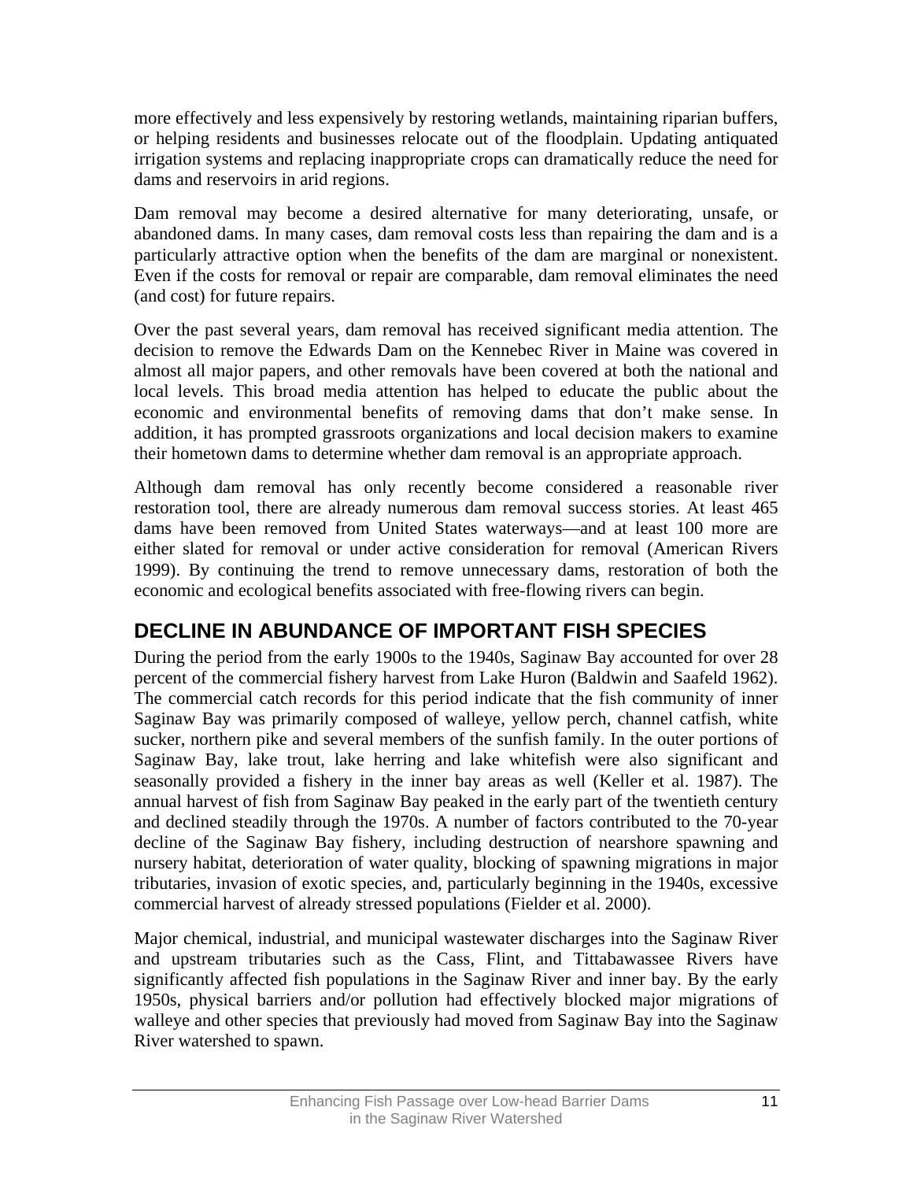more effectively and less expensively by restoring wetlands, maintaining riparian buffers, or helping residents and businesses relocate out of the floodplain. Updating antiquated irrigation systems and replacing inappropriate crops can dramatically reduce the need for dams and reservoirs in arid regions.

Dam removal may become a desired alternative for many deteriorating, unsafe, or abandoned dams. In many cases, dam removal costs less than repairing the dam and is a particularly attractive option when the benefits of the dam are marginal or nonexistent. Even if the costs for removal or repair are comparable, dam removal eliminates the need (and cost) for future repairs.

Over the past several years, dam removal has received significant media attention. The decision to remove the Edwards Dam on the Kennebec River in Maine was covered in almost all major papers, and other removals have been covered at both the national and local levels. This broad media attention has helped to educate the public about the economic and environmental benefits of removing dams that don't make sense. In addition, it has prompted grassroots organizations and local decision makers to examine their hometown dams to determine whether dam removal is an appropriate approach.

Although dam removal has only recently become considered a reasonable river restoration tool, there are already numerous dam removal success stories. At least 465 dams have been removed from United States waterways—and at least 100 more are either slated for removal or under active consideration for removal (American Rivers 1999). By continuing the trend to remove unnecessary dams, restoration of both the economic and ecological benefits associated with free-flowing rivers can begin.

## DECLINE IN ABUNDANCE OF IMPORTANT FISH SPECIES

During the period from the early 1900s to the 1940s, Saginaw Bay accounted for over 28 percent of the commercial fishery harvest from Lake Huron (Baldwin and Saafeld 1962). The commercial catch records for this period indicate that the fish community of inner Saginaw Bay was primarily composed of walleye, yellow perch, channel catfish, white sucker, northern pike and several members of the sunfish family. In the outer portions of Saginaw Bay, lake trout, lake herring and lake whitefish were also significant and seasonally provided a fishery in the inner bay areas as well (Keller et al. 1987). The annual harvest of fish from Saginaw Bay peaked in the early part of the twentieth century and declined steadily through the 1970s. A number of factors contributed to the 70-year decline of the Saginaw Bay fishery, including destruction of nearshore spawning and nursery habitat, deterioration of water quality, blocking of spawning migrations in major tributaries, invasion of exotic species, and, particularly beginning in the 1940s, excessive commercial harvest of already stressed populations (Fielder et al. 2000).

Major chemical, industrial, and municipal wastewater discharges into the Saginaw River and upstream tributaries such as the Cass, Flint, and Tittabawassee Rivers have significantly affected fish populations in the Saginaw River and inner bay. By the early 1950s, physical barriers and/or pollution had effectively blocked major migrations of walleye and other species that previously had moved from Saginaw Bay into the Saginaw River watershed to spawn.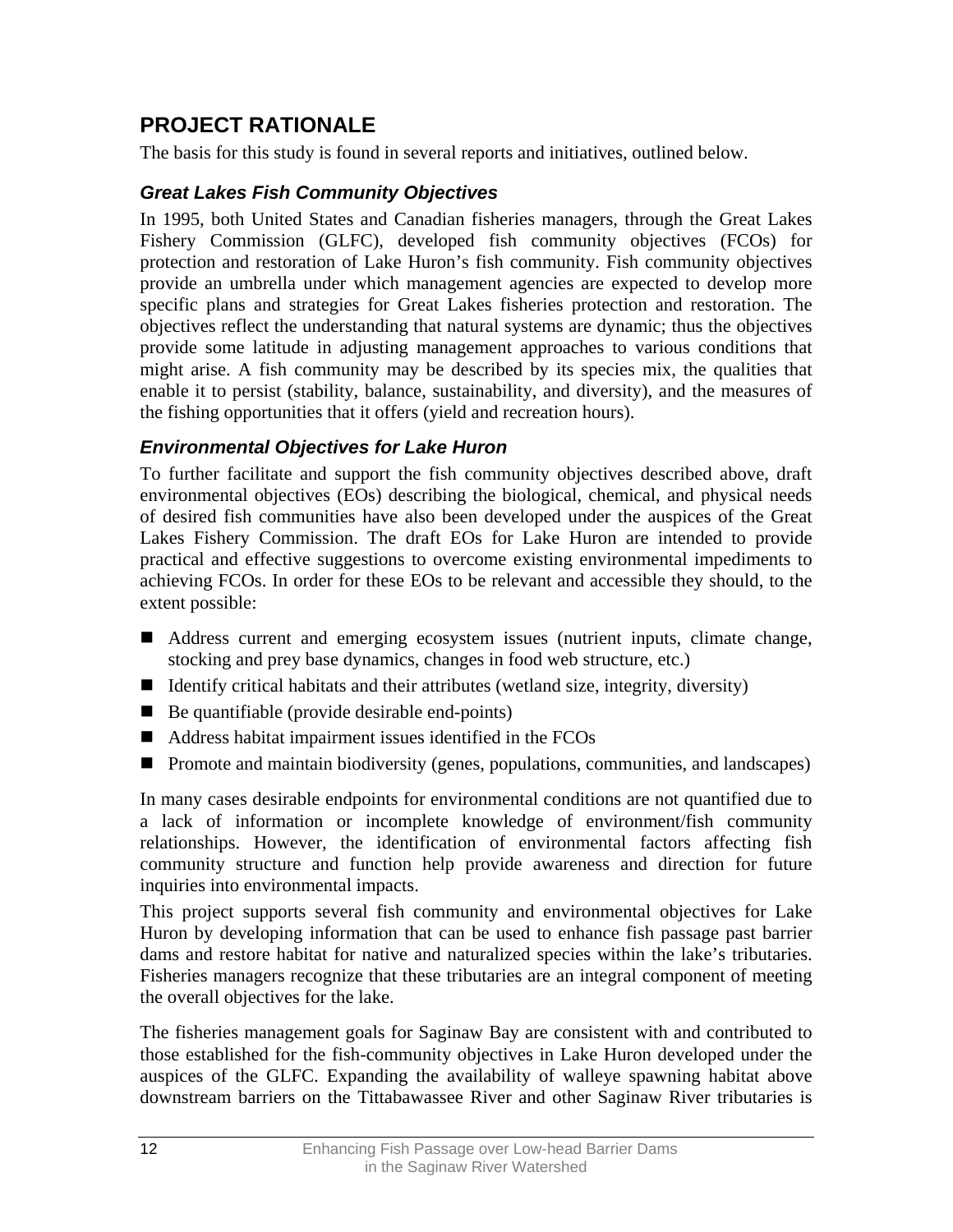## PROJECT RATIONALE

The basis for this study is found in several reports and initiatives, outlined below.

### *Great Lakes Fish Community Objectives*

In 1995, both United States and Canadian fisheries managers, through the Great Lakes Fishery Commission (GLFC), developed fish community objectives (FCOs) for protection and restoration of Lake Huron's fish community. Fish community objectives provide an umbrella under which management agencies are expected to develop more specific plans and strategies for Great Lakes fisheries protection and restoration. The objectives reflect the understanding that natural systems are dynamic; thus the objectives provide some latitude in adjusting management approaches to various conditions that might arise. A fish community may be described by its species mix, the qualities that enable it to persist (stability, balance, sustainability, and diversity), and the measures of the fishing opportunities that it offers (yield and recreation hours).

### *Environmental Objectives for Lake Huron*

To further facilitate and support the fish community objectives described above, draft environmental objectives (EOs) describing the biological, chemical, and physical needs of desired fish communities have also been developed under the auspices of the Great Lakes Fishery Commission. The draft EOs for Lake Huron are intended to provide practical and effective suggestions to overcome existing environmental impediments to achieving FCOs. In order for these EOs to be relevant and accessible they should, to the extent possible:

- Address current and emerging ecosystem issues (nutrient inputs, climate change, stocking and prey base dynamics, changes in food web structure, etc.)
- Identify critical habitats and their attributes (wetland size, integrity, diversity)
- Be quantifiable (provide desirable end-points)
- Address habitat impairment issues identified in the FCOs
- Promote and maintain biodiversity (genes, populations, communities, and landscapes)

In many cases desirable endpoints for environmental conditions are not quantified due to a lack of information or incomplete knowledge of environment/fish community relationships. However, the identification of environmental factors affecting fish community structure and function help provide awareness and direction for future inquiries into environmental impacts.

This project supports several fish community and environmental objectives for Lake Huron by developing information that can be used to enhance fish passage past barrier dams and restore habitat for native and naturalized species within the lake's tributaries. Fisheries managers recognize that these tributaries are an integral component of meeting the overall objectives for the lake.

The fisheries management goals for Saginaw Bay are consistent with and contributed to those established for the fish-community objectives in Lake Huron developed under the auspices of the GLFC. Expanding the availability of walleye spawning habitat above downstream barriers on the Tittabawassee River and other Saginaw River tributaries is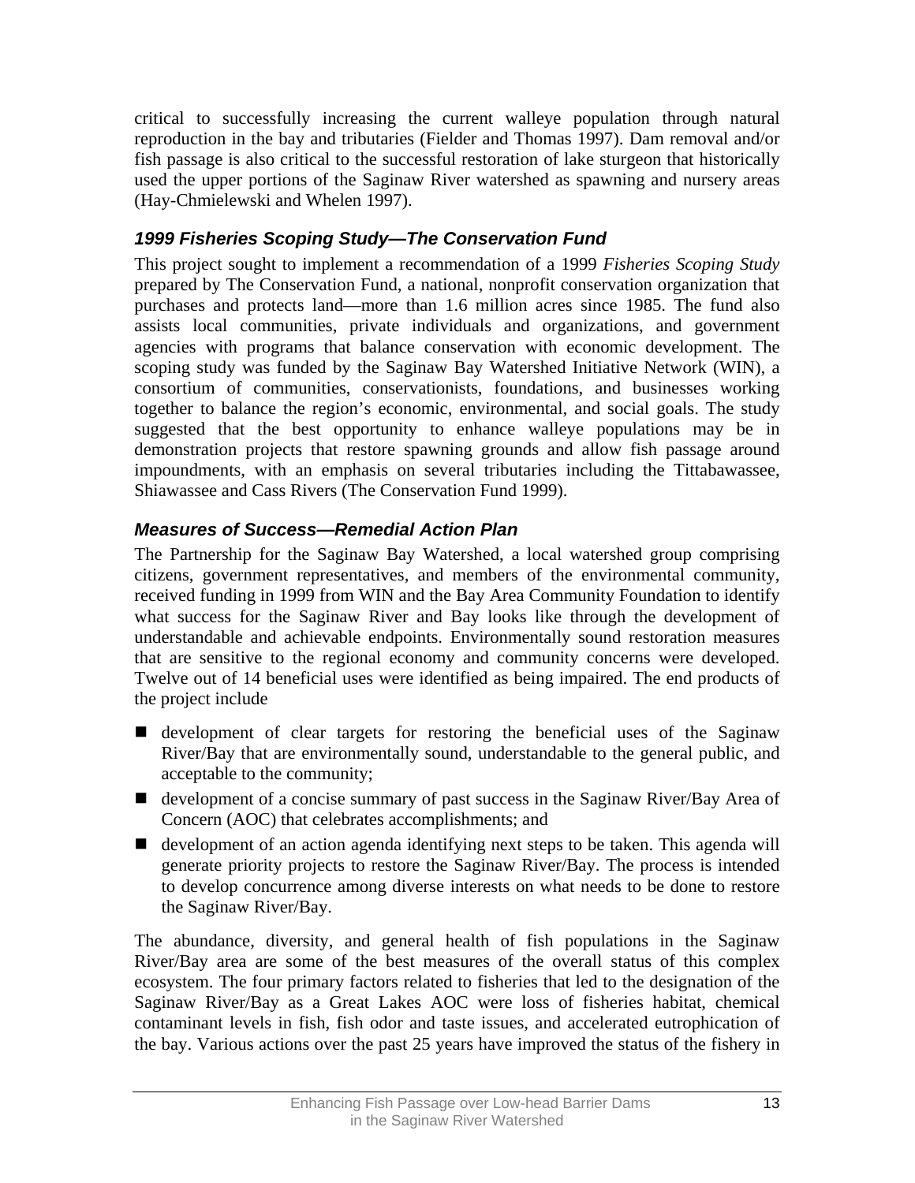critical to successfully increasing the current walleye population through natural reproduction in the bay and tributaries (Fielder and Thomas 1997). Dam removal and/or fish passage is also critical to the successful restoration of lake sturgeon that historically used the upper portions of the Saginaw River watershed as spawning and nursery areas (Hay-Chmielewski and Whelen 1997).

### *1999 Fisheries Scoping Study—The Conservation Fund*

This project sought to implement a recommendation of a 1999 *Fisheries Scoping Study* prepared by The Conservation Fund, a national, nonprofit conservation organization that purchases and protects land—more than 1.6 million acres since 1985. The fund also assists local communities, private individuals and organizations, and government agencies with programs that balance conservation with economic development. The scoping study was funded by the Saginaw Bay Watershed Initiative Network (WIN), a consortium of communities, conservationists, foundations, and businesses working together to balance the region's economic, environmental, and social goals. The study suggested that the best opportunity to enhance walleye populations may be in demonstration projects that restore spawning grounds and allow fish passage around impoundments, with an emphasis on several tributaries including the Tittabawassee, Shiawassee and Cass Rivers (The Conservation Fund 1999).

### *Measures of Success—Remedial Action Plan*

The Partnership for the Saginaw Bay Watershed, a local watershed group comprising citizens, government representatives, and members of the environmental community, received funding in 1999 from WIN and the Bay Area Community Foundation to identify what success for the Saginaw River and Bay looks like through the development of understandable and achievable endpoints. Environmentally sound restoration measures that are sensitive to the regional economy and community concerns were developed. Twelve out of 14 beneficial uses were identified as being impaired. The end products of the project include

- development of clear targets for restoring the beneficial uses of the Saginaw River/Bay that are environmentally sound, understandable to the general public, and acceptable to the community;
- development of a concise summary of past success in the Saginaw River/Bay Area of Concern (AOC) that celebrates accomplishments; and
- development of an action agenda identifying next steps to be taken. This agenda will generate priority projects to restore the Saginaw River/Bay. The process is intended to develop concurrence among diverse interests on what needs to be done to restore the Saginaw River/Bay.

The abundance, diversity, and general health of fish populations in the Saginaw River/Bay area are some of the best measures of the overall status of this complex ecosystem. The four primary factors related to fisheries that led to the designation of the Saginaw River/Bay as a Great Lakes AOC were loss of fisheries habitat, chemical contaminant levels in fish, fish odor and taste issues, and accelerated eutrophication of the bay. Various actions over the past 25 years have improved the status of the fishery in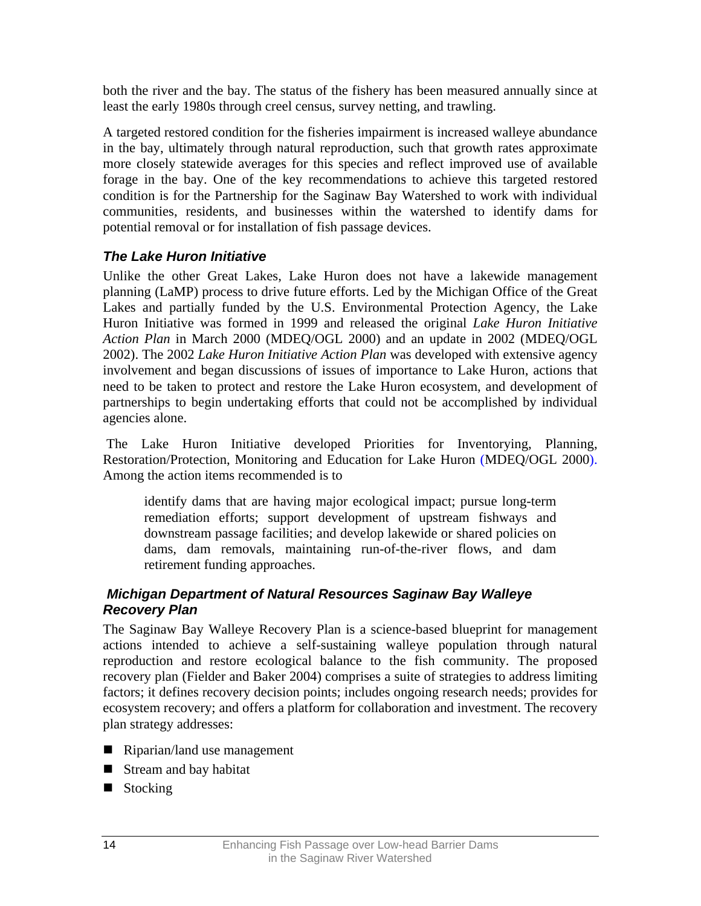both the river and the bay. The status of the fishery has been measured annually since at least the early 1980s through creel census, survey netting, and trawling.

A targeted restored condition for the fisheries impairment is increased walleye abundance in the bay, ultimately through natural reproduction, such that growth rates approximate more closely statewide averages for this species and reflect improved use of available forage in the bay. One of the key recommendations to achieve this targeted restored condition is for the Partnership for the Saginaw Bay Watershed to work with individual communities, residents, and businesses within the watershed to identify dams for potential removal or for installation of fish passage devices.

### *The Lake Huron Initiative*

Unlike the other Great Lakes, Lake Huron does not have a lakewide management planning (LaMP) process to drive future efforts. Led by the Michigan Office of the Great Lakes and partially funded by the U.S. Environmental Protection Agency, the Lake Huron Initiative was formed in 1999 and released the original *Lake Huron Initiative Action Plan* in March 2000 (MDEQ/OGL 2000) and an update in 2002 (MDEQ/OGL 2002). The 2002 *Lake Huron Initiative Action Plan* was developed with extensive agency involvement and began discussions of issues of importance to Lake Huron, actions that need to be taken to protect and restore the Lake Huron ecosystem, and development of partnerships to begin undertaking efforts that could not be accomplished by individual agencies alone.

The Lake Huron Initiative developed Priorities for Inventorying, Planning, Restoration/Protection, Monitoring and Education for Lake Huron (MDEQ/OGL 2000). Among the action items recommended is to

> identify dams that are having major ecological impact; pursue long-term remediation efforts; support development of upstream fishways and downstream passage facilities; and develop lakewide or shared policies on dams, dam removals, maintaining run-of-the-river flows, and dam retirement funding approaches.

### *Michigan Department of Natural Resources Saginaw Bay Walleye Recovery Plan*

The Saginaw Bay Walleye Recovery Plan is a science-based blueprint for management actions intended to achieve a self-sustaining walleye population through natural reproduction and restore ecological balance to the fish community. The proposed recovery plan (Fielder and Baker 2004) comprises a suite of strategies to address limiting factors; it defines recovery decision points; includes ongoing research needs; provides for ecosystem recovery; and offers a platform for collaboration and investment. The recovery plan strategy addresses:

- Riparian/land use management
- Stream and bay habitat
- Stocking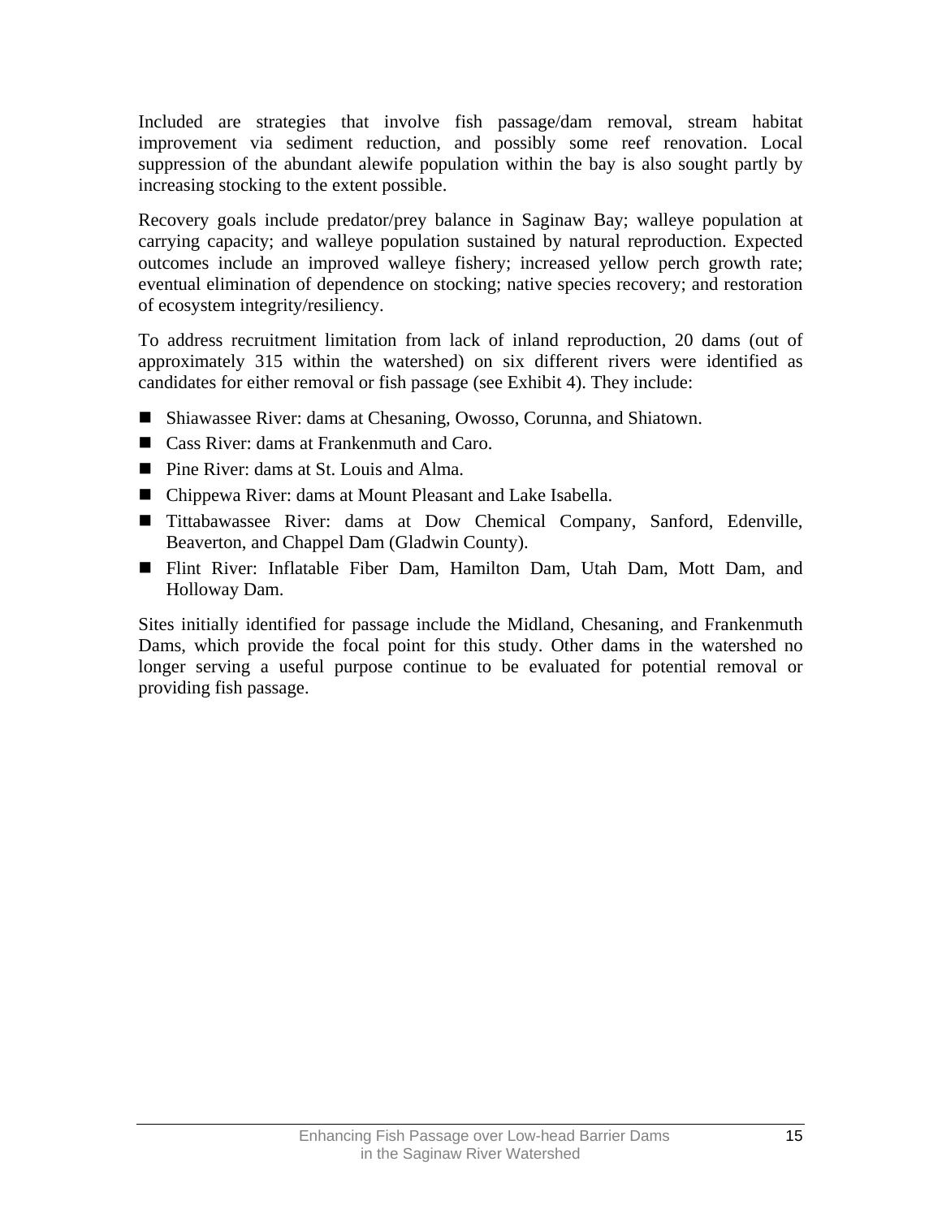Included are strategies that involve fish passage/dam removal, stream habitat improvement via sediment reduction, and possibly some reef renovation. Local suppression of the abundant alewife population within the bay is also sought partly by increasing stocking to the extent possible.

Recovery goals include predator/prey balance in Saginaw Bay; walleye population at carrying capacity; and walleye population sustained by natural reproduction. Expected outcomes include an improved walleye fishery; increased yellow perch growth rate; eventual elimination of dependence on stocking; native species recovery; and restoration of ecosystem integrity/resiliency.

To address recruitment limitation from lack of inland reproduction, 20 dams (out of approximately 315 within the watershed) on six different rivers were identified as candidates for either removal or fish passage (see Exhibit 4). They include:

- Shiawassee River: dams at Chesaning, Owosso, Corunna, and Shiatown.
- Cass River: dams at Frankenmuth and Caro.
- Pine River: dams at St. Louis and Alma.
- Chippewa River: dams at Mount Pleasant and Lake Isabella.
- Tittabawassee River: dams at Dow Chemical Company, Sanford, Edenville, Beaverton, and Chappel Dam (Gladwin County).
- Flint River: Inflatable Fiber Dam, Hamilton Dam, Utah Dam, Mott Dam, and Holloway Dam.

Sites initially identified for passage include the Midland, Chesaning, and Frankenmuth Dams, which provide the focal point for this study. Other dams in the watershed no longer serving a useful purpose continue to be evaluated for potential removal or providing fish passage.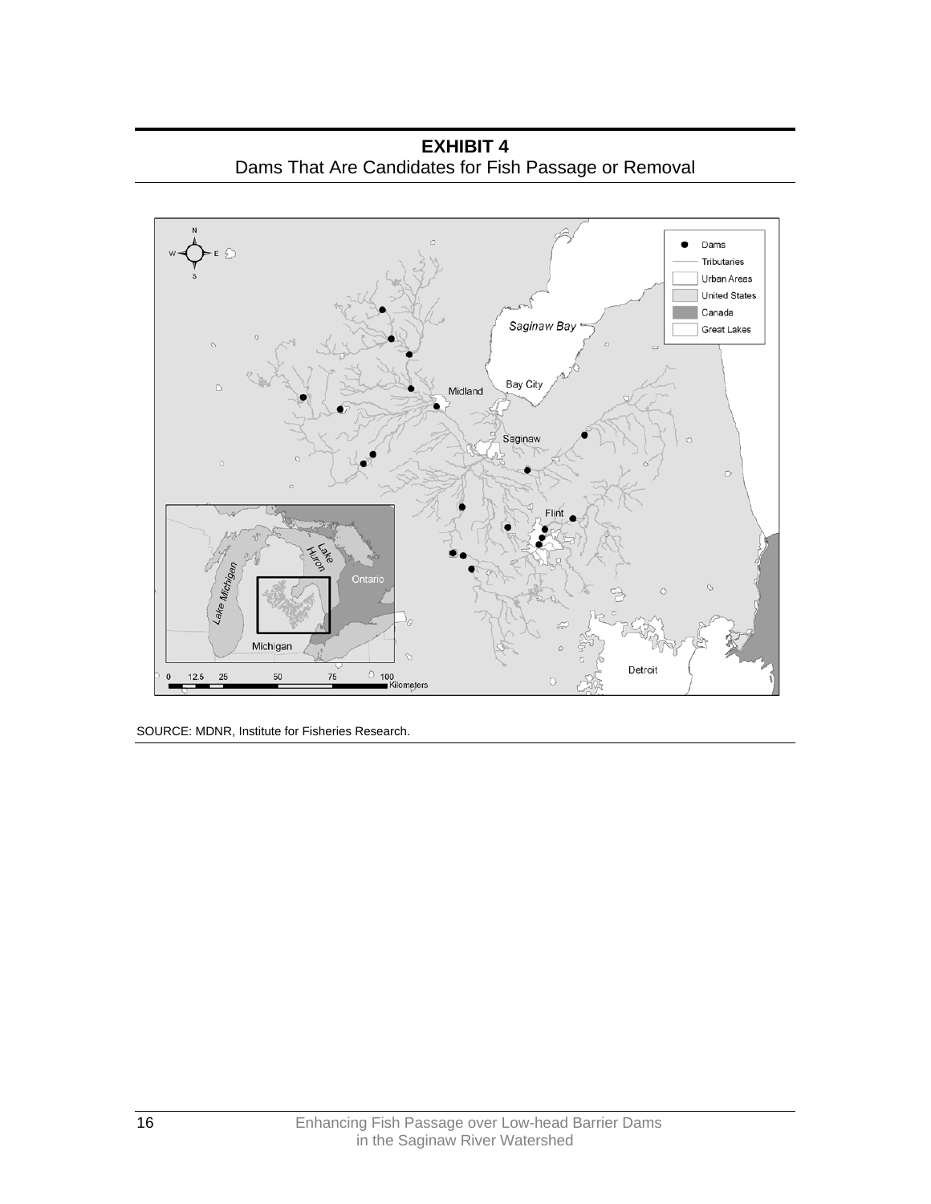**EXHIBIT 4**
Dams That Are Candidates for Fish Passage or Removal

SOURCE: MDNR, Institute for Fisheries Research.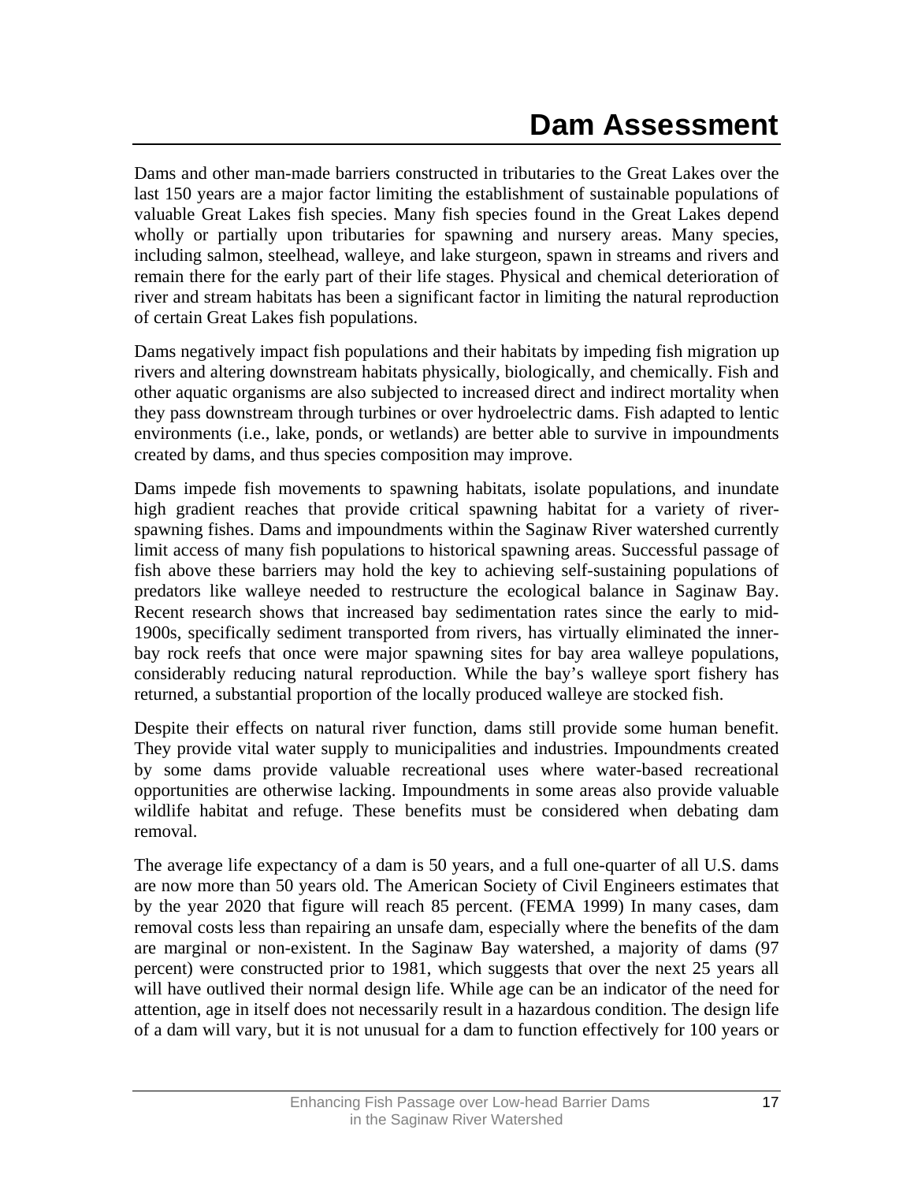# Dam Assessment

Dams and other man-made barriers constructed in tributaries to the Great Lakes over the last 150 years are a major factor limiting the establishment of sustainable populations of valuable Great Lakes fish species. Many fish species found in the Great Lakes depend wholly or partially upon tributaries for spawning and nursery areas. Many species, including salmon, steelhead, walleye, and lake sturgeon, spawn in streams and rivers and remain there for the early part of their life stages. Physical and chemical deterioration of river and stream habitats has been a significant factor in limiting the natural reproduction of certain Great Lakes fish populations.

Dams negatively impact fish populations and their habitats by impeding fish migration up rivers and altering downstream habitats physically, biologically, and chemically. Fish and other aquatic organisms are also subjected to increased direct and indirect mortality when they pass downstream through turbines or over hydroelectric dams. Fish adapted to lentic environments (i.e., lake, ponds, or wetlands) are better able to survive in impoundments created by dams, and thus species composition may improve.

Dams impede fish movements to spawning habitats, isolate populations, and inundate high gradient reaches that provide critical spawning habitat for a variety of river-spawning fishes. Dams and impoundments within the Saginaw River watershed currently limit access of many fish populations to historical spawning areas. Successful passage of fish above these barriers may hold the key to achieving self-sustaining populations of predators like walleye needed to restructure the ecological balance in Saginaw Bay. Recent research shows that increased bay sedimentation rates since the early to mid-1900s, specifically sediment transported from rivers, has virtually eliminated the inner-bay rock reefs that once were major spawning sites for bay area walleye populations, considerably reducing natural reproduction. While the bay's walleye sport fishery has returned, a substantial proportion of the locally produced walleye are stocked fish.

Despite their effects on natural river function, dams still provide some human benefit. They provide vital water supply to municipalities and industries. Impoundments created by some dams provide valuable recreational uses where water-based recreational opportunities are otherwise lacking. Impoundments in some areas also provide valuable wildlife habitat and refuge. These benefits must be considered when debating dam removal.

The average life expectancy of a dam is 50 years, and a full one-quarter of all U.S. dams are now more than 50 years old. The American Society of Civil Engineers estimates that by the year 2020 that figure will reach 85 percent. (FEMA 1999) In many cases, dam removal costs less than repairing an unsafe dam, especially where the benefits of the dam are marginal or non-existent. In the Saginaw Bay watershed, a majority of dams (97 percent) were constructed prior to 1981, which suggests that over the next 25 years all will have outlived their normal design life. While age can be an indicator of the need for attention, age in itself does not necessarily result in a hazardous condition. The design life of a dam will vary, but it is not unusual for a dam to function effectively for 100 years or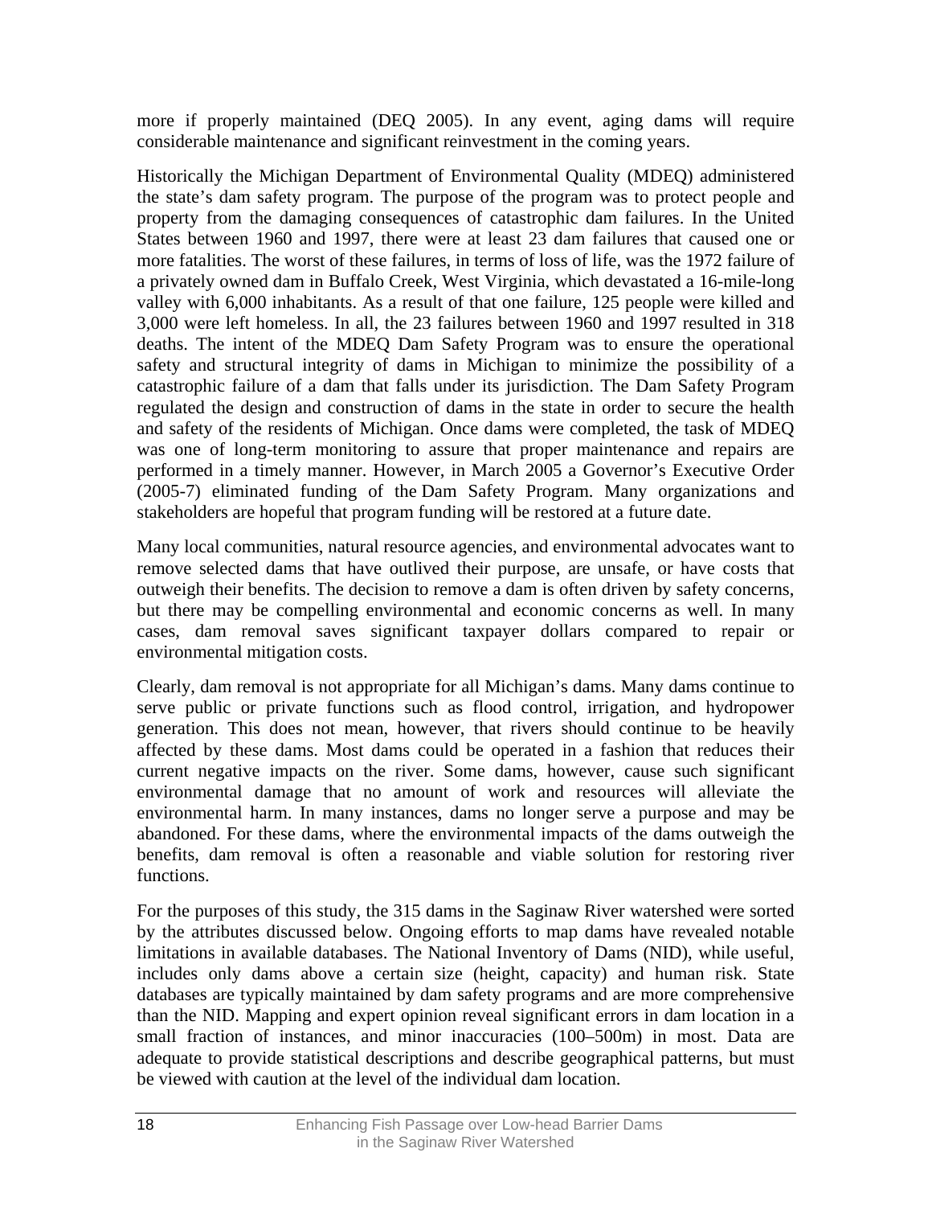more if properly maintained (DEQ 2005). In any event, aging dams will require considerable maintenance and significant reinvestment in the coming years.

Historically the Michigan Department of Environmental Quality (MDEQ) administered the state's dam safety program. The purpose of the program was to protect people and property from the damaging consequences of catastrophic dam failures. In the United States between 1960 and 1997, there were at least 23 dam failures that caused one or more fatalities. The worst of these failures, in terms of loss of life, was the 1972 failure of a privately owned dam in Buffalo Creek, West Virginia, which devastated a 16-mile-long valley with 6,000 inhabitants. As a result of that one failure, 125 people were killed and 3,000 were left homeless. In all, the 23 failures between 1960 and 1997 resulted in 318 deaths. The intent of the MDEQ Dam Safety Program was to ensure the operational safety and structural integrity of dams in Michigan to minimize the possibility of a catastrophic failure of a dam that falls under its jurisdiction. The Dam Safety Program regulated the design and construction of dams in the state in order to secure the health and safety of the residents of Michigan. Once dams were completed, the task of MDEQ was one of long-term monitoring to assure that proper maintenance and repairs are performed in a timely manner. However, in March 2005 a Governor's Executive Order (2005-7) eliminated funding of the Dam Safety Program. Many organizations and stakeholders are hopeful that program funding will be restored at a future date.

Many local communities, natural resource agencies, and environmental advocates want to remove selected dams that have outlived their purpose, are unsafe, or have costs that outweigh their benefits. The decision to remove a dam is often driven by safety concerns, but there may be compelling environmental and economic concerns as well. In many cases, dam removal saves significant taxpayer dollars compared to repair or environmental mitigation costs.

Clearly, dam removal is not appropriate for all Michigan's dams. Many dams continue to serve public or private functions such as flood control, irrigation, and hydropower generation. This does not mean, however, that rivers should continue to be heavily affected by these dams. Most dams could be operated in a fashion that reduces their current negative impacts on the river. Some dams, however, cause such significant environmental damage that no amount of work and resources will alleviate the environmental harm. In many instances, dams no longer serve a purpose and may be abandoned. For these dams, where the environmental impacts of the dams outweigh the benefits, dam removal is often a reasonable and viable solution for restoring river functions.

For the purposes of this study, the 315 dams in the Saginaw River watershed were sorted by the attributes discussed below. Ongoing efforts to map dams have revealed notable limitations in available databases. The National Inventory of Dams (NID), while useful, includes only dams above a certain size (height, capacity) and human risk. State databases are typically maintained by dam safety programs and are more comprehensive than the NID. Mapping and expert opinion reveal significant errors in dam location in a small fraction of instances, and minor inaccuracies (100–500m) in most. Data are adequate to provide statistical descriptions and describe geographical patterns, but must be viewed with caution at the level of the individual dam location.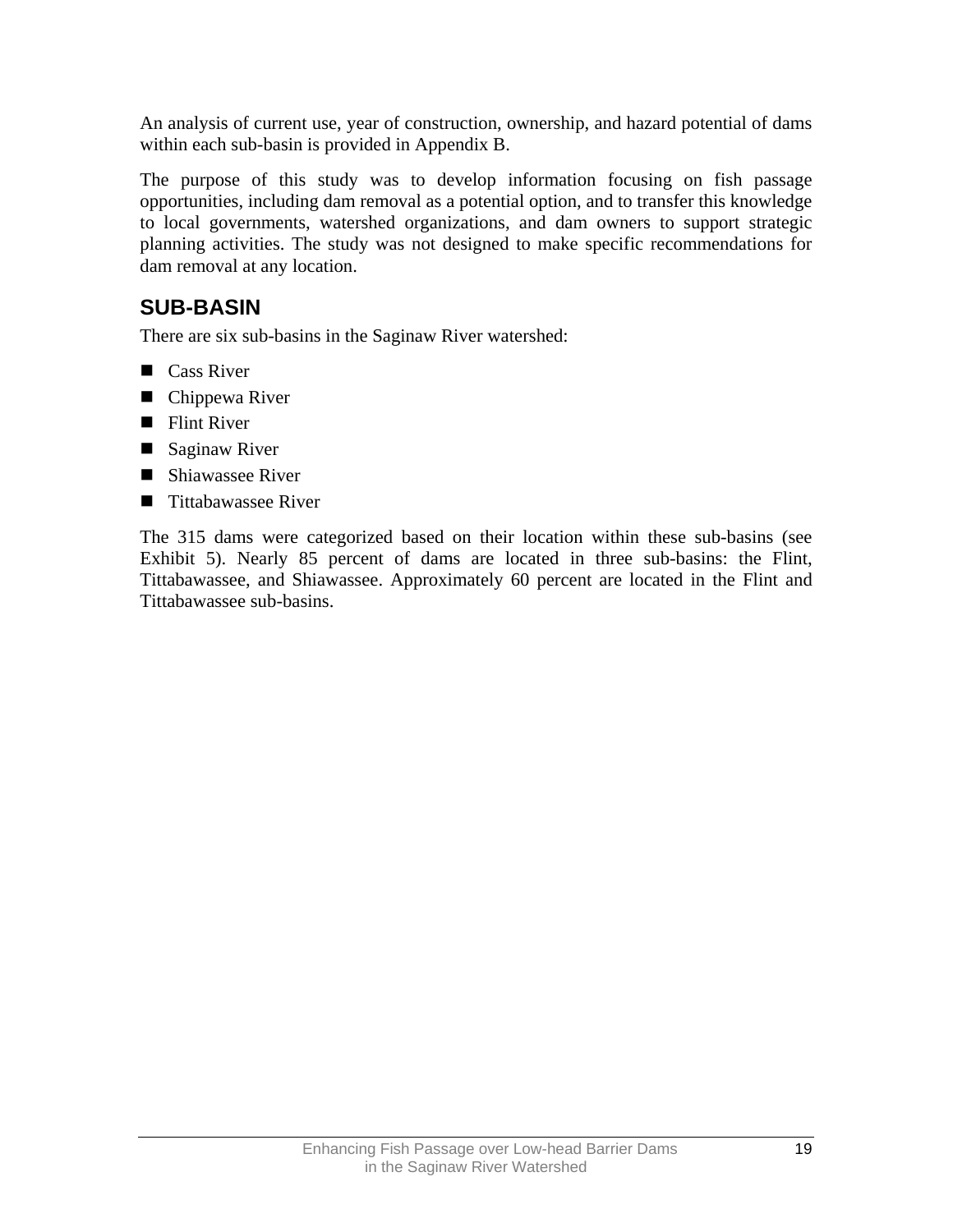An analysis of current use, year of construction, ownership, and hazard potential of dams within each sub-basin is provided in Appendix B.

The purpose of this study was to develop information focusing on fish passage opportunities, including dam removal as a potential option, and to transfer this knowledge to local governments, watershed organizations, and dam owners to support strategic planning activities. The study was not designed to make specific recommendations for dam removal at any location.

## SUB-BASIN

There are six sub-basins in the Saginaw River watershed:

- Cass River
- Chippewa River
- Flint River
- Saginaw River
- Shiawassee River
- Tittabawassee River

The 315 dams were categorized based on their location within these sub-basins (see Exhibit 5). Nearly 85 percent of dams are located in three sub-basins: the Flint, Tittabawassee, and Shiawassee. Approximately 60 percent are located in the Flint and Tittabawassee sub-basins.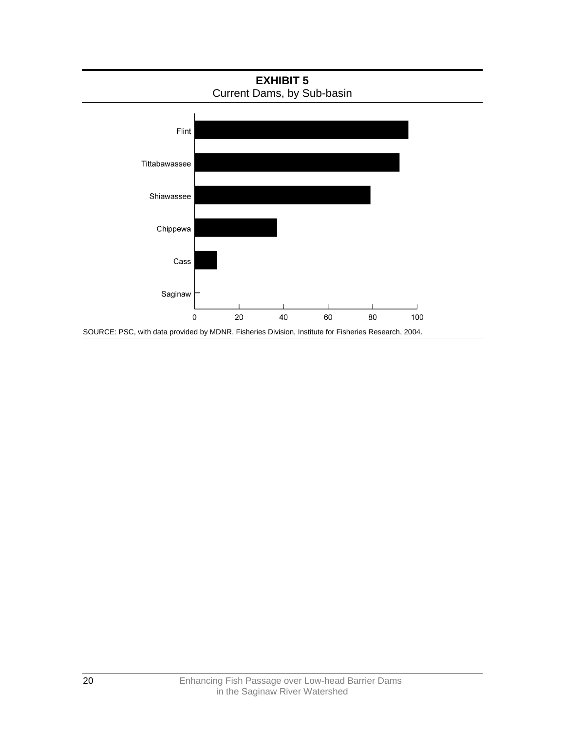**EXHIBIT 5**
Current Dams, by Sub-basin

| Sub-basin | Current Dams (approx.) |
|---|---|
| Flint | 96 |
| Tittabawassee | 92 |
| Shiawassee | 79 |
| Chippewa | 37 |
| Cass | 10 |
| Saginaw | 0 |

SOURCE: PSC, with data provided by MDNR, Fisheries Division, Institute for Fisheries Research, 2004.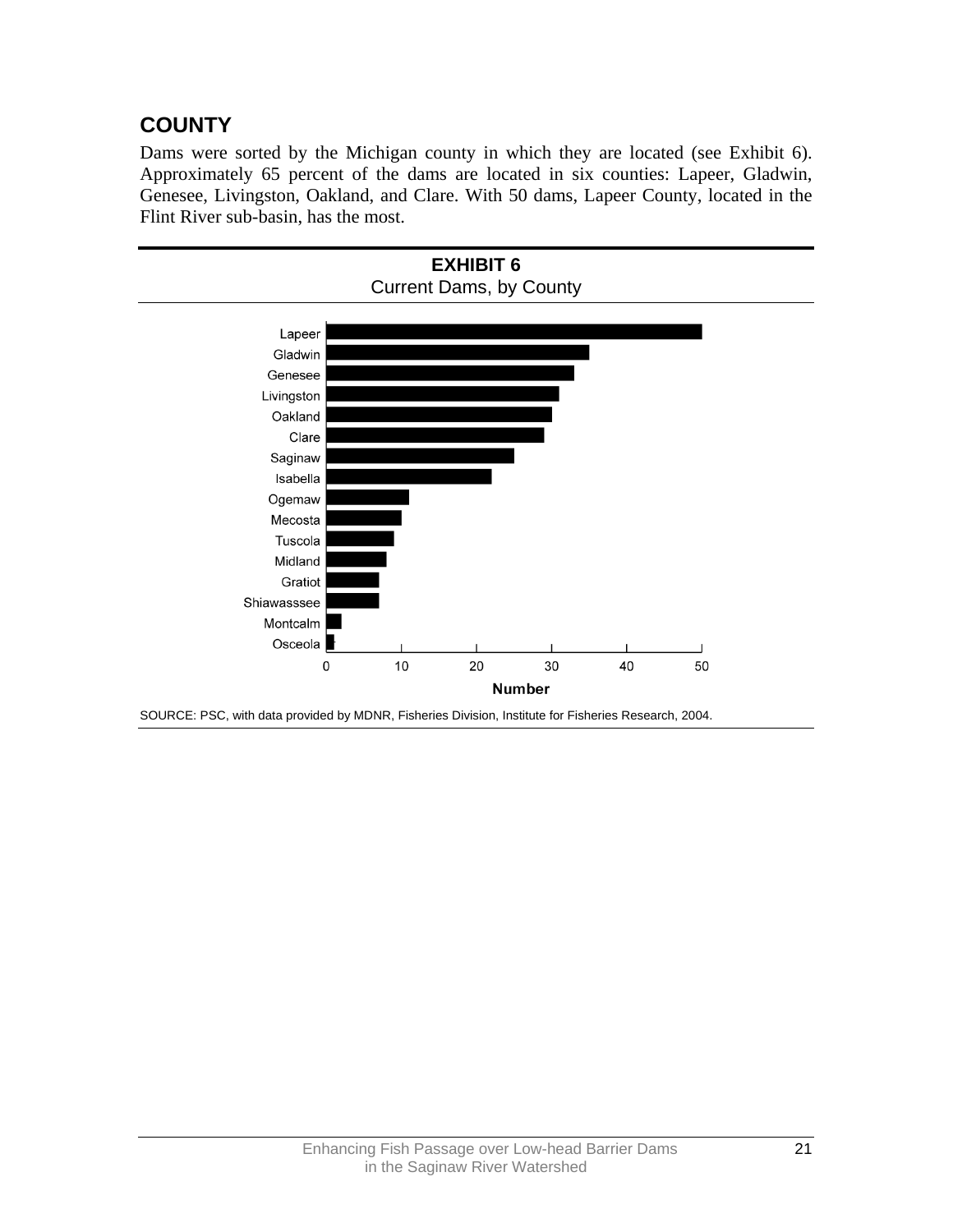## COUNTY

Dams were sorted by the Michigan county in which they are located (see Exhibit 6). Approximately 65 percent of the dams are located in six counties: Lapeer, Gladwin, Genesee, Livingston, Oakland, and Clare. With 50 dams, Lapeer County, located in the Flint River sub-basin, has the most.

**EXHIBIT 6**
Current Dams, by County

SOURCE: PSC, with data provided by MDNR, Fisheries Division, Institute for Fisheries Research, 2004.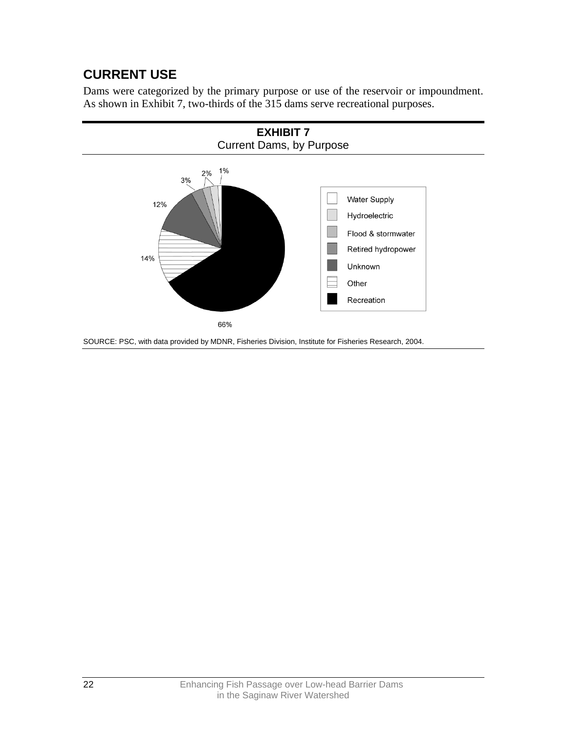## CURRENT USE

Dams were categorized by the primary purpose or use of the reservoir or impoundment. As shown in Exhibit 7, two-thirds of the 315 dams serve recreational purposes.

**EXHIBIT 7**
Current Dams, by Purpose

| Purpose | Percent |
|---|---|
| Water Supply | 1% |
| Hydroelectric | 2% |
| Flood & stormwater | 2% |
| Retired hydropower | 3% |
| Unknown | 12% |
| Other | 14% |
| Recreation | 66% |

SOURCE: PSC, with data provided by MDNR, Fisheries Division, Institute for Fisheries Research, 2004.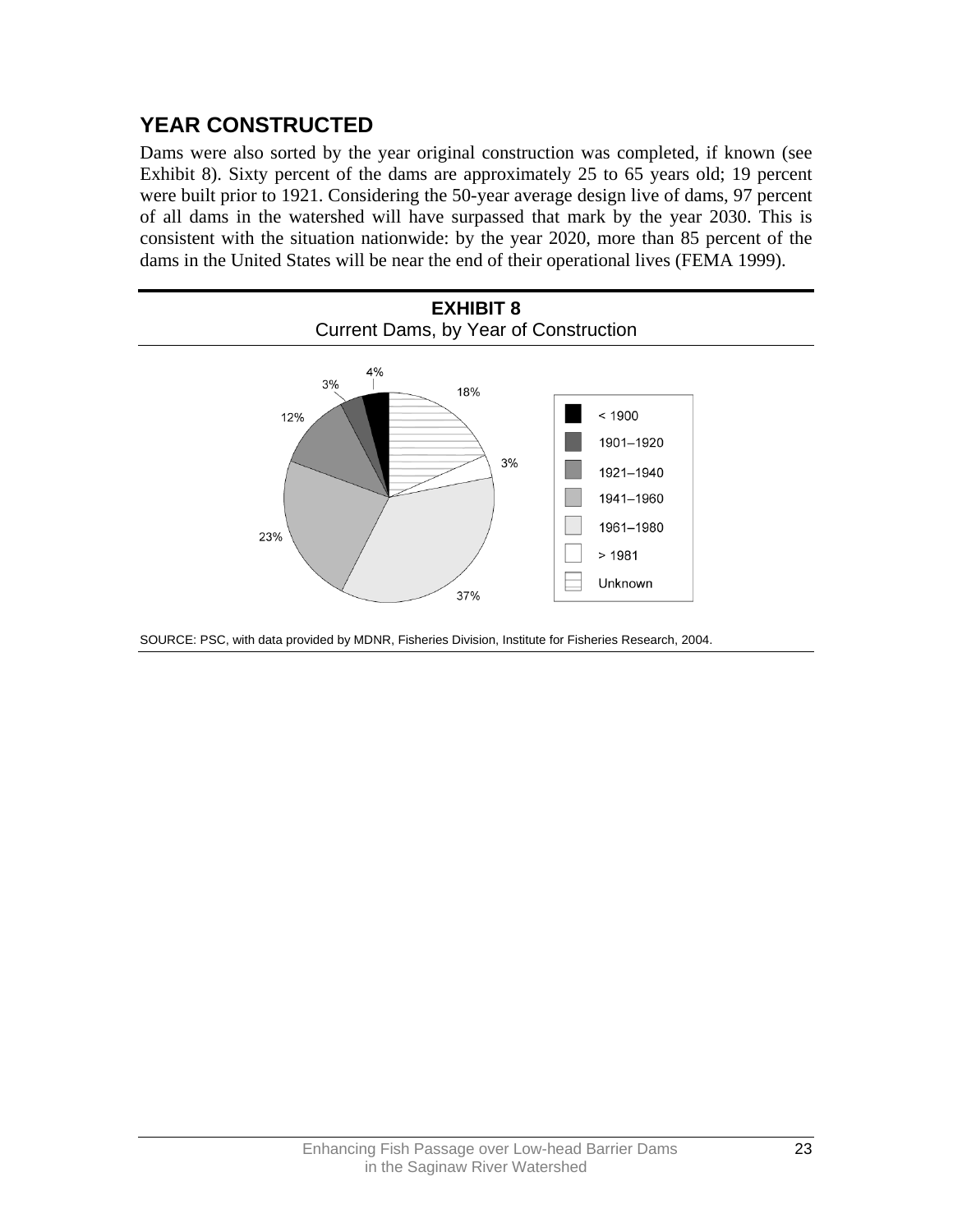## YEAR CONSTRUCTED

Dams were also sorted by the year original construction was completed, if known (see Exhibit 8). Sixty percent of the dams are approximately 25 to 65 years old; 19 percent were built prior to 1921. Considering the 50-year average design live of dams, 97 percent of all dams in the watershed will have surpassed that mark by the year 2030. This is consistent with the situation nationwide: by the year 2020, more than 85 percent of the dams in the United States will be near the end of their operational lives (FEMA 1999).

**EXHIBIT 8**
Current Dams, by Year of Construction

| Year of Construction | Percent |
|---|---|
| < 1900 | 4% |
| 1901–1920 | 3% |
| 1921–1940 | 12% |
| 1941–1960 | 23% |
| 1961–1980 | 37% |
| > 1981 | 3% |
| Unknown | 18% |

SOURCE: PSC, with data provided by MDNR, Fisheries Division, Institute for Fisheries Research, 2004.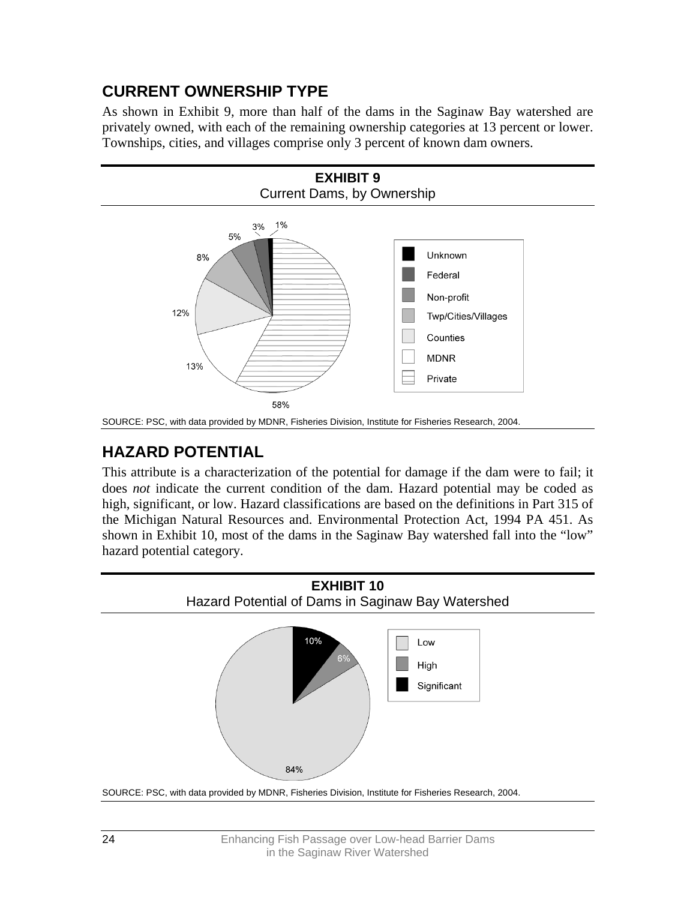## CURRENT OWNERSHIP TYPE

As shown in Exhibit 9, more than half of the dams in the Saginaw Bay watershed are privately owned, with each of the remaining ownership categories at 13 percent or lower. Townships, cities, and villages comprise only 3 percent of known dam owners.

**EXHIBIT 9**
Current Dams, by Ownership

| Ownership | Percent |
|---|---|
| Unknown | 1% |
| Federal | 3% |
| Non-profit | 5% |
| Twp/Cities/Villages | 8% |
| Counties | 12% |
| MDNR | 13% |
| Private | 58% |

SOURCE: PSC, with data provided by MDNR, Fisheries Division, Institute for Fisheries Research, 2004.

## HAZARD POTENTIAL

This attribute is a characterization of the potential for damage if the dam were to fail; it does *not* indicate the current condition of the dam. Hazard potential may be coded as high, significant, or low. Hazard classifications are based on the definitions in Part 315 of the Michigan Natural Resources and. Environmental Protection Act, 1994 PA 451. As shown in Exhibit 10, most of the dams in the Saginaw Bay watershed fall into the "low" hazard potential category.

**EXHIBIT 10**
Hazard Potential of Dams in Saginaw Bay Watershed

| Hazard Potential | Percent |
|---|---|
| Low | 84% |
| High | 6% |
| Significant | 10% |

SOURCE: PSC, with data provided by MDNR, Fisheries Division, Institute for Fisheries Research, 2004.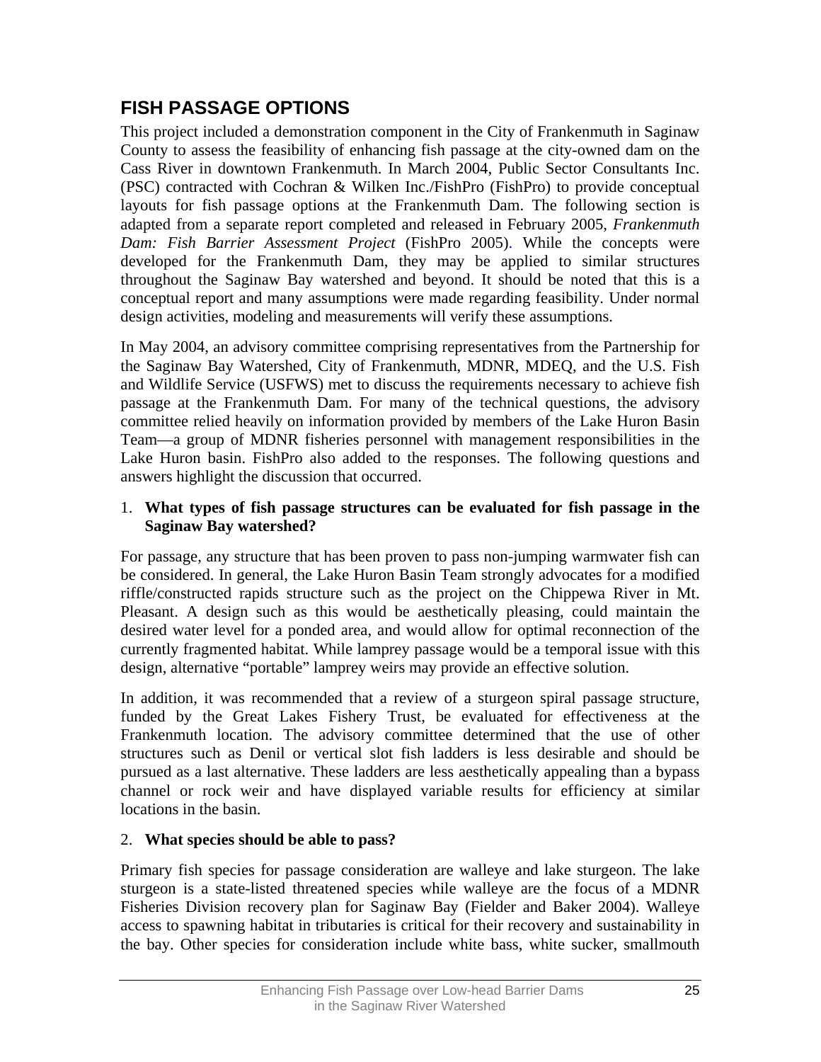## FISH PASSAGE OPTIONS

This project included a demonstration component in the City of Frankenmuth in Saginaw County to assess the feasibility of enhancing fish passage at the city-owned dam on the Cass River in downtown Frankenmuth. In March 2004, Public Sector Consultants Inc. (PSC) contracted with Cochran & Wilken Inc./FishPro (FishPro) to provide conceptual layouts for fish passage options at the Frankenmuth Dam. The following section is adapted from a separate report completed and released in February 2005, *Frankenmuth Dam: Fish Barrier Assessment Project* (FishPro 2005). While the concepts were developed for the Frankenmuth Dam, they may be applied to similar structures throughout the Saginaw Bay watershed and beyond. It should be noted that this is a conceptual report and many assumptions were made regarding feasibility. Under normal design activities, modeling and measurements will verify these assumptions.

In May 2004, an advisory committee comprising representatives from the Partnership for the Saginaw Bay Watershed, City of Frankenmuth, MDNR, MDEQ, and the U.S. Fish and Wildlife Service (USFWS) met to discuss the requirements necessary to achieve fish passage at the Frankenmuth Dam. For many of the technical questions, the advisory committee relied heavily on information provided by members of the Lake Huron Basin Team—a group of MDNR fisheries personnel with management responsibilities in the Lake Huron basin. FishPro also added to the responses. The following questions and answers highlight the discussion that occurred.

1. **What types of fish passage structures can be evaluated for fish passage in the Saginaw Bay watershed?**

For passage, any structure that has been proven to pass non-jumping warmwater fish can be considered. In general, the Lake Huron Basin Team strongly advocates for a modified riffle/constructed rapids structure such as the project on the Chippewa River in Mt. Pleasant. A design such as this would be aesthetically pleasing, could maintain the desired water level for a ponded area, and would allow for optimal reconnection of the currently fragmented habitat. While lamprey passage would be a temporal issue with this design, alternative "portable" lamprey weirs may provide an effective solution.

In addition, it was recommended that a review of a sturgeon spiral passage structure, funded by the Great Lakes Fishery Trust, be evaluated for effectiveness at the Frankenmuth location. The advisory committee determined that the use of other structures such as Denil or vertical slot fish ladders is less desirable and should be pursued as a last alternative. These ladders are less aesthetically appealing than a bypass channel or rock weir and have displayed variable results for efficiency at similar locations in the basin.

2. **What species should be able to pass?**

Primary fish species for passage consideration are walleye and lake sturgeon. The lake sturgeon is a state-listed threatened species while walleye are the focus of a MDNR Fisheries Division recovery plan for Saginaw Bay (Fielder and Baker 2004). Walleye access to spawning habitat in tributaries is critical for their recovery and sustainability in the bay. Other species for consideration include white bass, white sucker, smallmouth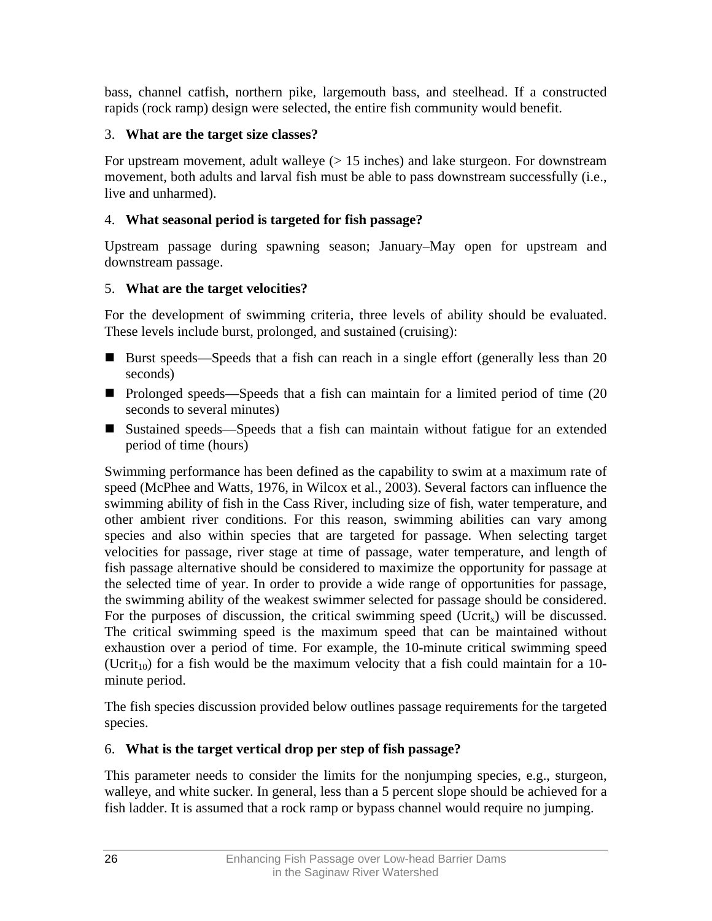bass, channel catfish, northern pike, largemouth bass, and steelhead. If a constructed rapids (rock ramp) design were selected, the entire fish community would benefit.

3. **What are the target size classes?**

For upstream movement, adult walleye (> 15 inches) and lake sturgeon. For downstream movement, both adults and larval fish must be able to pass downstream successfully (i.e., live and unharmed).

4. **What seasonal period is targeted for fish passage?**

Upstream passage during spawning season; January–May open for upstream and downstream passage.

5. **What are the target velocities?**

For the development of swimming criteria, three levels of ability should be evaluated. These levels include burst, prolonged, and sustained (cruising):

- Burst speeds—Speeds that a fish can reach in a single effort (generally less than 20 seconds)
- Prolonged speeds—Speeds that a fish can maintain for a limited period of time (20 seconds to several minutes)
- Sustained speeds—Speeds that a fish can maintain without fatigue for an extended period of time (hours)

Swimming performance has been defined as the capability to swim at a maximum rate of speed (McPhee and Watts, 1976, in Wilcox et al., 2003). Several factors can influence the swimming ability of fish in the Cass River, including size of fish, water temperature, and other ambient river conditions. For this reason, swimming abilities can vary among species and also within species that are targeted for passage. When selecting target velocities for passage, river stage at time of passage, water temperature, and length of fish passage alternative should be considered to maximize the opportunity for passage at the selected time of year. In order to provide a wide range of opportunities for passage, the swimming ability of the weakest swimmer selected for passage should be considered. For the purposes of discussion, the critical swimming speed ($Ucrit_x$) will be discussed. The critical swimming speed is the maximum speed that can be maintained without exhaustion over a period of time. For example, the 10-minute critical swimming speed ($Ucrit_{10}$) for a fish would be the maximum velocity that a fish could maintain for a 10-minute period.

The fish species discussion provided below outlines passage requirements for the targeted species.

6. **What is the target vertical drop per step of fish passage?**

This parameter needs to consider the limits for the nonjumping species, e.g., sturgeon, walleye, and white sucker. In general, less than a 5 percent slope should be achieved for a fish ladder. It is assumed that a rock ramp or bypass channel would require no jumping.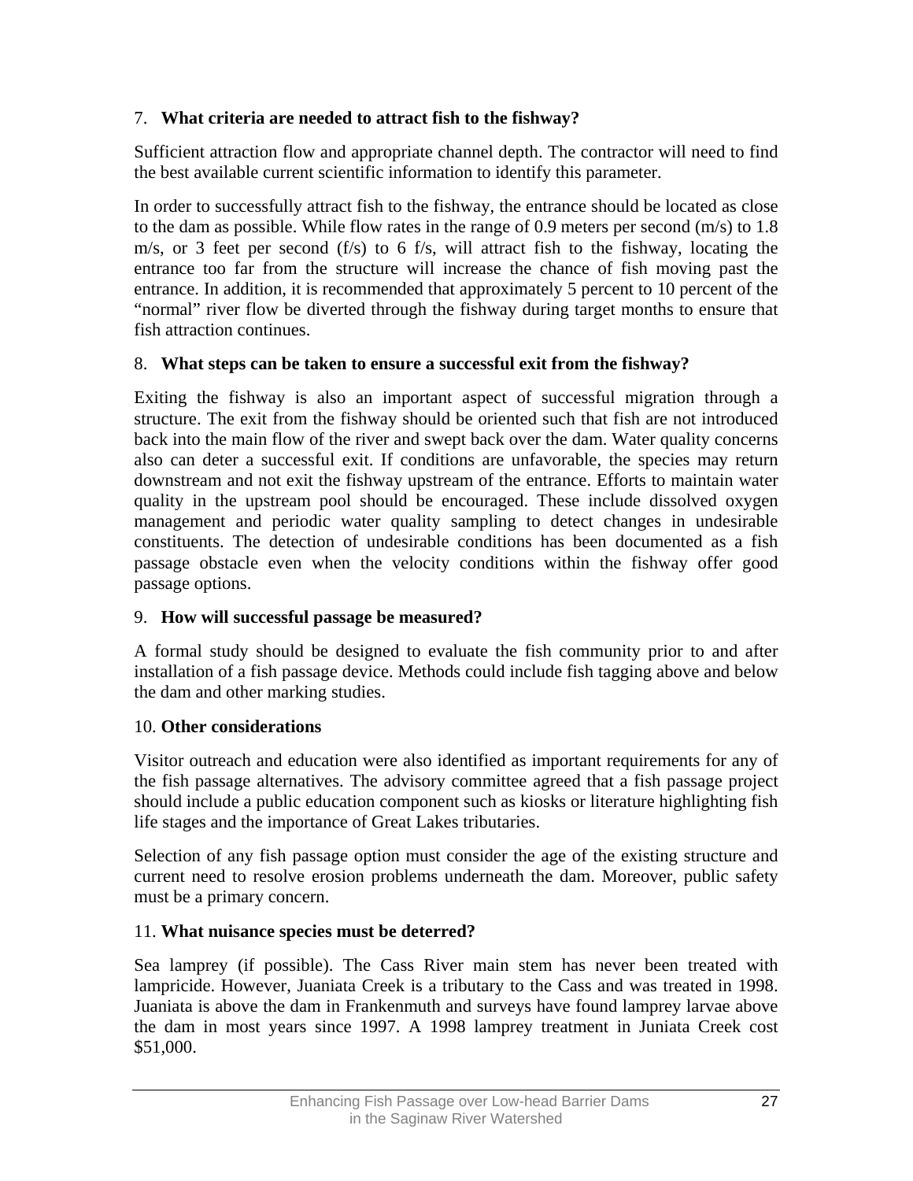7. **What criteria are needed to attract fish to the fishway?**

Sufficient attraction flow and appropriate channel depth. The contractor will need to find the best available current scientific information to identify this parameter.

In order to successfully attract fish to the fishway, the entrance should be located as close to the dam as possible. While flow rates in the range of 0.9 meters per second (m/s) to 1.8 m/s, or 3 feet per second (f/s) to 6 f/s, will attract fish to the fishway, locating the entrance too far from the structure will increase the chance of fish moving past the entrance. In addition, it is recommended that approximately 5 percent to 10 percent of the "normal" river flow be diverted through the fishway during target months to ensure that fish attraction continues.

8. **What steps can be taken to ensure a successful exit from the fishway?**

Exiting the fishway is also an important aspect of successful migration through a structure. The exit from the fishway should be oriented such that fish are not introduced back into the main flow of the river and swept back over the dam. Water quality concerns also can deter a successful exit. If conditions are unfavorable, the species may return downstream and not exit the fishway upstream of the entrance. Efforts to maintain water quality in the upstream pool should be encouraged. These include dissolved oxygen management and periodic water quality sampling to detect changes in undesirable constituents. The detection of undesirable conditions has been documented as a fish passage obstacle even when the velocity conditions within the fishway offer good passage options.

9. **How will successful passage be measured?**

A formal study should be designed to evaluate the fish community prior to and after installation of a fish passage device. Methods could include fish tagging above and below the dam and other marking studies.

10. **Other considerations**

Visitor outreach and education were also identified as important requirements for any of the fish passage alternatives. The advisory committee agreed that a fish passage project should include a public education component such as kiosks or literature highlighting fish life stages and the importance of Great Lakes tributaries.

Selection of any fish passage option must consider the age of the existing structure and current need to resolve erosion problems underneath the dam. Moreover, public safety must be a primary concern.

11. **What nuisance species must be deterred?**

Sea lamprey (if possible). The Cass River main stem has never been treated with lampricide. However, Juaniata Creek is a tributary to the Cass and was treated in 1998. Juaniata is above the dam in Frankenmuth and surveys have found lamprey larvae above the dam in most years since 1997. A 1998 lamprey treatment in Juniata Creek cost $51,000.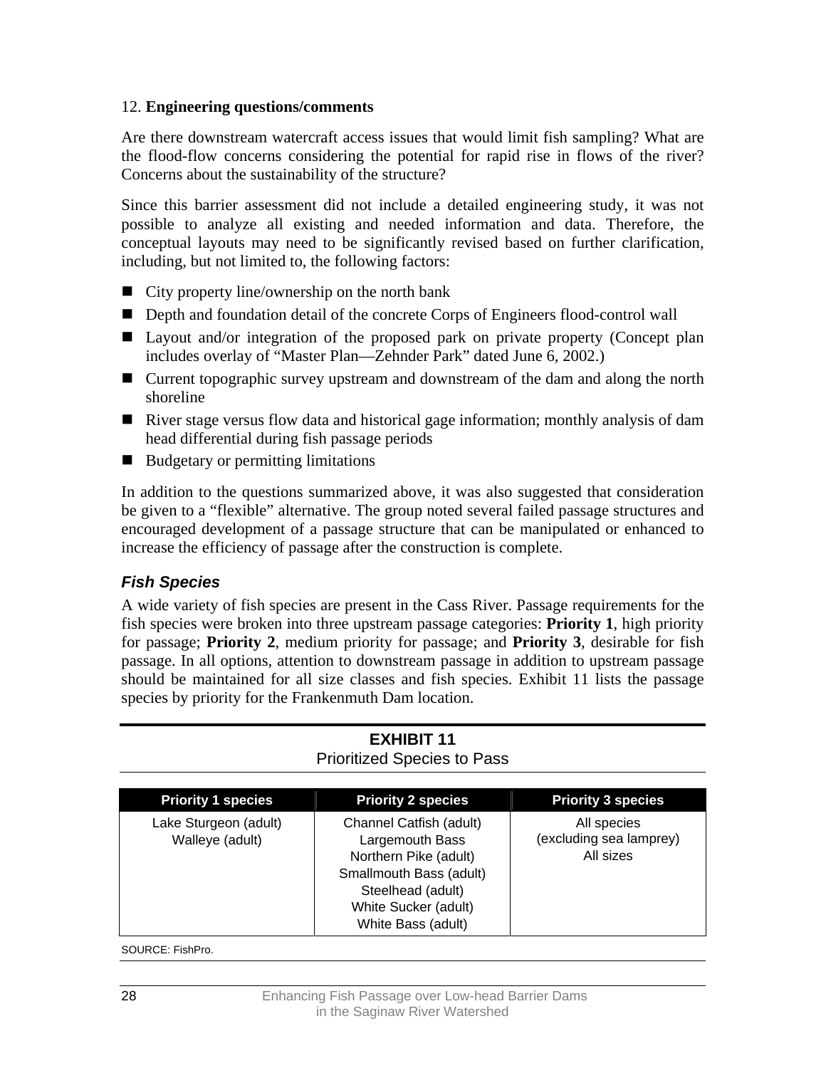12. **Engineering questions/comments**

Are there downstream watercraft access issues that would limit fish sampling? What are the flood-flow concerns considering the potential for rapid rise in flows of the river? Concerns about the sustainability of the structure?

Since this barrier assessment did not include a detailed engineering study, it was not possible to analyze all existing and needed information and data. Therefore, the conceptual layouts may need to be significantly revised based on further clarification, including, but not limited to, the following factors:

- City property line/ownership on the north bank
- Depth and foundation detail of the concrete Corps of Engineers flood-control wall
- Layout and/or integration of the proposed park on private property (Concept plan includes overlay of "Master Plan—Zehnder Park" dated June 6, 2002.)
- Current topographic survey upstream and downstream of the dam and along the north shoreline
- River stage versus flow data and historical gage information; monthly analysis of dam head differential during fish passage periods
- Budgetary or permitting limitations

In addition to the questions summarized above, it was also suggested that consideration be given to a "flexible" alternative. The group noted several failed passage structures and encouraged development of a passage structure that can be manipulated or enhanced to increase the efficiency of passage after the construction is complete.

### *Fish Species*

A wide variety of fish species are present in the Cass River. Passage requirements for the fish species were broken into three upstream passage categories: **Priority 1**, high priority for passage; **Priority 2**, medium priority for passage; and **Priority 3**, desirable for fish passage. In all options, attention to downstream passage in addition to upstream passage should be maintained for all size classes and fish species. Exhibit 11 lists the passage species by priority for the Frankenmuth Dam location.

**EXHIBIT 11**
Prioritized Species to Pass

| Priority 1 species | Priority 2 species | Priority 3 species |
|---|---|---|
| Lake Sturgeon (adult)<br>Walleye (adult) | Channel Catfish (adult)<br>Largemouth Bass<br>Northern Pike (adult)<br>Smallmouth Bass (adult)<br>Steelhead (adult)<br>White Sucker (adult)<br>White Bass (adult) | All species<br>(excluding sea lamprey)<br>All sizes |

SOURCE: FishPro.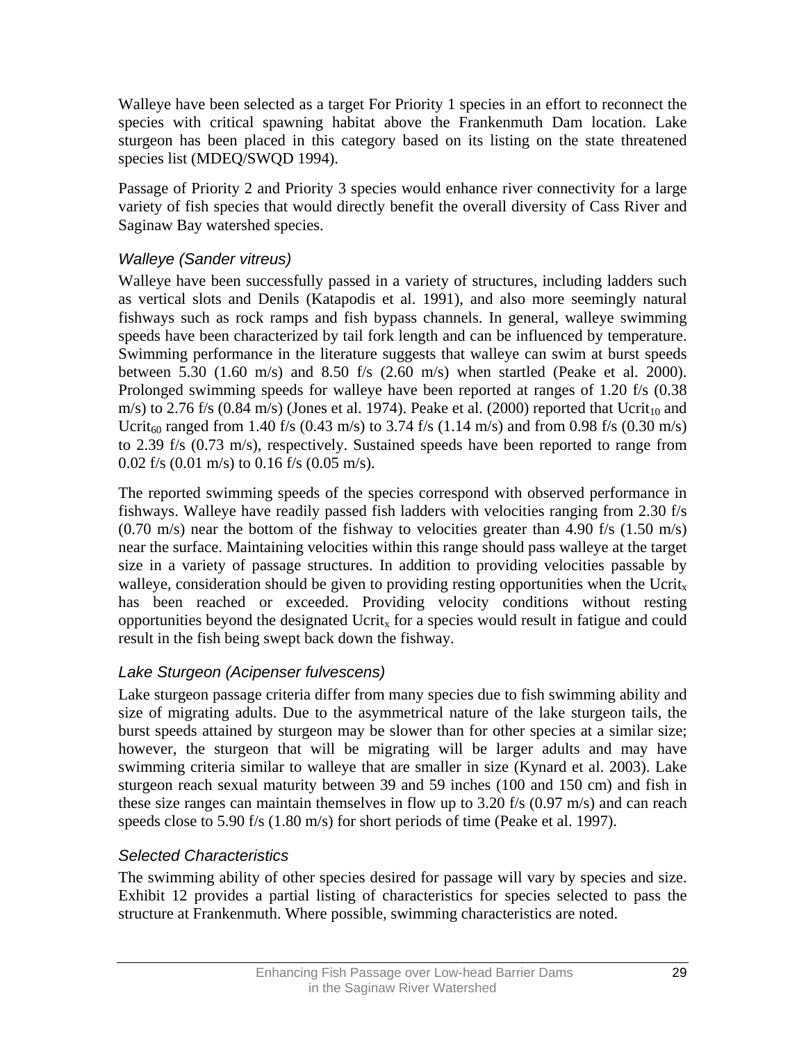Walleye have been selected as a target For Priority 1 species in an effort to reconnect the species with critical spawning habitat above the Frankenmuth Dam location. Lake sturgeon has been placed in this category based on its listing on the state threatened species list (MDEQ/SWQD 1994).

Passage of Priority 2 and Priority 3 species would enhance river connectivity for a large variety of fish species that would directly benefit the overall diversity of Cass River and Saginaw Bay watershed species.

### *Walleye (Sander vitreus)*

Walleye have been successfully passed in a variety of structures, including ladders such as vertical slots and Denils (Katapodis et al. 1991), and also more seemingly natural fishways such as rock ramps and fish bypass channels. In general, walleye swimming speeds have been characterized by tail fork length and can be influenced by temperature. Swimming performance in the literature suggests that walleye can swim at burst speeds between 5.30 (1.60 m/s) and 8.50 f/s (2.60 m/s) when startled (Peake et al. 2000). Prolonged swimming speeds for walleye have been reported at ranges of 1.20 f/s (0.38 m/s) to 2.76 f/s (0.84 m/s) (Jones et al. 1974). Peake et al. (2000) reported that $Ucrit_{10}$ and $Ucrit_{60}$ ranged from 1.40 f/s (0.43 m/s) to 3.74 f/s (1.14 m/s) and from 0.98 f/s (0.30 m/s) to 2.39 f/s (0.73 m/s), respectively. Sustained speeds have been reported to range from 0.02 f/s (0.01 m/s) to 0.16 f/s (0.05 m/s).

The reported swimming speeds of the species correspond with observed performance in fishways. Walleye have readily passed fish ladders with velocities ranging from 2.30 f/s (0.70 m/s) near the bottom of the fishway to velocities greater than 4.90 f/s (1.50 m/s) near the surface. Maintaining velocities within this range should pass walleye at the target size in a variety of passage structures. In addition to providing velocities passable by walleye, consideration should be given to providing resting opportunities when the $Ucrit_x$ has been reached or exceeded. Providing velocity conditions without resting opportunities beyond the designated $Ucrit_x$ for a species would result in fatigue and could result in the fish being swept back down the fishway.

### *Lake Sturgeon (Acipenser fulvescens)*

Lake sturgeon passage criteria differ from many species due to fish swimming ability and size of migrating adults. Due to the asymmetrical nature of the lake sturgeon tails, the burst speeds attained by sturgeon may be slower than for other species at a similar size; however, the sturgeon that will be migrating will be larger adults and may have swimming criteria similar to walleye that are smaller in size (Kynard et al. 2003). Lake sturgeon reach sexual maturity between 39 and 59 inches (100 and 150 cm) and fish in these size ranges can maintain themselves in flow up to 3.20 f/s (0.97 m/s) and can reach speeds close to 5.90 f/s (1.80 m/s) for short periods of time (Peake et al. 1997).

### *Selected Characteristics*

The swimming ability of other species desired for passage will vary by species and size. Exhibit 12 provides a partial listing of characteristics for species selected to pass the structure at Frankenmuth. Where possible, swimming characteristics are noted.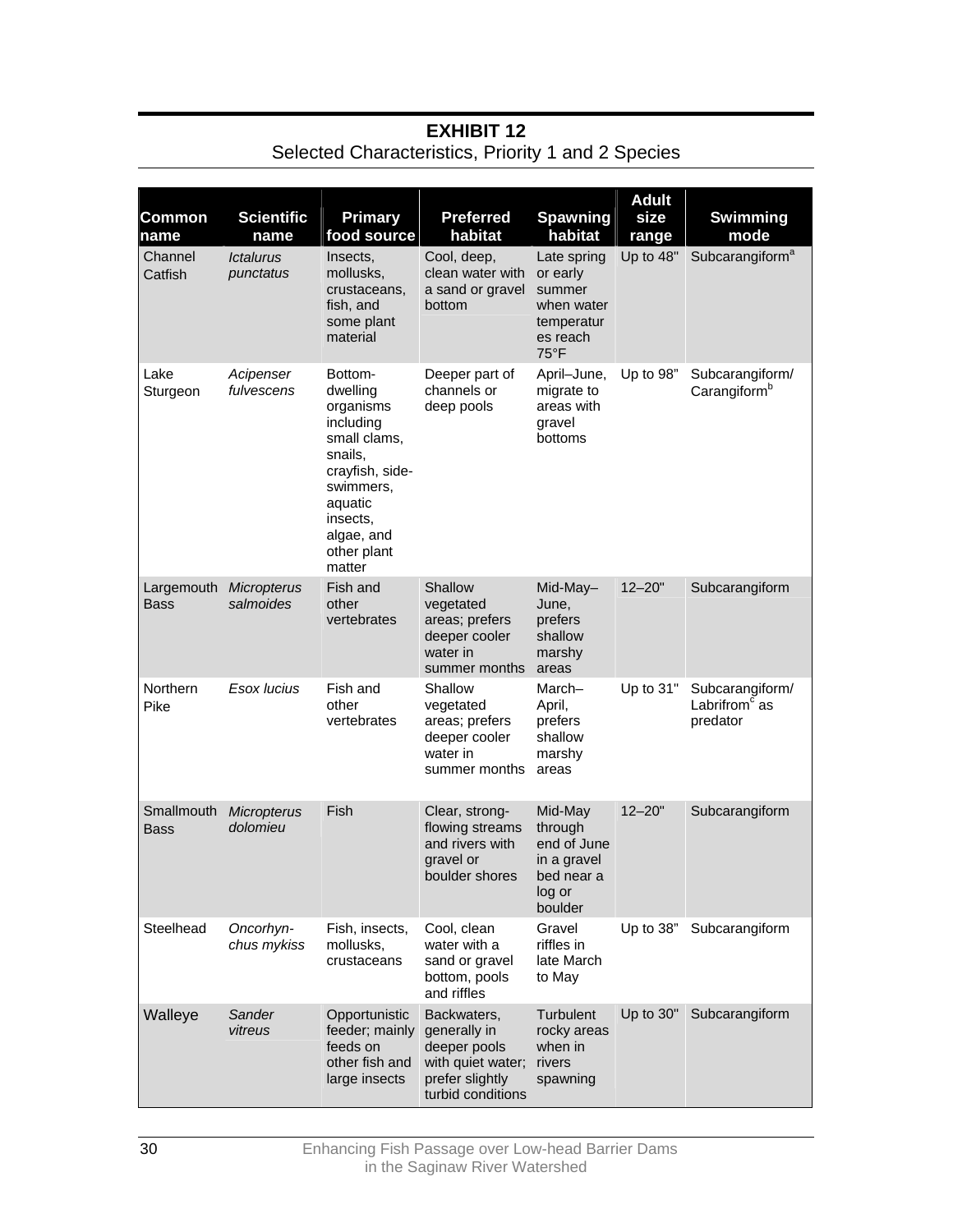## EXHIBIT 12

Selected Characteristics, Priority 1 and 2 Species

| Common name | Scientific name | Primary food source | Preferred habitat | Spawning habitat | Adult size range | Swimming mode |
|---|---|---|---|---|---|---|
| Channel Catfish | *Ictalurus punctatus* | Insects, mollusks, crustaceans, fish, and some plant material | Cool, deep, clean water with a sand or gravel bottom | Late spring or early summer when water temperatures reach 75°F | Up to 48" | Subcarangiform[a] |
| Lake Sturgeon | *Acipenser fulvescens* | Bottom-dwelling organisms including small clams, snails, crayfish, side-swimmers, aquatic insects, algae, and other plant matter | Deeper part of channels or deep pools | April–June, migrate to areas with gravel bottoms | Up to 98" | Subcarangiform/ Carangiform[b] |
| Largemouth Bass | *Micropterus salmoides* | Fish and other vertebrates | Shallow vegetated areas; prefers deeper cooler water in summer months | Mid-May–June, prefers shallow marshy areas | 12–20" | Subcarangiform |
| Northern Pike | *Esox lucius* | Fish and other vertebrates | Shallow vegetated areas; prefers deeper cooler water in summer months | March–April, prefers shallow marshy areas | Up to 31" | Subcarangiform/ Labrifrom[c] as predator |
| Smallmouth Bass | *Micropterus dolomieu* | Fish | Clear, strong-flowing streams and rivers with gravel or boulder shores | Mid-May through end of June in a gravel bed near a log or boulder | 12–20" | Subcarangiform |
| Steelhead | *Oncorhyn-chus mykiss* | Fish, insects, mollusks, crustaceans | Cool, clean water with a sand or gravel bottom, pools and riffles | Gravel riffles in late March to May | Up to 38" | Subcarangiform |
| Walleye | *Sander vitreus* | Opportunistic feeder; mainly feeds on other fish and large insects | Backwaters, generally in deeper pools with quiet water; prefer slightly turbid conditions | Turbulent rocky areas when in rivers spawning | Up to 30" | Subcarangiform |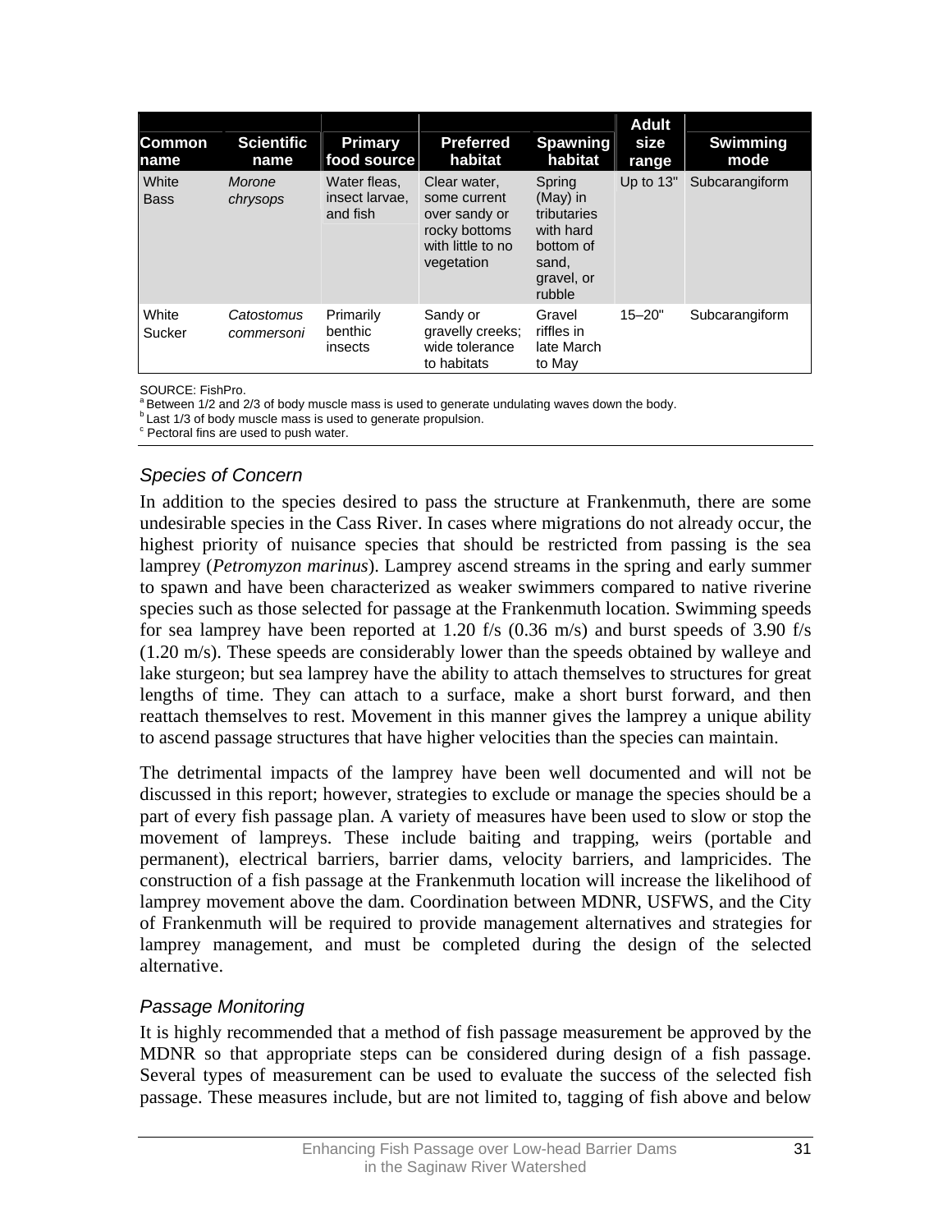| Common name | Scientific name | Primary food source | Preferred habitat | Spawning habitat | Adult size range | Swimming mode |
|---|---|---|---|---|---|---|
| White Bass | *Morone chrysops* | Water fleas, insect larvae, and fish | Clear water, some current over sandy or rocky bottoms with little to no vegetation | Spring (May) in tributaries with hard bottom of sand, gravel, or rubble | Up to 13" | Subcarangiform |
| White Sucker | *Catostomus commersoni* | Primarily benthic insects | Sandy or gravelly creeks; wide tolerance to habitats | Gravel riffles in late March to May | 15–20" | Subcarangiform |

SOURCE: FishPro.
[a] Between 1/2 and 2/3 of body muscle mass is used to generate undulating waves down the body.
[b] Last 1/3 of body muscle mass is used to generate propulsion.
[c] Pectoral fins are used to push water.

### *Species of Concern*

In addition to the species desired to pass the structure at Frankenmuth, there are some undesirable species in the Cass River. In cases where migrations do not already occur, the highest priority of nuisance species that should be restricted from passing is the sea lamprey (*Petromyzon marinus*). Lamprey ascend streams in the spring and early summer to spawn and have been characterized as weaker swimmers compared to native riverine species such as those selected for passage at the Frankenmuth location. Swimming speeds for sea lamprey have been reported at 1.20 f/s (0.36 m/s) and burst speeds of 3.90 f/s (1.20 m/s). These speeds are considerably lower than the speeds obtained by walleye and lake sturgeon; but sea lamprey have the ability to attach themselves to structures for great lengths of time. They can attach to a surface, make a short burst forward, and then reattach themselves to rest. Movement in this manner gives the lamprey a unique ability to ascend passage structures that have higher velocities than the species can maintain.

The detrimental impacts of the lamprey have been well documented and will not be discussed in this report; however, strategies to exclude or manage the species should be a part of every fish passage plan. A variety of measures have been used to slow or stop the movement of lampreys. These include baiting and trapping, weirs (portable and permanent), electrical barriers, barrier dams, velocity barriers, and lampricides. The construction of a fish passage at the Frankenmuth location will increase the likelihood of lamprey movement above the dam. Coordination between MDNR, USFWS, and the City of Frankenmuth will be required to provide management alternatives and strategies for lamprey management, and must be completed during the design of the selected alternative.

### *Passage Monitoring*

It is highly recommended that a method of fish passage measurement be approved by the MDNR so that appropriate steps can be considered during design of a fish passage. Several types of measurement can be used to evaluate the success of the selected fish passage. These measures include, but are not limited to, tagging of fish above and below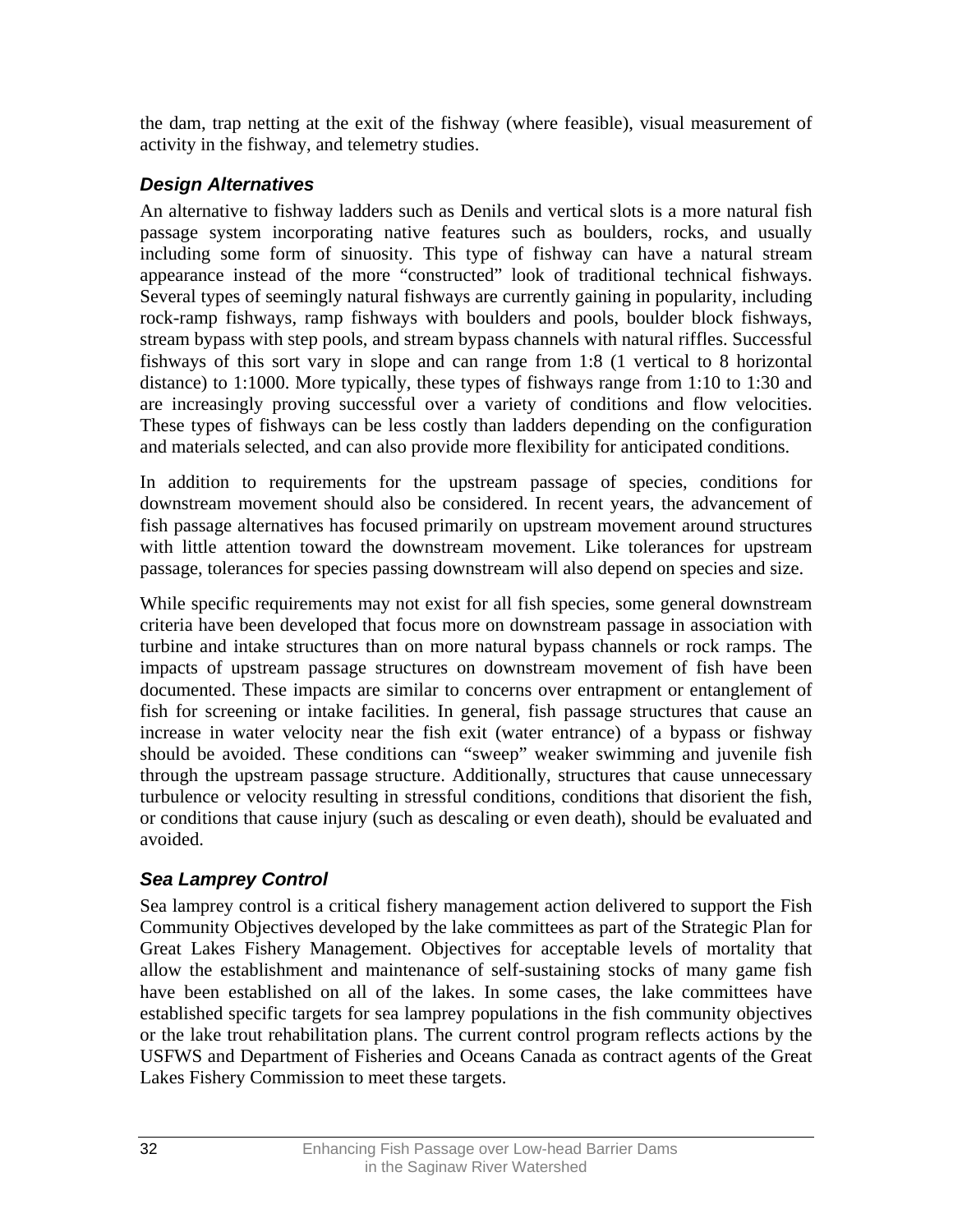the dam, trap netting at the exit of the fishway (where feasible), visual measurement of activity in the fishway, and telemetry studies.

### *Design Alternatives*

An alternative to fishway ladders such as Denils and vertical slots is a more natural fish passage system incorporating native features such as boulders, rocks, and usually including some form of sinuosity. This type of fishway can have a natural stream appearance instead of the more "constructed" look of traditional technical fishways. Several types of seemingly natural fishways are currently gaining in popularity, including rock-ramp fishways, ramp fishways with boulders and pools, boulder block fishways, stream bypass with step pools, and stream bypass channels with natural riffles. Successful fishways of this sort vary in slope and can range from 1:8 (1 vertical to 8 horizontal distance) to 1:1000. More typically, these types of fishways range from 1:10 to 1:30 and are increasingly proving successful over a variety of conditions and flow velocities. These types of fishways can be less costly than ladders depending on the configuration and materials selected, and can also provide more flexibility for anticipated conditions.

In addition to requirements for the upstream passage of species, conditions for downstream movement should also be considered. In recent years, the advancement of fish passage alternatives has focused primarily on upstream movement around structures with little attention toward the downstream movement. Like tolerances for upstream passage, tolerances for species passing downstream will also depend on species and size.

While specific requirements may not exist for all fish species, some general downstream criteria have been developed that focus more on downstream passage in association with turbine and intake structures than on more natural bypass channels or rock ramps. The impacts of upstream passage structures on downstream movement of fish have been documented. These impacts are similar to concerns over entrapment or entanglement of fish for screening or intake facilities. In general, fish passage structures that cause an increase in water velocity near the fish exit (water entrance) of a bypass or fishway should be avoided. These conditions can "sweep" weaker swimming and juvenile fish through the upstream passage structure. Additionally, structures that cause unnecessary turbulence or velocity resulting in stressful conditions, conditions that disorient the fish, or conditions that cause injury (such as descaling or even death), should be evaluated and avoided.

### *Sea Lamprey Control*

Sea lamprey control is a critical fishery management action delivered to support the Fish Community Objectives developed by the lake committees as part of the Strategic Plan for Great Lakes Fishery Management. Objectives for acceptable levels of mortality that allow the establishment and maintenance of self-sustaining stocks of many game fish have been established on all of the lakes. In some cases, the lake committees have established specific targets for sea lamprey populations in the fish community objectives or the lake trout rehabilitation plans. The current control program reflects actions by the USFWS and Department of Fisheries and Oceans Canada as contract agents of the Great Lakes Fishery Commission to meet these targets.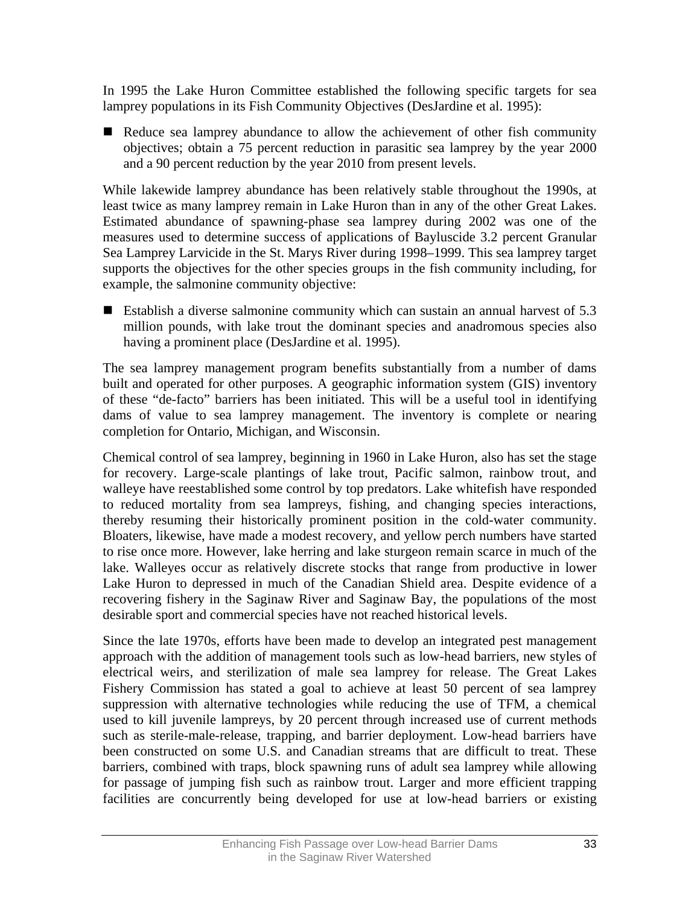In 1995 the Lake Huron Committee established the following specific targets for sea lamprey populations in its Fish Community Objectives (DesJardine et al. 1995):

- Reduce sea lamprey abundance to allow the achievement of other fish community objectives; obtain a 75 percent reduction in parasitic sea lamprey by the year 2000 and a 90 percent reduction by the year 2010 from present levels.

While lakewide lamprey abundance has been relatively stable throughout the 1990s, at least twice as many lamprey remain in Lake Huron than in any of the other Great Lakes. Estimated abundance of spawning-phase sea lamprey during 2002 was one of the measures used to determine success of applications of Bayluscide 3.2 percent Granular Sea Lamprey Larvicide in the St. Marys River during 1998–1999. This sea lamprey target supports the objectives for the other species groups in the fish community including, for example, the salmonine community objective:

- Establish a diverse salmonine community which can sustain an annual harvest of 5.3 million pounds, with lake trout the dominant species and anadromous species also having a prominent place (DesJardine et al. 1995).

The sea lamprey management program benefits substantially from a number of dams built and operated for other purposes. A geographic information system (GIS) inventory of these "de-facto" barriers has been initiated. This will be a useful tool in identifying dams of value to sea lamprey management. The inventory is complete or nearing completion for Ontario, Michigan, and Wisconsin.

Chemical control of sea lamprey, beginning in 1960 in Lake Huron, also has set the stage for recovery. Large-scale plantings of lake trout, Pacific salmon, rainbow trout, and walleye have reestablished some control by top predators. Lake whitefish have responded to reduced mortality from sea lampreys, fishing, and changing species interactions, thereby resuming their historically prominent position in the cold-water community. Bloaters, likewise, have made a modest recovery, and yellow perch numbers have started to rise once more. However, lake herring and lake sturgeon remain scarce in much of the lake. Walleyes occur as relatively discrete stocks that range from productive in lower Lake Huron to depressed in much of the Canadian Shield area. Despite evidence of a recovering fishery in the Saginaw River and Saginaw Bay, the populations of the most desirable sport and commercial species have not reached historical levels.

Since the late 1970s, efforts have been made to develop an integrated pest management approach with the addition of management tools such as low-head barriers, new styles of electrical weirs, and sterilization of male sea lamprey for release. The Great Lakes Fishery Commission has stated a goal to achieve at least 50 percent of sea lamprey suppression with alternative technologies while reducing the use of TFM, a chemical used to kill juvenile lampreys, by 20 percent through increased use of current methods such as sterile-male-release, trapping, and barrier deployment. Low-head barriers have been constructed on some U.S. and Canadian streams that are difficult to treat. These barriers, combined with traps, block spawning runs of adult sea lamprey while allowing for passage of jumping fish such as rainbow trout. Larger and more efficient trapping facilities are concurrently being developed for use at low-head barriers or existing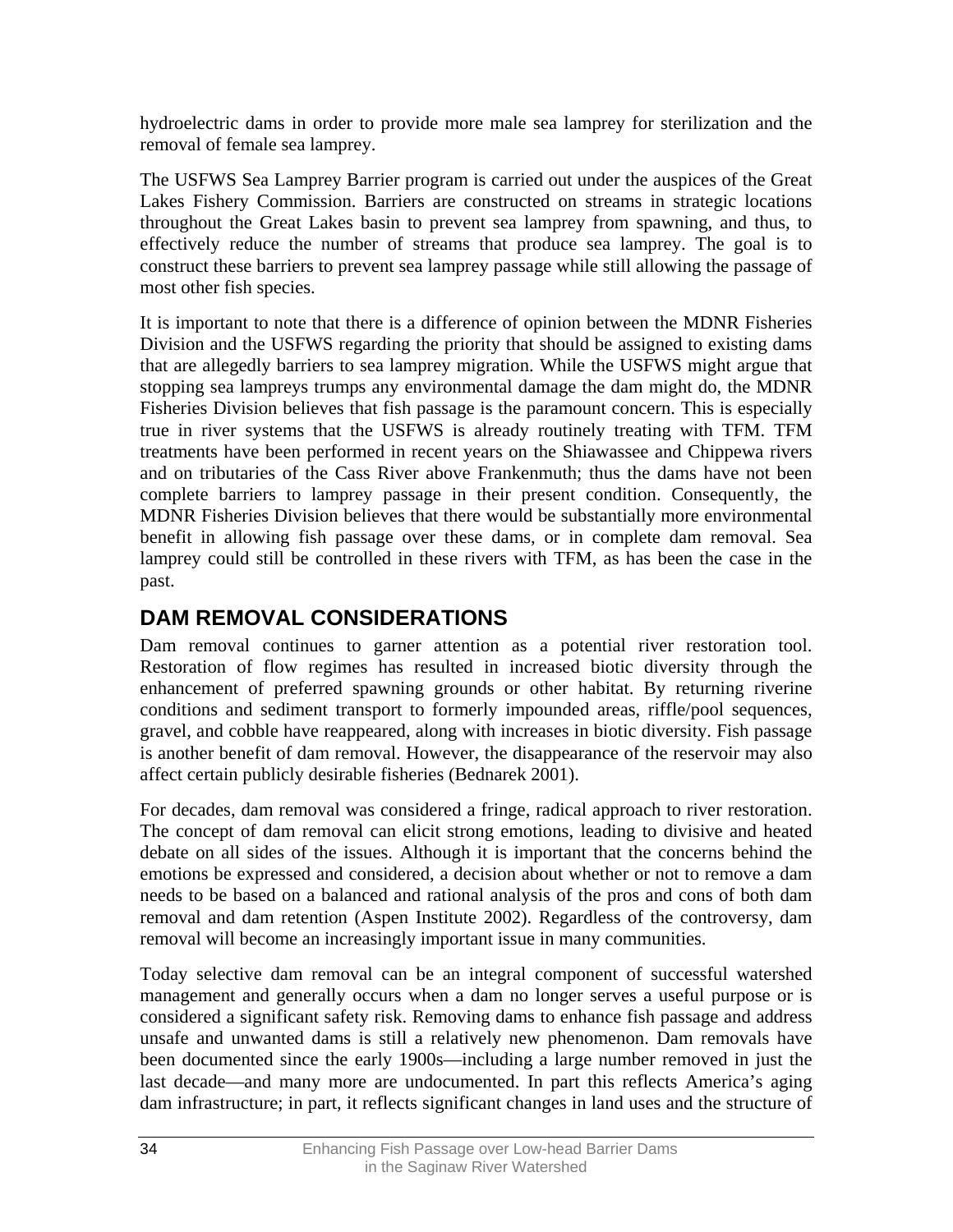hydroelectric dams in order to provide more male sea lamprey for sterilization and the removal of female sea lamprey.

The USFWS Sea Lamprey Barrier program is carried out under the auspices of the Great Lakes Fishery Commission. Barriers are constructed on streams in strategic locations throughout the Great Lakes basin to prevent sea lamprey from spawning, and thus, to effectively reduce the number of streams that produce sea lamprey. The goal is to construct these barriers to prevent sea lamprey passage while still allowing the passage of most other fish species.

It is important to note that there is a difference of opinion between the MDNR Fisheries Division and the USFWS regarding the priority that should be assigned to existing dams that are allegedly barriers to sea lamprey migration. While the USFWS might argue that stopping sea lampreys trumps any environmental damage the dam might do, the MDNR Fisheries Division believes that fish passage is the paramount concern. This is especially true in river systems that the USFWS is already routinely treating with TFM. TFM treatments have been performed in recent years on the Shiawassee and Chippewa rivers and on tributaries of the Cass River above Frankenmuth; thus the dams have not been complete barriers to lamprey passage in their present condition. Consequently, the MDNR Fisheries Division believes that there would be substantially more environmental benefit in allowing fish passage over these dams, or in complete dam removal. Sea lamprey could still be controlled in these rivers with TFM, as has been the case in the past.

## DAM REMOVAL CONSIDERATIONS

Dam removal continues to garner attention as a potential river restoration tool. Restoration of flow regimes has resulted in increased biotic diversity through the enhancement of preferred spawning grounds or other habitat. By returning riverine conditions and sediment transport to formerly impounded areas, riffle/pool sequences, gravel, and cobble have reappeared, along with increases in biotic diversity. Fish passage is another benefit of dam removal. However, the disappearance of the reservoir may also affect certain publicly desirable fisheries (Bednarek 2001).

For decades, dam removal was considered a fringe, radical approach to river restoration. The concept of dam removal can elicit strong emotions, leading to divisive and heated debate on all sides of the issues. Although it is important that the concerns behind the emotions be expressed and considered, a decision about whether or not to remove a dam needs to be based on a balanced and rational analysis of the pros and cons of both dam removal and dam retention (Aspen Institute 2002). Regardless of the controversy, dam removal will become an increasingly important issue in many communities.

Today selective dam removal can be an integral component of successful watershed management and generally occurs when a dam no longer serves a useful purpose or is considered a significant safety risk. Removing dams to enhance fish passage and address unsafe and unwanted dams is still a relatively new phenomenon. Dam removals have been documented since the early 1900s—including a large number removed in just the last decade—and many more are undocumented. In part this reflects America's aging dam infrastructure; in part, it reflects significant changes in land uses and the structure of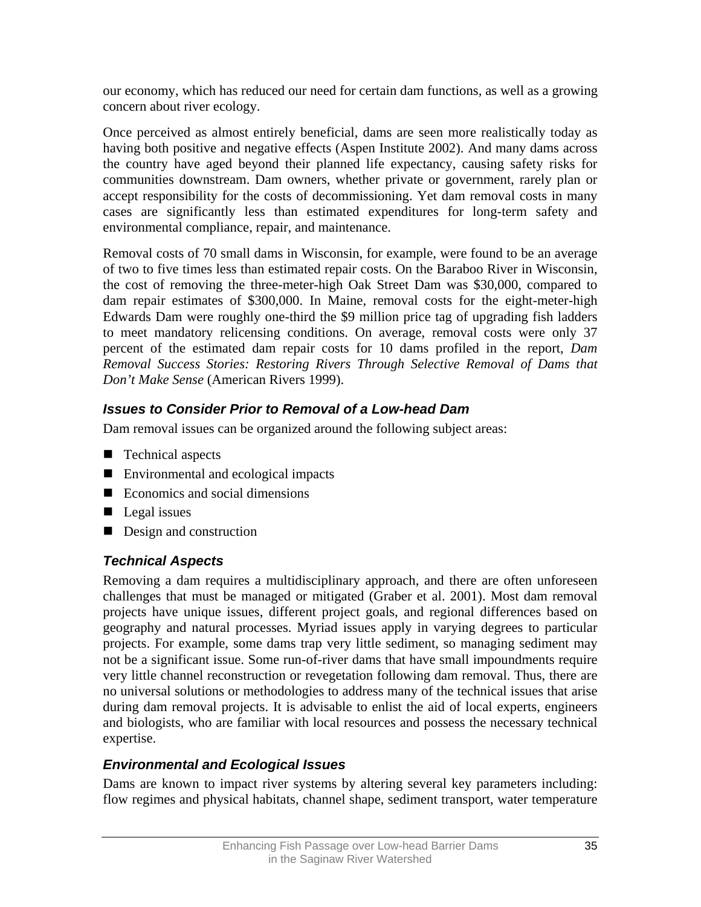our economy, which has reduced our need for certain dam functions, as well as a growing concern about river ecology.

Once perceived as almost entirely beneficial, dams are seen more realistically today as having both positive and negative effects (Aspen Institute 2002). And many dams across the country have aged beyond their planned life expectancy, causing safety risks for communities downstream. Dam owners, whether private or government, rarely plan or accept responsibility for the costs of decommissioning. Yet dam removal costs in many cases are significantly less than estimated expenditures for long-term safety and environmental compliance, repair, and maintenance.

Removal costs of 70 small dams in Wisconsin, for example, were found to be an average of two to five times less than estimated repair costs. On the Baraboo River in Wisconsin, the cost of removing the three-meter-high Oak Street Dam was $30,000, compared to dam repair estimates of $300,000. In Maine, removal costs for the eight-meter-high Edwards Dam were roughly one-third the $9 million price tag of upgrading fish ladders to meet mandatory relicensing conditions. On average, removal costs were only 37 percent of the estimated dam repair costs for 10 dams profiled in the report, *Dam Removal Success Stories: Restoring Rivers Through Selective Removal of Dams that Don't Make Sense* (American Rivers 1999).

### *Issues to Consider Prior to Removal of a Low-head Dam*

Dam removal issues can be organized around the following subject areas:

- Technical aspects
- Environmental and ecological impacts
- Economics and social dimensions
- Legal issues
- Design and construction

### *Technical Aspects*

Removing a dam requires a multidisciplinary approach, and there are often unforeseen challenges that must be managed or mitigated (Graber et al. 2001). Most dam removal projects have unique issues, different project goals, and regional differences based on geography and natural processes. Myriad issues apply in varying degrees to particular projects. For example, some dams trap very little sediment, so managing sediment may not be a significant issue. Some run-of-river dams that have small impoundments require very little channel reconstruction or revegetation following dam removal. Thus, there are no universal solutions or methodologies to address many of the technical issues that arise during dam removal projects. It is advisable to enlist the aid of local experts, engineers and biologists, who are familiar with local resources and possess the necessary technical expertise.

### *Environmental and Ecological Issues*

Dams are known to impact river systems by altering several key parameters including: flow regimes and physical habitats, channel shape, sediment transport, water temperature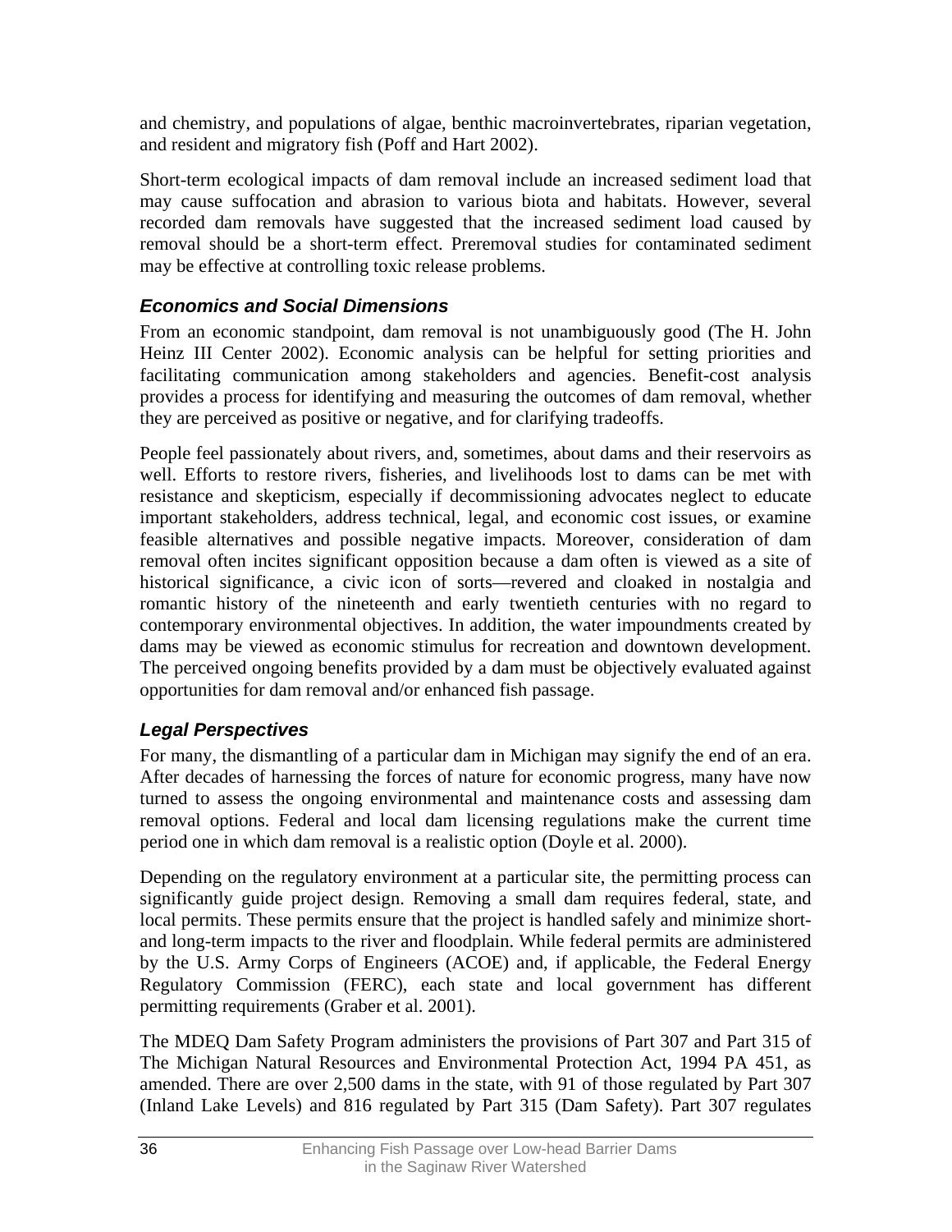and chemistry, and populations of algae, benthic macroinvertebrates, riparian vegetation, and resident and migratory fish (Poff and Hart 2002).

Short-term ecological impacts of dam removal include an increased sediment load that may cause suffocation and abrasion to various biota and habitats. However, several recorded dam removals have suggested that the increased sediment load caused by removal should be a short-term effect. Preremoval studies for contaminated sediment may be effective at controlling toxic release problems.

### *Economics and Social Dimensions*

From an economic standpoint, dam removal is not unambiguously good (The H. John Heinz III Center 2002). Economic analysis can be helpful for setting priorities and facilitating communication among stakeholders and agencies. Benefit-cost analysis provides a process for identifying and measuring the outcomes of dam removal, whether they are perceived as positive or negative, and for clarifying tradeoffs.

People feel passionately about rivers, and, sometimes, about dams and their reservoirs as well. Efforts to restore rivers, fisheries, and livelihoods lost to dams can be met with resistance and skepticism, especially if decommissioning advocates neglect to educate important stakeholders, address technical, legal, and economic cost issues, or examine feasible alternatives and possible negative impacts. Moreover, consideration of dam removal often incites significant opposition because a dam often is viewed as a site of historical significance, a civic icon of sorts—revered and cloaked in nostalgia and romantic history of the nineteenth and early twentieth centuries with no regard to contemporary environmental objectives. In addition, the water impoundments created by dams may be viewed as economic stimulus for recreation and downtown development. The perceived ongoing benefits provided by a dam must be objectively evaluated against opportunities for dam removal and/or enhanced fish passage.

### *Legal Perspectives*

For many, the dismantling of a particular dam in Michigan may signify the end of an era. After decades of harnessing the forces of nature for economic progress, many have now turned to assess the ongoing environmental and maintenance costs and assessing dam removal options. Federal and local dam licensing regulations make the current time period one in which dam removal is a realistic option (Doyle et al. 2000).

Depending on the regulatory environment at a particular site, the permitting process can significantly guide project design. Removing a small dam requires federal, state, and local permits. These permits ensure that the project is handled safely and minimize short- and long-term impacts to the river and floodplain. While federal permits are administered by the U.S. Army Corps of Engineers (ACOE) and, if applicable, the Federal Energy Regulatory Commission (FERC), each state and local government has different permitting requirements (Graber et al. 2001).

The MDEQ Dam Safety Program administers the provisions of Part 307 and Part 315 of The Michigan Natural Resources and Environmental Protection Act, 1994 PA 451, as amended. There are over 2,500 dams in the state, with 91 of those regulated by Part 307 (Inland Lake Levels) and 816 regulated by Part 315 (Dam Safety). Part 307 regulates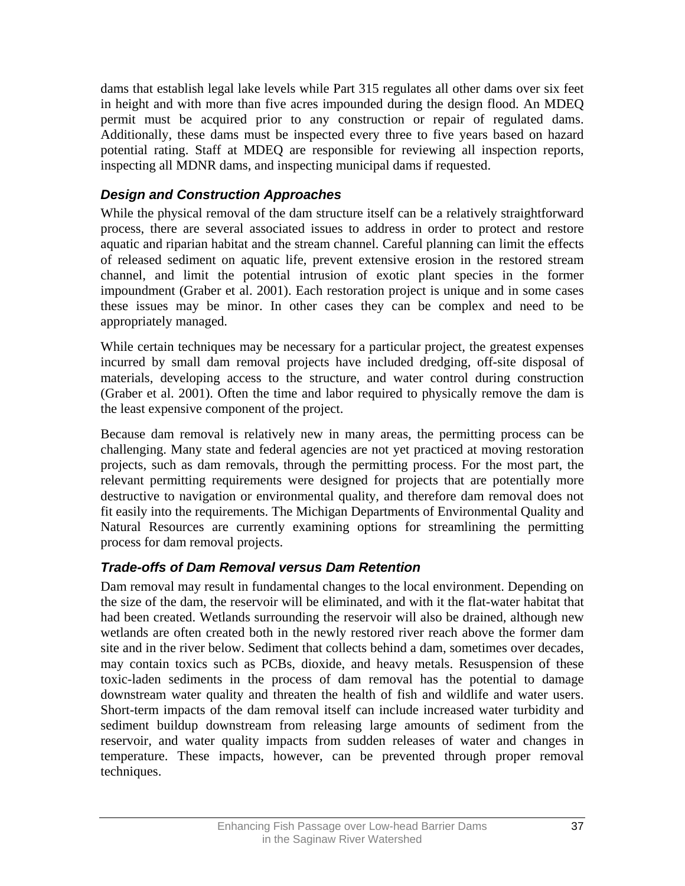dams that establish legal lake levels while Part 315 regulates all other dams over six feet in height and with more than five acres impounded during the design flood. An MDEQ permit must be acquired prior to any construction or repair of regulated dams. Additionally, these dams must be inspected every three to five years based on hazard potential rating. Staff at MDEQ are responsible for reviewing all inspection reports, inspecting all MDNR dams, and inspecting municipal dams if requested.

### *Design and Construction Approaches*

While the physical removal of the dam structure itself can be a relatively straightforward process, there are several associated issues to address in order to protect and restore aquatic and riparian habitat and the stream channel. Careful planning can limit the effects of released sediment on aquatic life, prevent extensive erosion in the restored stream channel, and limit the potential intrusion of exotic plant species in the former impoundment (Graber et al. 2001). Each restoration project is unique and in some cases these issues may be minor. In other cases they can be complex and need to be appropriately managed.

While certain techniques may be necessary for a particular project, the greatest expenses incurred by small dam removal projects have included dredging, off-site disposal of materials, developing access to the structure, and water control during construction (Graber et al. 2001). Often the time and labor required to physically remove the dam is the least expensive component of the project.

Because dam removal is relatively new in many areas, the permitting process can be challenging. Many state and federal agencies are not yet practiced at moving restoration projects, such as dam removals, through the permitting process. For the most part, the relevant permitting requirements were designed for projects that are potentially more destructive to navigation or environmental quality, and therefore dam removal does not fit easily into the requirements. The Michigan Departments of Environmental Quality and Natural Resources are currently examining options for streamlining the permitting process for dam removal projects.

### *Trade-offs of Dam Removal versus Dam Retention*

Dam removal may result in fundamental changes to the local environment. Depending on the size of the dam, the reservoir will be eliminated, and with it the flat-water habitat that had been created. Wetlands surrounding the reservoir will also be drained, although new wetlands are often created both in the newly restored river reach above the former dam site and in the river below. Sediment that collects behind a dam, sometimes over decades, may contain toxics such as PCBs, dioxide, and heavy metals. Resuspension of these toxic-laden sediments in the process of dam removal has the potential to damage downstream water quality and threaten the health of fish and wildlife and water users. Short-term impacts of the dam removal itself can include increased water turbidity and sediment buildup downstream from releasing large amounts of sediment from the reservoir, and water quality impacts from sudden releases of water and changes in temperature. These impacts, however, can be prevented through proper removal techniques.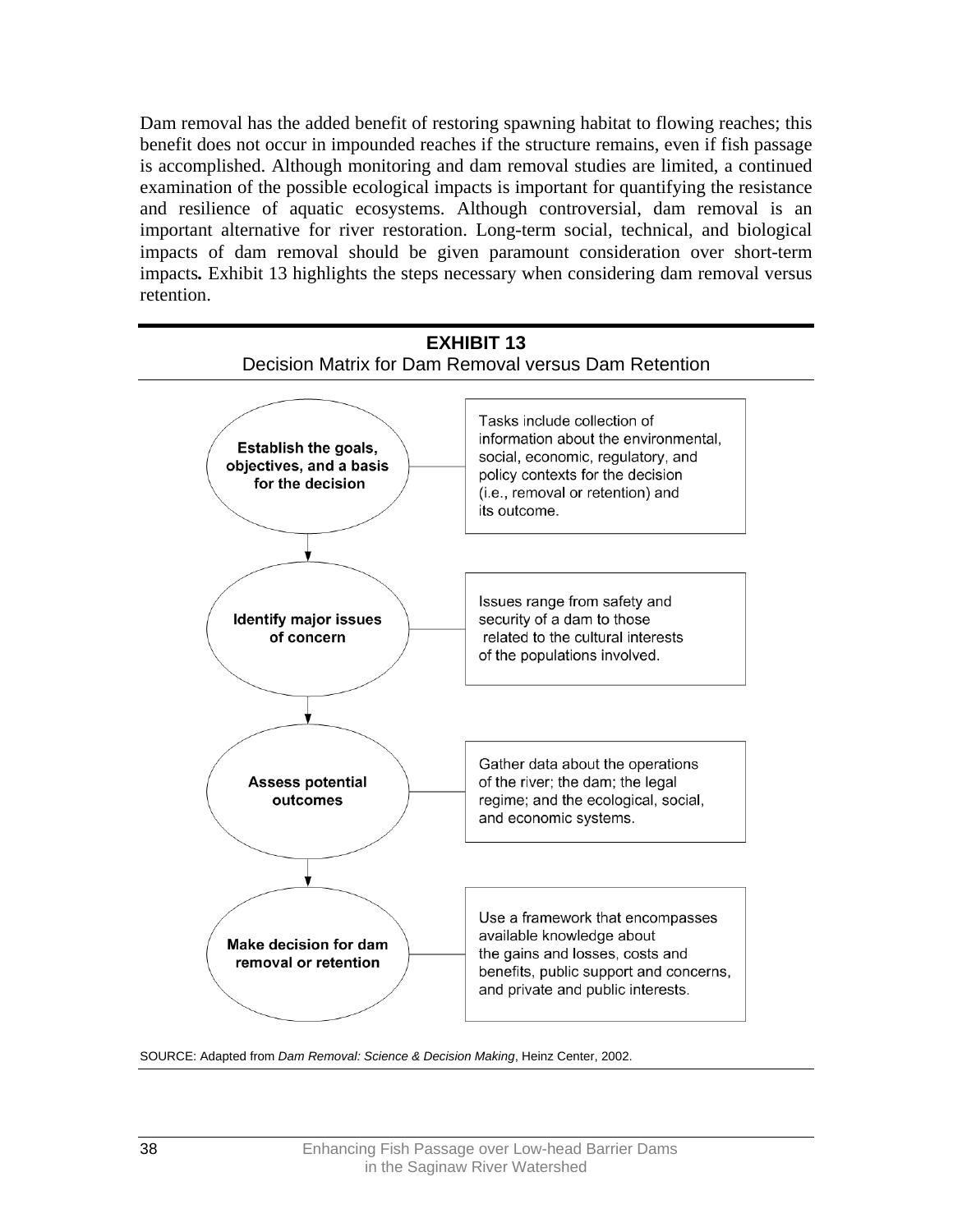Dam removal has the added benefit of restoring spawning habitat to flowing reaches; this benefit does not occur in impounded reaches if the structure remains, even if fish passage is accomplished. Although monitoring and dam removal studies are limited, a continued examination of the possible ecological impacts is important for quantifying the resistance and resilience of aquatic ecosystems. Although controversial, dam removal is an important alternative for river restoration. Long-term social, technical, and biological impacts of dam removal should be given paramount consideration over short-term impacts**.** Exhibit 13 highlights the steps necessary when considering dam removal versus retention.

**EXHIBIT 13**

Decision Matrix for Dam Removal versus Dam Retention

| Step | Description |
| --- | --- |
| **Establish the goals, objectives, and a basis for the decision** | Tasks include collection of information about the environmental, social, economic, regulatory, and policy contexts for the decision (i.e., removal or retention) and its outcome. |
| **Identify major issues of concern** | Issues range from safety and security of a dam to those related to the cultural interests of the populations involved. |
| **Assess potential outcomes** | Gather data about the operations of the river; the dam; the legal regime; and the ecological, social, and economic systems. |
| **Make decision for dam removal or retention** | Use a framework that encompasses available knowledge about the gains and losses, costs and benefits, public support and concerns, and private and public interests. |

SOURCE: Adapted from *Dam Removal: Science & Decision Making*, Heinz Center, 2002.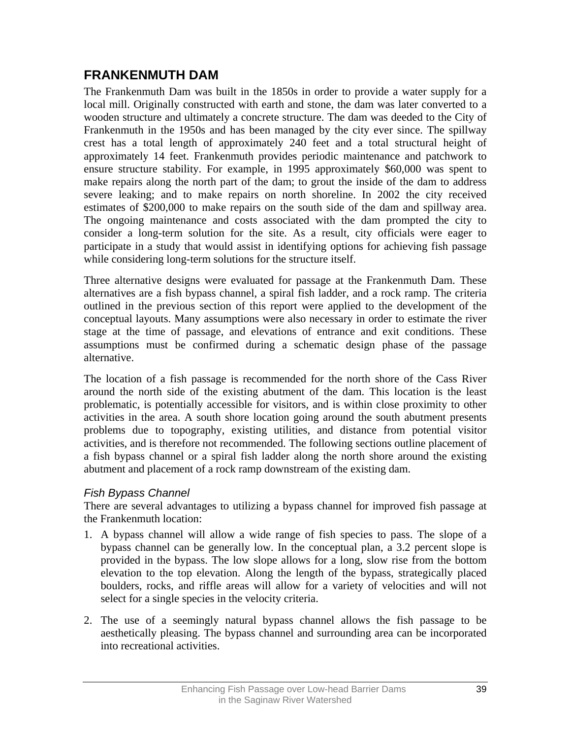## FRANKENMUTH DAM

The Frankenmuth Dam was built in the 1850s in order to provide a water supply for a local mill. Originally constructed with earth and stone, the dam was later converted to a wooden structure and ultimately a concrete structure. The dam was deeded to the City of Frankenmuth in the 1950s and has been managed by the city ever since. The spillway crest has a total length of approximately 240 feet and a total structural height of approximately 14 feet. Frankenmuth provides periodic maintenance and patchwork to ensure structure stability. For example, in 1995 approximately $60,000 was spent to make repairs along the north part of the dam; to grout the inside of the dam to address severe leaking; and to make repairs on north shoreline. In 2002 the city received estimates of $200,000 to make repairs on the south side of the dam and spillway area. The ongoing maintenance and costs associated with the dam prompted the city to consider a long-term solution for the site. As a result, city officials were eager to participate in a study that would assist in identifying options for achieving fish passage while considering long-term solutions for the structure itself.

Three alternative designs were evaluated for passage at the Frankenmuth Dam. These alternatives are a fish bypass channel, a spiral fish ladder, and a rock ramp. The criteria outlined in the previous section of this report were applied to the development of the conceptual layouts. Many assumptions were also necessary in order to estimate the river stage at the time of passage, and elevations of entrance and exit conditions. These assumptions must be confirmed during a schematic design phase of the passage alternative.

The location of a fish passage is recommended for the north shore of the Cass River around the north side of the existing abutment of the dam. This location is the least problematic, is potentially accessible for visitors, and is within close proximity to other activities in the area. A south shore location going around the south abutment presents problems due to topography, existing utilities, and distance from potential visitor activities, and is therefore not recommended. The following sections outline placement of a fish bypass channel or a spiral fish ladder along the north shore around the existing abutment and placement of a rock ramp downstream of the existing dam.

### *Fish Bypass Channel*

There are several advantages to utilizing a bypass channel for improved fish passage at the Frankenmuth location:

1. A bypass channel will allow a wide range of fish species to pass. The slope of a bypass channel can be generally low. In the conceptual plan, a 3.2 percent slope is provided in the bypass. The low slope allows for a long, slow rise from the bottom elevation to the top elevation. Along the length of the bypass, strategically placed boulders, rocks, and riffle areas will allow for a variety of velocities and will not select for a single species in the velocity criteria.

2. The use of a seemingly natural bypass channel allows the fish passage to be aesthetically pleasing. The bypass channel and surrounding area can be incorporated into recreational activities.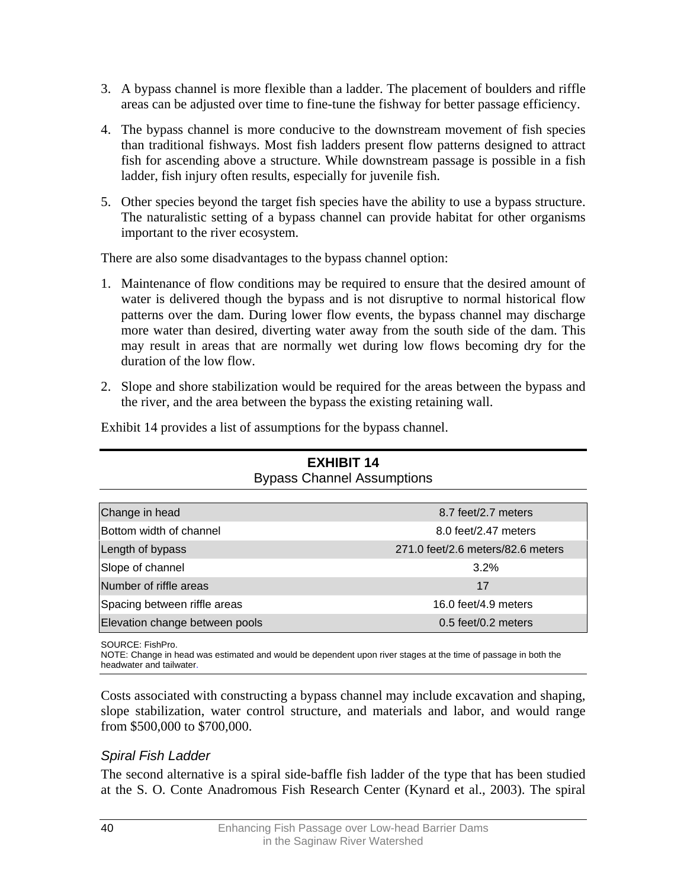3. A bypass channel is more flexible than a ladder. The placement of boulders and riffle areas can be adjusted over time to fine-tune the fishway for better passage efficiency.

4. The bypass channel is more conducive to the downstream movement of fish species than traditional fishways. Most fish ladders present flow patterns designed to attract fish for ascending above a structure. While downstream passage is possible in a fish ladder, fish injury often results, especially for juvenile fish.

5. Other species beyond the target fish species have the ability to use a bypass structure. The naturalistic setting of a bypass channel can provide habitat for other organisms important to the river ecosystem.

There are also some disadvantages to the bypass channel option:

1. Maintenance of flow conditions may be required to ensure that the desired amount of water is delivered though the bypass and is not disruptive to normal historical flow patterns over the dam. During lower flow events, the bypass channel may discharge more water than desired, diverting water away from the south side of the dam. This may result in areas that are normally wet during low flows becoming dry for the duration of the low flow.

2. Slope and shore stabilization would be required for the areas between the bypass and the river, and the area between the bypass the existing retaining wall.

Exhibit 14 provides a list of assumptions for the bypass channel.

**EXHIBIT 14**
Bypass Channel Assumptions

| | |
|---|---|
| Change in head | 8.7 feet/2.7 meters |
| Bottom width of channel | 8.0 feet/2.47 meters |
| Length of bypass | 271.0 feet/2.6 meters/82.6 meters |
| Slope of channel | 3.2% |
| Number of riffle areas | 17 |
| Spacing between riffle areas | 16.0 feet/4.9 meters |
| Elevation change between pools | 0.5 feet/0.2 meters |

SOURCE: FishPro.
NOTE: Change in head was estimated and would be dependent upon river stages at the time of passage in both the headwater and tailwater.

Costs associated with constructing a bypass channel may include excavation and shaping, slope stabilization, water control structure, and materials and labor, and would range from $500,000 to $700,000.

### *Spiral Fish Ladder*

The second alternative is a spiral side-baffle fish ladder of the type that has been studied at the S. O. Conte Anadromous Fish Research Center (Kynard et al., 2003). The spiral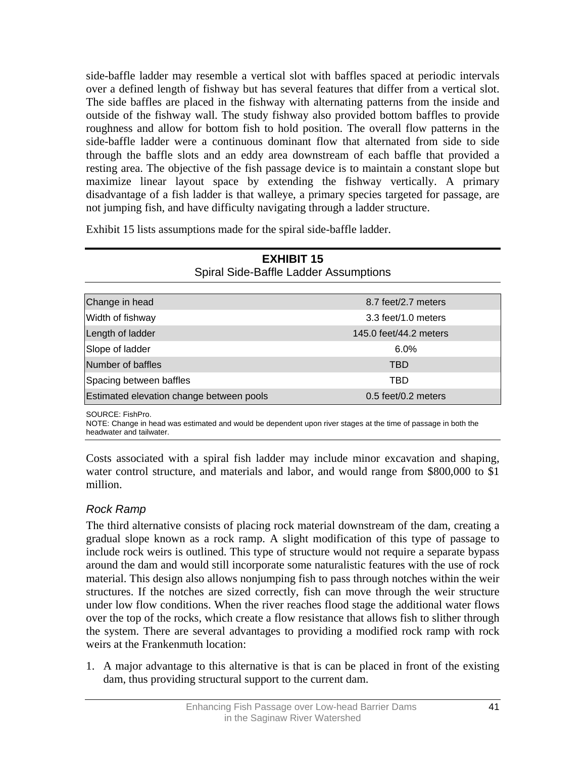side-baffle ladder may resemble a vertical slot with baffles spaced at periodic intervals over a defined length of fishway but has several features that differ from a vertical slot. The side baffles are placed in the fishway with alternating patterns from the inside and outside of the fishway wall. The study fishway also provided bottom baffles to provide roughness and allow for bottom fish to hold position. The overall flow patterns in the side-baffle ladder were a continuous dominant flow that alternated from side to side through the baffle slots and an eddy area downstream of each baffle that provided a resting area. The objective of the fish passage device is to maintain a constant slope but maximize linear layout space by extending the fishway vertically. A primary disadvantage of a fish ladder is that walleye, a primary species targeted for passage, are not jumping fish, and have difficulty navigating through a ladder structure.

Exhibit 15 lists assumptions made for the spiral side-baffle ladder.

**EXHIBIT 15**
Spiral Side-Baffle Ladder Assumptions

| | |
|---|---|
| Change in head | 8.7 feet/2.7 meters |
| Width of fishway | 3.3 feet/1.0 meters |
| Length of ladder | 145.0 feet/44.2 meters |
| Slope of ladder | 6.0% |
| Number of baffles | TBD |
| Spacing between baffles | TBD |
| Estimated elevation change between pools | 0.5 feet/0.2 meters |

SOURCE: FishPro.
NOTE: Change in head was estimated and would be dependent upon river stages at the time of passage in both the headwater and tailwater.

Costs associated with a spiral fish ladder may include minor excavation and shaping, water control structure, and materials and labor, and would range from $800,000 to $1 million.

### *Rock Ramp*

The third alternative consists of placing rock material downstream of the dam, creating a gradual slope known as a rock ramp. A slight modification of this type of passage to include rock weirs is outlined. This type of structure would not require a separate bypass around the dam and would still incorporate some naturalistic features with the use of rock material. This design also allows nonjumping fish to pass through notches within the weir structures. If the notches are sized correctly, fish can move through the weir structure under low flow conditions. When the river reaches flood stage the additional water flows over the top of the rocks, which create a flow resistance that allows fish to slither through the system. There are several advantages to providing a modified rock ramp with rock weirs at the Frankenmuth location:

1. A major advantage to this alternative is that is can be placed in front of the existing dam, thus providing structural support to the current dam.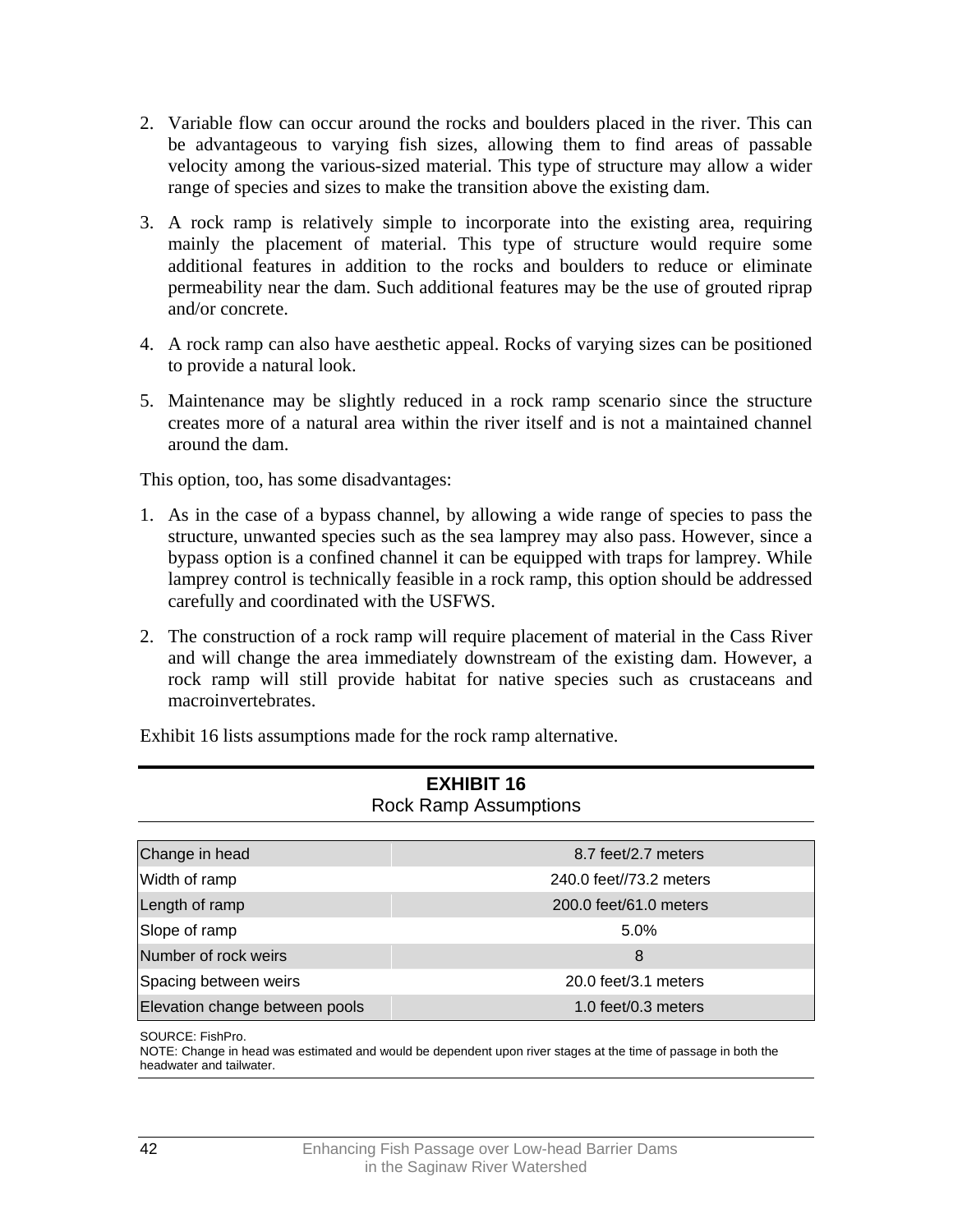2. Variable flow can occur around the rocks and boulders placed in the river. This can be advantageous to varying fish sizes, allowing them to find areas of passable velocity among the various-sized material. This type of structure may allow a wider range of species and sizes to make the transition above the existing dam.

3. A rock ramp is relatively simple to incorporate into the existing area, requiring mainly the placement of material. This type of structure would require some additional features in addition to the rocks and boulders to reduce or eliminate permeability near the dam. Such additional features may be the use of grouted riprap and/or concrete.

4. A rock ramp can also have aesthetic appeal. Rocks of varying sizes can be positioned to provide a natural look.

5. Maintenance may be slightly reduced in a rock ramp scenario since the structure creates more of a natural area within the river itself and is not a maintained channel around the dam.

This option, too, has some disadvantages:

1. As in the case of a bypass channel, by allowing a wide range of species to pass the structure, unwanted species such as the sea lamprey may also pass. However, since a bypass option is a confined channel it can be equipped with traps for lamprey. While lamprey control is technically feasible in a rock ramp, this option should be addressed carefully and coordinated with the USFWS.

2. The construction of a rock ramp will require placement of material in the Cass River and will change the area immediately downstream of the existing dam. However, a rock ramp will still provide habitat for native species such as crustaceans and macroinvertebrates.

Exhibit 16 lists assumptions made for the rock ramp alternative.

**EXHIBIT 16**
Rock Ramp Assumptions

| | |
|---|---|
| Change in head | 8.7 feet/2.7 meters |
| Width of ramp | 240.0 feet//73.2 meters |
| Length of ramp | 200.0 feet/61.0 meters |
| Slope of ramp | 5.0% |
| Number of rock weirs | 8 |
| Spacing between weirs | 20.0 feet/3.1 meters |
| Elevation change between pools | 1.0 feet/0.3 meters |

SOURCE: FishPro.
NOTE: Change in head was estimated and would be dependent upon river stages at the time of passage in both the headwater and tailwater.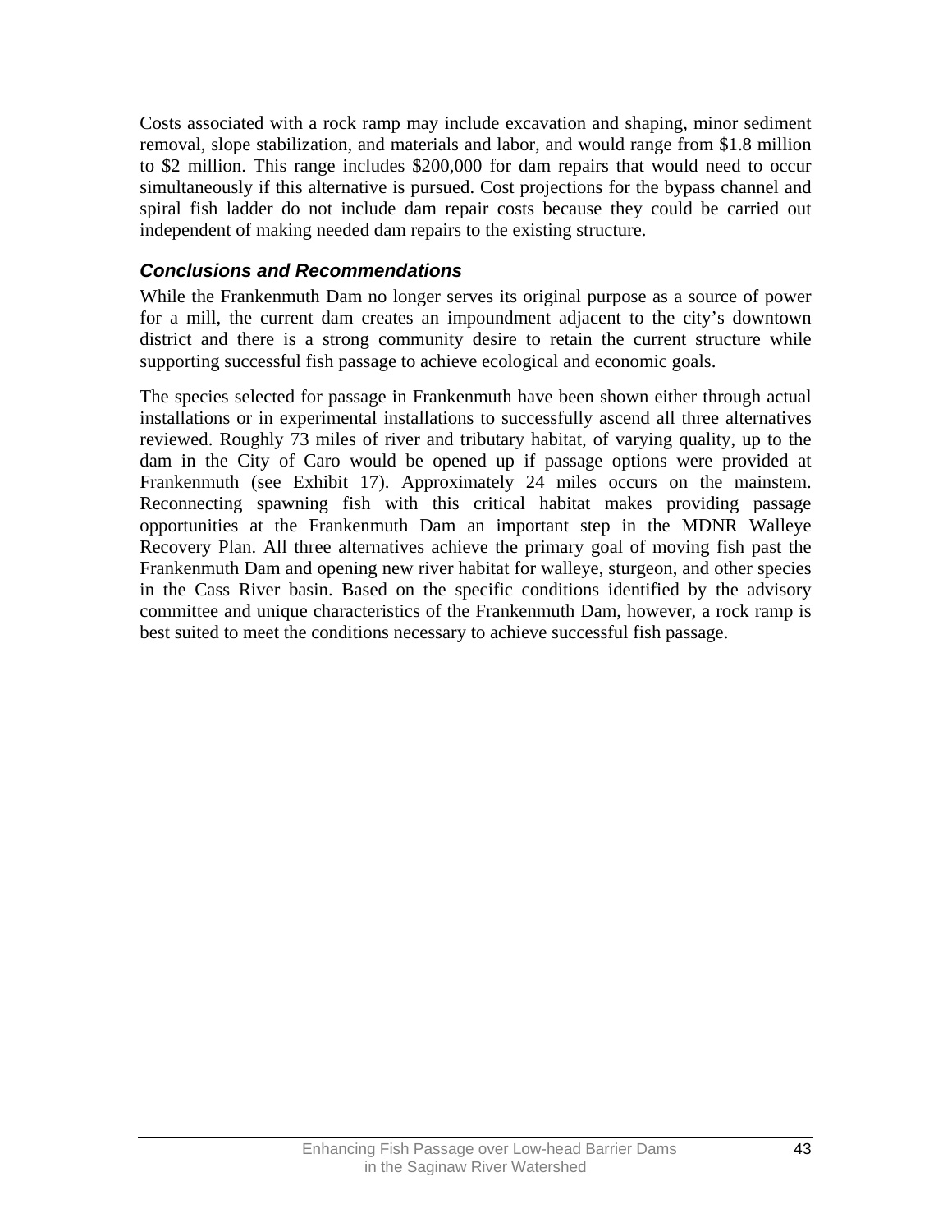Costs associated with a rock ramp may include excavation and shaping, minor sediment removal, slope stabilization, and materials and labor, and would range from $1.8 million to $2 million. This range includes $200,000 for dam repairs that would need to occur simultaneously if this alternative is pursued. Cost projections for the bypass channel and spiral fish ladder do not include dam repair costs because they could be carried out independent of making needed dam repairs to the existing structure.

### *Conclusions and Recommendations*

While the Frankenmuth Dam no longer serves its original purpose as a source of power for a mill, the current dam creates an impoundment adjacent to the city's downtown district and there is a strong community desire to retain the current structure while supporting successful fish passage to achieve ecological and economic goals.

The species selected for passage in Frankenmuth have been shown either through actual installations or in experimental installations to successfully ascend all three alternatives reviewed. Roughly 73 miles of river and tributary habitat, of varying quality, up to the dam in the City of Caro would be opened up if passage options were provided at Frankenmuth (see Exhibit 17). Approximately 24 miles occurs on the mainstem. Reconnecting spawning fish with this critical habitat makes providing passage opportunities at the Frankenmuth Dam an important step in the MDNR Walleye Recovery Plan. All three alternatives achieve the primary goal of moving fish past the Frankenmuth Dam and opening new river habitat for walleye, sturgeon, and other species in the Cass River basin. Based on the specific conditions identified by the advisory committee and unique characteristics of the Frankenmuth Dam, however, a rock ramp is best suited to meet the conditions necessary to achieve successful fish passage.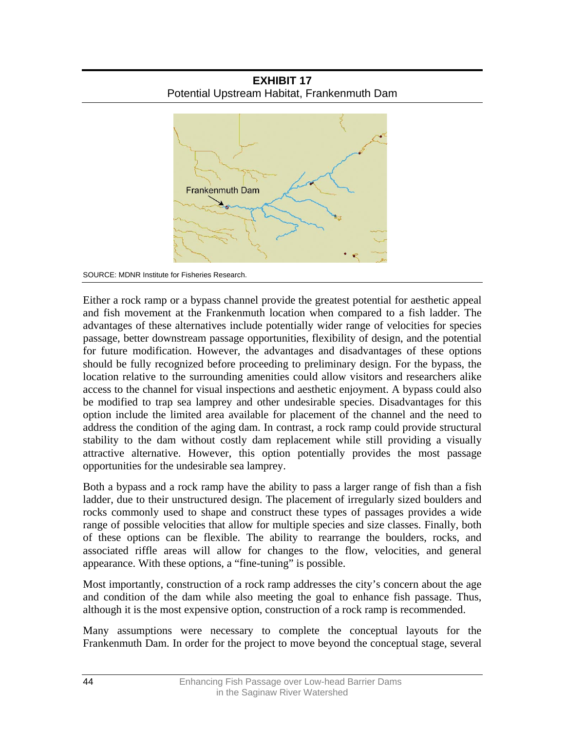**EXHIBIT 17**
Potential Upstream Habitat, Frankenmuth Dam

SOURCE: MDNR Institute for Fisheries Research.

Either a rock ramp or a bypass channel provide the greatest potential for aesthetic appeal and fish movement at the Frankenmuth location when compared to a fish ladder. The advantages of these alternatives include potentially wider range of velocities for species passage, better downstream passage opportunities, flexibility of design, and the potential for future modification. However, the advantages and disadvantages of these options should be fully recognized before proceeding to preliminary design. For the bypass, the location relative to the surrounding amenities could allow visitors and researchers alike access to the channel for visual inspections and aesthetic enjoyment. A bypass could also be modified to trap sea lamprey and other undesirable species. Disadvantages for this option include the limited area available for placement of the channel and the need to address the condition of the aging dam. In contrast, a rock ramp could provide structural stability to the dam without costly dam replacement while still providing a visually attractive alternative. However, this option potentially provides the most passage opportunities for the undesirable sea lamprey.

Both a bypass and a rock ramp have the ability to pass a larger range of fish than a fish ladder, due to their unstructured design. The placement of irregularly sized boulders and rocks commonly used to shape and construct these types of passages provides a wide range of possible velocities that allow for multiple species and size classes. Finally, both of these options can be flexible. The ability to rearrange the boulders, rocks, and associated riffle areas will allow for changes to the flow, velocities, and general appearance. With these options, a "fine-tuning" is possible.

Most importantly, construction of a rock ramp addresses the city's concern about the age and condition of the dam while also meeting the goal to enhance fish passage. Thus, although it is the most expensive option, construction of a rock ramp is recommended.

Many assumptions were necessary to complete the conceptual layouts for the Frankenmuth Dam. In order for the project to move beyond the conceptual stage, several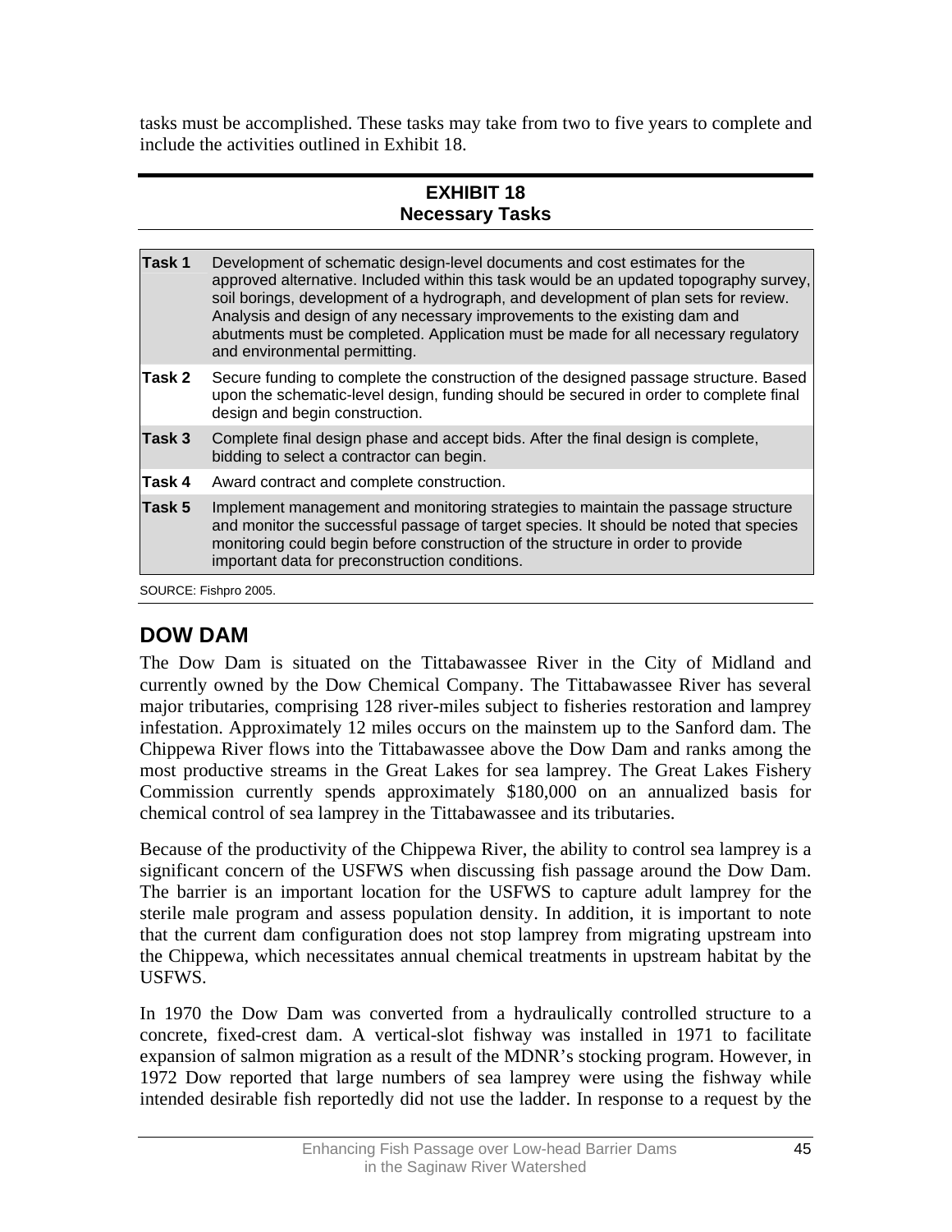tasks must be accomplished. These tasks may take from two to five years to complete and include the activities outlined in Exhibit 18.

**EXHIBIT 18**
**Necessary Tasks**

| | |
|---|---|
| **Task 1** | Development of schematic design-level documents and cost estimates for the approved alternative. Included within this task would be an updated topography survey, soil borings, development of a hydrograph, and development of plan sets for review. Analysis and design of any necessary improvements to the existing dam and abutments must be completed. Application must be made for all necessary regulatory and environmental permitting. |
| **Task 2** | Secure funding to complete the construction of the designed passage structure. Based upon the schematic-level design, funding should be secured in order to complete final design and begin construction. |
| **Task 3** | Complete final design phase and accept bids. After the final design is complete, bidding to select a contractor can begin. |
| **Task 4** | Award contract and complete construction. |
| **Task 5** | Implement management and monitoring strategies to maintain the passage structure and monitor the successful passage of target species. It should be noted that species monitoring could begin before construction of the structure in order to provide important data for preconstruction conditions. |

SOURCE: Fishpro 2005.

## DOW DAM

The Dow Dam is situated on the Tittabawassee River in the City of Midland and currently owned by the Dow Chemical Company. The Tittabawassee River has several major tributaries, comprising 128 river-miles subject to fisheries restoration and lamprey infestation. Approximately 12 miles occurs on the mainstem up to the Sanford dam. The Chippewa River flows into the Tittabawassee above the Dow Dam and ranks among the most productive streams in the Great Lakes for sea lamprey. The Great Lakes Fishery Commission currently spends approximately $180,000 on an annualized basis for chemical control of sea lamprey in the Tittabawassee and its tributaries.

Because of the productivity of the Chippewa River, the ability to control sea lamprey is a significant concern of the USFWS when discussing fish passage around the Dow Dam. The barrier is an important location for the USFWS to capture adult lamprey for the sterile male program and assess population density. In addition, it is important to note that the current dam configuration does not stop lamprey from migrating upstream into the Chippewa, which necessitates annual chemical treatments in upstream habitat by the USFWS.

In 1970 the Dow Dam was converted from a hydraulically controlled structure to a concrete, fixed-crest dam. A vertical-slot fishway was installed in 1971 to facilitate expansion of salmon migration as a result of the MDNR's stocking program. However, in 1972 Dow reported that large numbers of sea lamprey were using the fishway while intended desirable fish reportedly did not use the ladder. In response to a request by the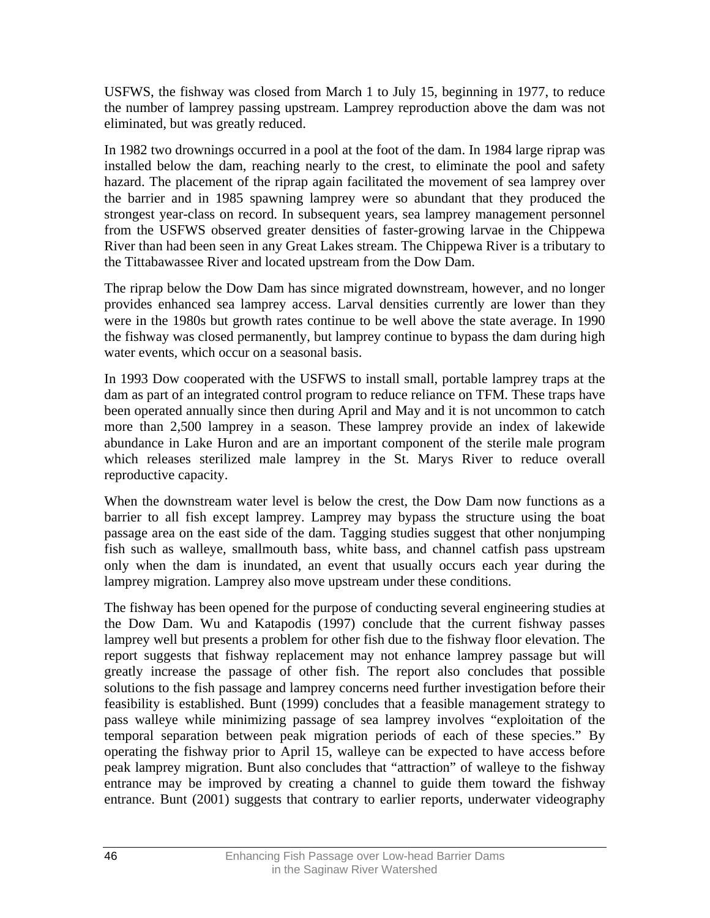USFWS, the fishway was closed from March 1 to July 15, beginning in 1977, to reduce the number of lamprey passing upstream. Lamprey reproduction above the dam was not eliminated, but was greatly reduced.

In 1982 two drownings occurred in a pool at the foot of the dam. In 1984 large riprap was installed below the dam, reaching nearly to the crest, to eliminate the pool and safety hazard. The placement of the riprap again facilitated the movement of sea lamprey over the barrier and in 1985 spawning lamprey were so abundant that they produced the strongest year-class on record. In subsequent years, sea lamprey management personnel from the USFWS observed greater densities of faster-growing larvae in the Chippewa River than had been seen in any Great Lakes stream. The Chippewa River is a tributary to the Tittabawassee River and located upstream from the Dow Dam.

The riprap below the Dow Dam has since migrated downstream, however, and no longer provides enhanced sea lamprey access. Larval densities currently are lower than they were in the 1980s but growth rates continue to be well above the state average. In 1990 the fishway was closed permanently, but lamprey continue to bypass the dam during high water events, which occur on a seasonal basis.

In 1993 Dow cooperated with the USFWS to install small, portable lamprey traps at the dam as part of an integrated control program to reduce reliance on TFM. These traps have been operated annually since then during April and May and it is not uncommon to catch more than 2,500 lamprey in a season. These lamprey provide an index of lakewide abundance in Lake Huron and are an important component of the sterile male program which releases sterilized male lamprey in the St. Marys River to reduce overall reproductive capacity.

When the downstream water level is below the crest, the Dow Dam now functions as a barrier to all fish except lamprey. Lamprey may bypass the structure using the boat passage area on the east side of the dam. Tagging studies suggest that other nonjumping fish such as walleye, smallmouth bass, white bass, and channel catfish pass upstream only when the dam is inundated, an event that usually occurs each year during the lamprey migration. Lamprey also move upstream under these conditions.

The fishway has been opened for the purpose of conducting several engineering studies at the Dow Dam. Wu and Katapodis (1997) conclude that the current fishway passes lamprey well but presents a problem for other fish due to the fishway floor elevation. The report suggests that fishway replacement may not enhance lamprey passage but will greatly increase the passage of other fish. The report also concludes that possible solutions to the fish passage and lamprey concerns need further investigation before their feasibility is established. Bunt (1999) concludes that a feasible management strategy to pass walleye while minimizing passage of sea lamprey involves "exploitation of the temporal separation between peak migration periods of each of these species." By operating the fishway prior to April 15, walleye can be expected to have access before peak lamprey migration. Bunt also concludes that "attraction" of walleye to the fishway entrance may be improved by creating a channel to guide them toward the fishway entrance. Bunt (2001) suggests that contrary to earlier reports, underwater videography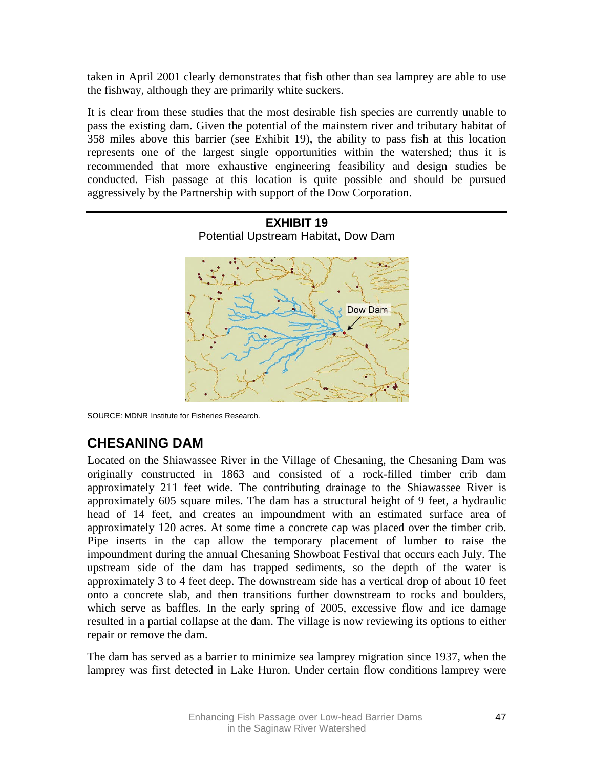taken in April 2001 clearly demonstrates that fish other than sea lamprey are able to use the fishway, although they are primarily white suckers.

It is clear from these studies that the most desirable fish species are currently unable to pass the existing dam. Given the potential of the mainstem river and tributary habitat of 358 miles above this barrier (see Exhibit 19), the ability to pass fish at this location represents one of the largest single opportunities within the watershed; thus it is recommended that more exhaustive engineering feasibility and design studies be conducted. Fish passage at this location is quite possible and should be pursued aggressively by the Partnership with support of the Dow Corporation.

**EXHIBIT 19**
Potential Upstream Habitat, Dow Dam

SOURCE: MDNR Institute for Fisheries Research.

## CHESANING DAM

Located on the Shiawassee River in the Village of Chesaning, the Chesaning Dam was originally constructed in 1863 and consisted of a rock-filled timber crib dam approximately 211 feet wide. The contributing drainage to the Shiawassee River is approximately 605 square miles. The dam has a structural height of 9 feet, a hydraulic head of 14 feet, and creates an impoundment with an estimated surface area of approximately 120 acres. At some time a concrete cap was placed over the timber crib. Pipe inserts in the cap allow the temporary placement of lumber to raise the impoundment during the annual Chesaning Showboat Festival that occurs each July. The upstream side of the dam has trapped sediments, so the depth of the water is approximately 3 to 4 feet deep. The downstream side has a vertical drop of about 10 feet onto a concrete slab, and then transitions further downstream to rocks and boulders, which serve as baffles. In the early spring of 2005, excessive flow and ice damage resulted in a partial collapse at the dam. The village is now reviewing its options to either repair or remove the dam.

The dam has served as a barrier to minimize sea lamprey migration since 1937, when the lamprey was first detected in Lake Huron. Under certain flow conditions lamprey were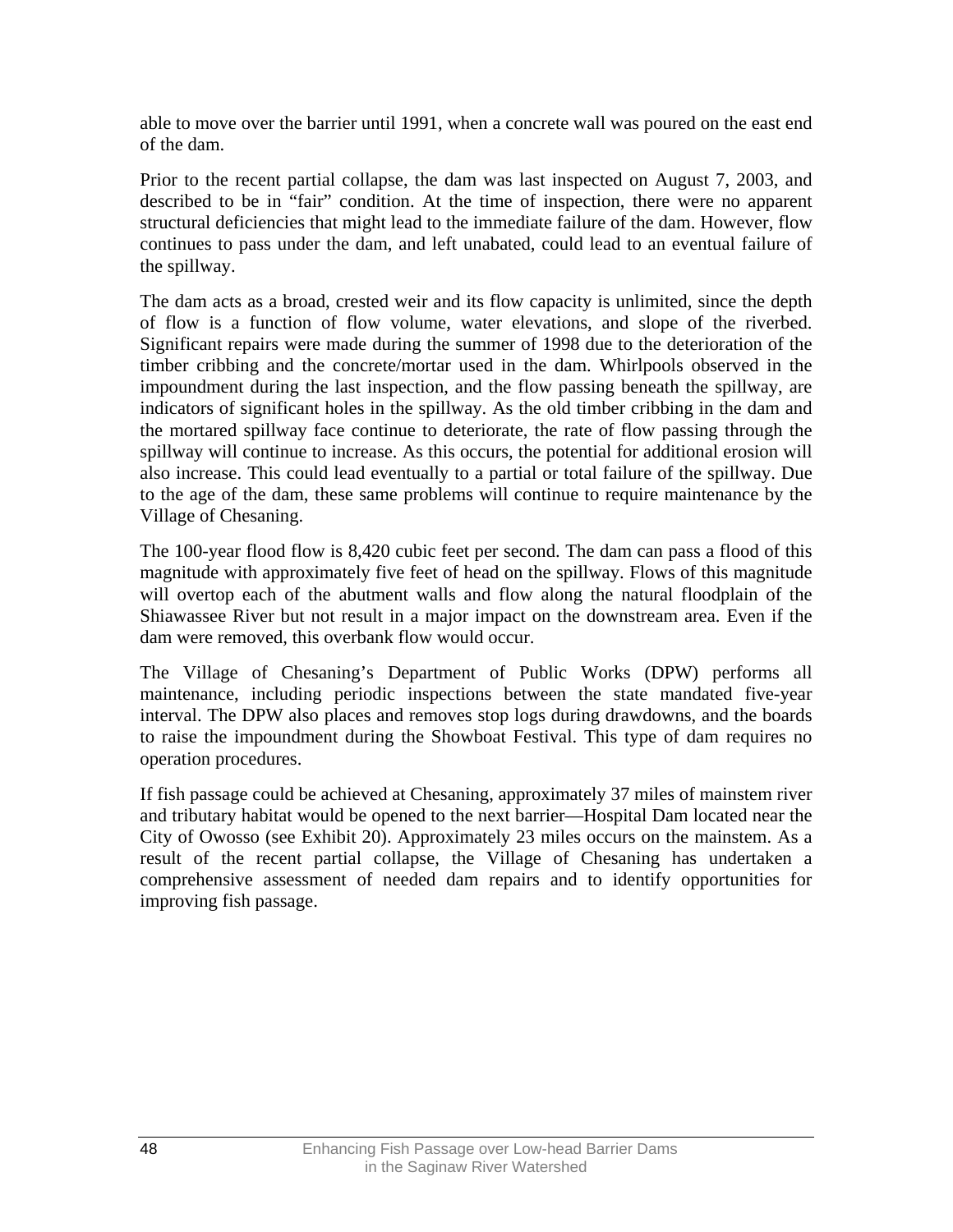able to move over the barrier until 1991, when a concrete wall was poured on the east end of the dam.

Prior to the recent partial collapse, the dam was last inspected on August 7, 2003, and described to be in “fair” condition. At the time of inspection, there were no apparent structural deficiencies that might lead to the immediate failure of the dam. However, flow continues to pass under the dam, and left unabated, could lead to an eventual failure of the spillway.

The dam acts as a broad, crested weir and its flow capacity is unlimited, since the depth of flow is a function of flow volume, water elevations, and slope of the riverbed. Significant repairs were made during the summer of 1998 due to the deterioration of the timber cribbing and the concrete/mortar used in the dam. Whirlpools observed in the impoundment during the last inspection, and the flow passing beneath the spillway, are indicators of significant holes in the spillway. As the old timber cribbing in the dam and the mortared spillway face continue to deteriorate, the rate of flow passing through the spillway will continue to increase. As this occurs, the potential for additional erosion will also increase. This could lead eventually to a partial or total failure of the spillway. Due to the age of the dam, these same problems will continue to require maintenance by the Village of Chesaning.

The 100-year flood flow is 8,420 cubic feet per second. The dam can pass a flood of this magnitude with approximately five feet of head on the spillway. Flows of this magnitude will overtop each of the abutment walls and flow along the natural floodplain of the Shiawassee River but not result in a major impact on the downstream area. Even if the dam were removed, this overbank flow would occur.

The Village of Chesaning’s Department of Public Works (DPW) performs all maintenance, including periodic inspections between the state mandated five-year interval. The DPW also places and removes stop logs during drawdowns, and the boards to raise the impoundment during the Showboat Festival. This type of dam requires no operation procedures.

If fish passage could be achieved at Chesaning, approximately 37 miles of mainstem river and tributary habitat would be opened to the next barrier—Hospital Dam located near the City of Owosso (see Exhibit 20). Approximately 23 miles occurs on the mainstem. As a result of the recent partial collapse, the Village of Chesaning has undertaken a comprehensive assessment of needed dam repairs and to identify opportunities for improving fish passage.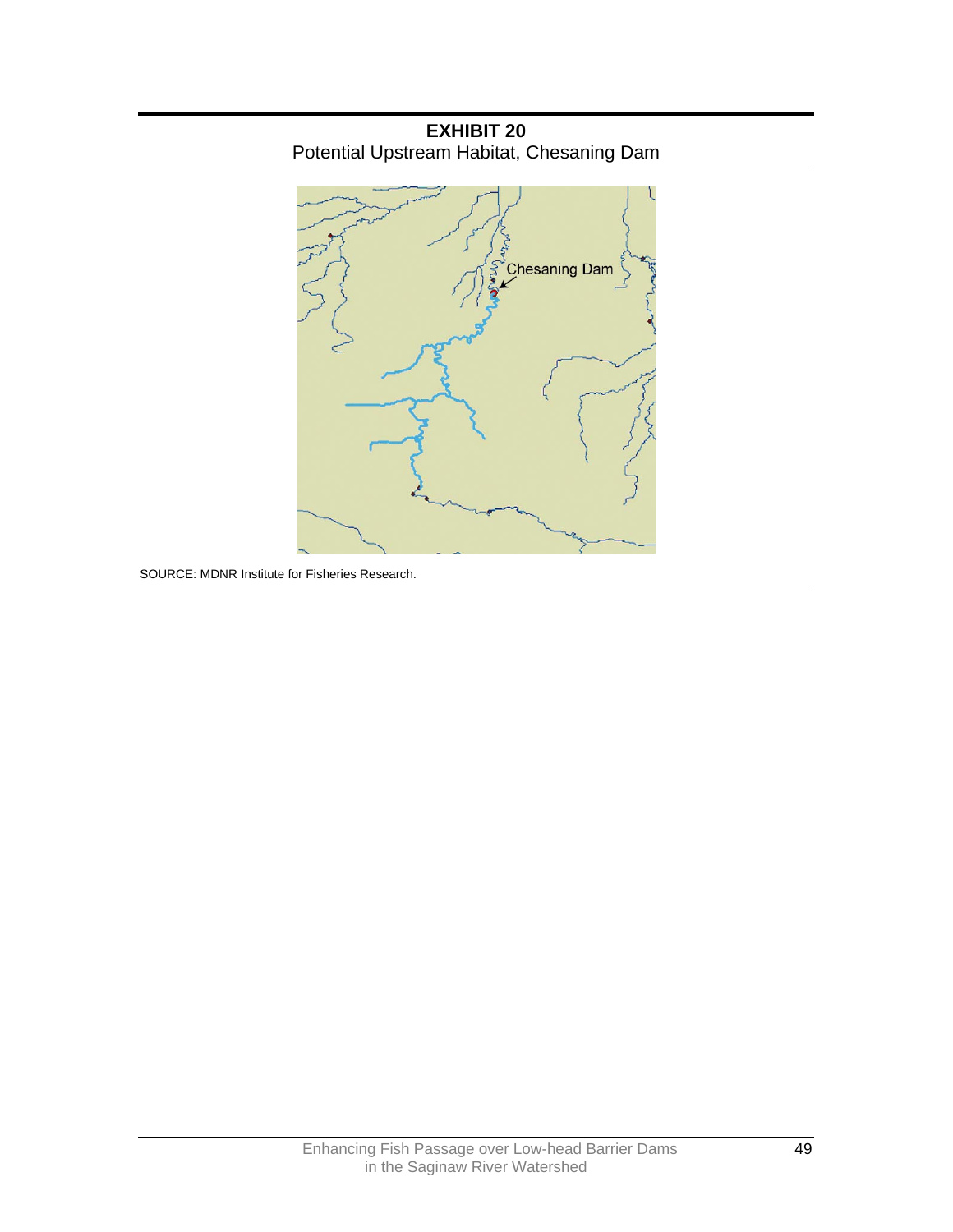**EXHIBIT 20**
Potential Upstream Habitat, Chesaning Dam

SOURCE: MDNR Institute for Fisheries Research.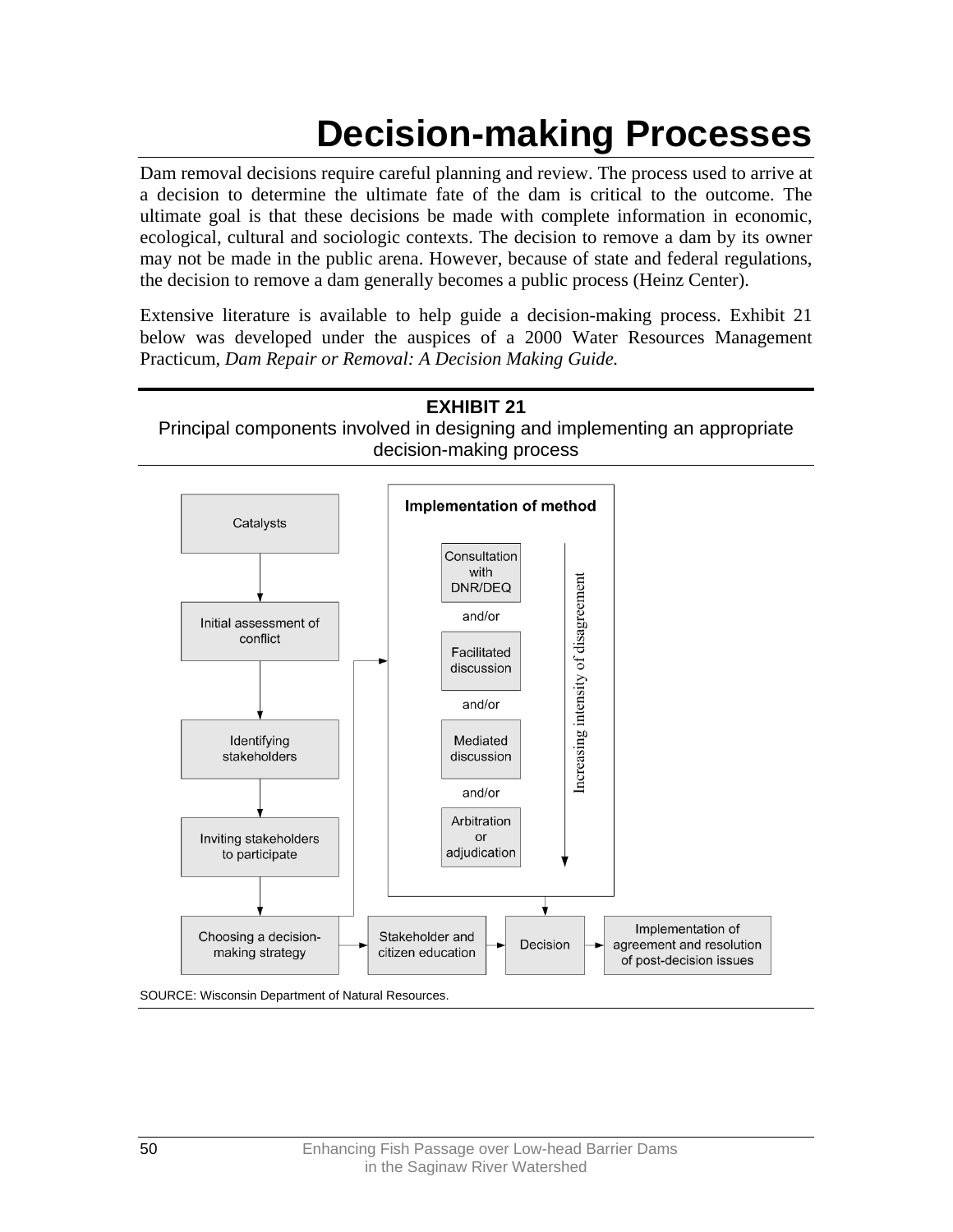# Decision-making Processes

Dam removal decisions require careful planning and review. The process used to arrive at a decision to determine the ultimate fate of the dam is critical to the outcome. The ultimate goal is that these decisions be made with complete information in economic, ecological, cultural and sociologic contexts. The decision to remove a dam by its owner may not be made in the public arena. However, because of state and federal regulations, the decision to remove a dam generally becomes a public process (Heinz Center).

Extensive literature is available to help guide a decision-making process. Exhibit 21 below was developed under the auspices of a 2000 Water Resources Management Practicum, *Dam Repair or Removal: A Decision Making Guide.*

**EXHIBIT 21**
Principal components involved in designing and implementing an appropriate decision-making process

Catalysts → Initial assessment of conflict → Identifying stakeholders → Inviting stakeholders to participate → Choosing a decision-making strategy → Stakeholder and citizen education → Decision → Implementation of agreement and resolution of post-decision issues

**Implementation of method** (Increasing intensity of disagreement)

- Consultation with DNR/DEQ
- and/or
- Facilitated discussion
- and/or
- Mediated discussion
- and/or
- Arbitration or adjudication

SOURCE: Wisconsin Department of Natural Resources.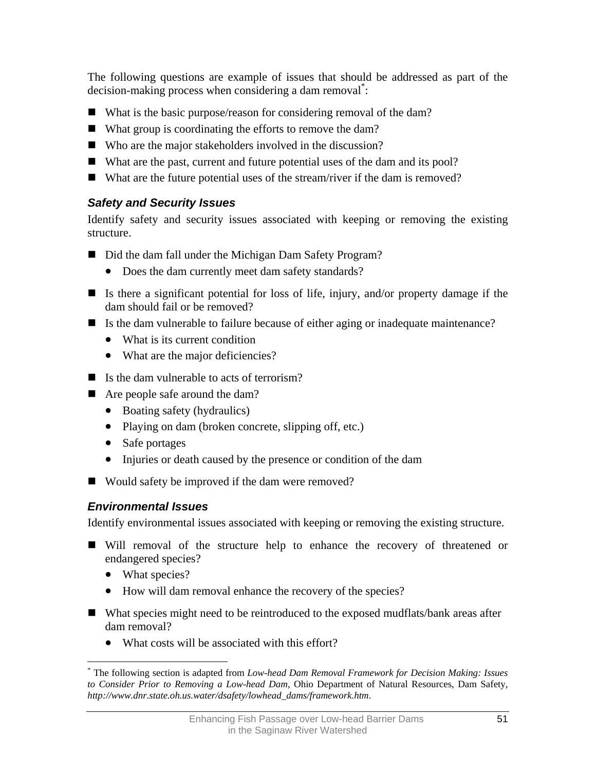The following questions are example of issues that should be addressed as part of the decision-making process when considering a dam removal*:

- What is the basic purpose/reason for considering removal of the dam?
- What group is coordinating the efforts to remove the dam?
- Who are the major stakeholders involved in the discussion?
- What are the past, current and future potential uses of the dam and its pool?
- What are the future potential uses of the stream/river if the dam is removed?

### *Safety and Security Issues*

Identify safety and security issues associated with keeping or removing the existing structure.

- Did the dam fall under the Michigan Dam Safety Program?
  - Does the dam currently meet dam safety standards?
- Is there a significant potential for loss of life, injury, and/or property damage if the dam should fail or be removed?
- Is the dam vulnerable to failure because of either aging or inadequate maintenance?
  - What is its current condition
  - What are the major deficiencies?
- Is the dam vulnerable to acts of terrorism?
- Are people safe around the dam?
  - Boating safety (hydraulics)
  - Playing on dam (broken concrete, slipping off, etc.)
  - Safe portages
  - Injuries or death caused by the presence or condition of the dam
- Would safety be improved if the dam were removed?

### *Environmental Issues*

Identify environmental issues associated with keeping or removing the existing structure.

- Will removal of the structure help to enhance the recovery of threatened or endangered species?
  - What species?
  - How will dam removal enhance the recovery of the species?
- What species might need to be reintroduced to the exposed mudflats/bank areas after dam removal?
  - What costs will be associated with this effort?

---

* The following section is adapted from *Low-head Dam Removal Framework for Decision Making: Issues to Consider Prior to Removing a Low-head Dam*, Ohio Department of Natural Resources, Dam Safety, *http://www.dnr.state.oh.us.water/dsafety/lowhead_dams/framework.htm*.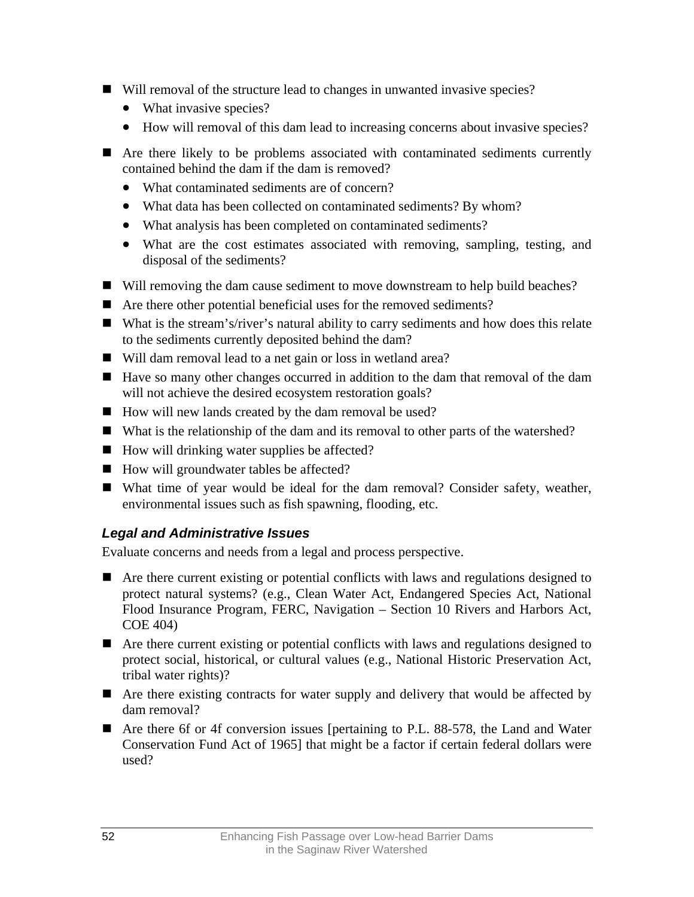- Will removal of the structure lead to changes in unwanted invasive species?
    - What invasive species?
    - How will removal of this dam lead to increasing concerns about invasive species?
- Are there likely to be problems associated with contaminated sediments currently contained behind the dam if the dam is removed?
    - What contaminated sediments are of concern?
    - What data has been collected on contaminated sediments? By whom?
    - What analysis has been completed on contaminated sediments?
    - What are the cost estimates associated with removing, sampling, testing, and disposal of the sediments?
- Will removing the dam cause sediment to move downstream to help build beaches?
- Are there other potential beneficial uses for the removed sediments?
- What is the stream's/river's natural ability to carry sediments and how does this relate to the sediments currently deposited behind the dam?
- Will dam removal lead to a net gain or loss in wetland area?
- Have so many other changes occurred in addition to the dam that removal of the dam will not achieve the desired ecosystem restoration goals?
- How will new lands created by the dam removal be used?
- What is the relationship of the dam and its removal to other parts of the watershed?
- How will drinking water supplies be affected?
- How will groundwater tables be affected?
- What time of year would be ideal for the dam removal? Consider safety, weather, environmental issues such as fish spawning, flooding, etc.

### *Legal and Administrative Issues*

Evaluate concerns and needs from a legal and process perspective.

- Are there current existing or potential conflicts with laws and regulations designed to protect natural systems? (e.g., Clean Water Act, Endangered Species Act, National Flood Insurance Program, FERC, Navigation – Section 10 Rivers and Harbors Act, COE 404)
- Are there current existing or potential conflicts with laws and regulations designed to protect social, historical, or cultural values (e.g., National Historic Preservation Act, tribal water rights)?
- Are there existing contracts for water supply and delivery that would be affected by dam removal?
- Are there 6f or 4f conversion issues [pertaining to P.L. 88-578, the Land and Water Conservation Fund Act of 1965] that might be a factor if certain federal dollars were used?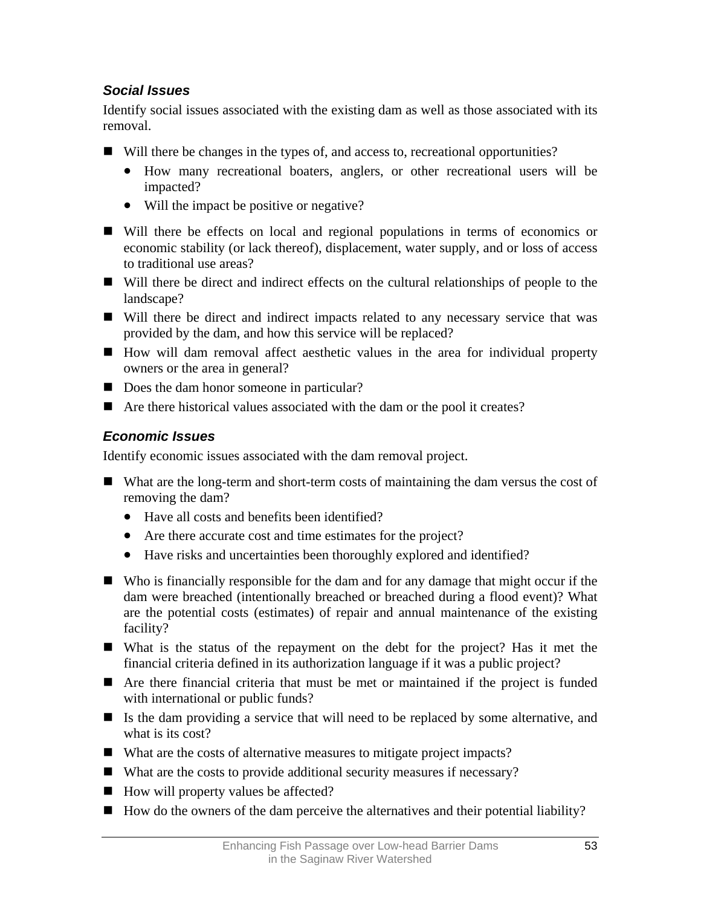### *Social Issues*

Identify social issues associated with the existing dam as well as those associated with its removal.

- Will there be changes in the types of, and access to, recreational opportunities?
  - How many recreational boaters, anglers, or other recreational users will be impacted?
  - Will the impact be positive or negative?
- Will there be effects on local and regional populations in terms of economics or economic stability (or lack thereof), displacement, water supply, and or loss of access to traditional use areas?
- Will there be direct and indirect effects on the cultural relationships of people to the landscape?
- Will there be direct and indirect impacts related to any necessary service that was provided by the dam, and how this service will be replaced?
- How will dam removal affect aesthetic values in the area for individual property owners or the area in general?
- Does the dam honor someone in particular?
- Are there historical values associated with the dam or the pool it creates?

### *Economic Issues*

Identify economic issues associated with the dam removal project.

- What are the long-term and short-term costs of maintaining the dam versus the cost of removing the dam?
  - Have all costs and benefits been identified?
  - Are there accurate cost and time estimates for the project?
  - Have risks and uncertainties been thoroughly explored and identified?
- Who is financially responsible for the dam and for any damage that might occur if the dam were breached (intentionally breached or breached during a flood event)? What are the potential costs (estimates) of repair and annual maintenance of the existing facility?
- What is the status of the repayment on the debt for the project? Has it met the financial criteria defined in its authorization language if it was a public project?
- Are there financial criteria that must be met or maintained if the project is funded with international or public funds?
- Is the dam providing a service that will need to be replaced by some alternative, and what is its cost?
- What are the costs of alternative measures to mitigate project impacts?
- What are the costs to provide additional security measures if necessary?
- How will property values be affected?
- How do the owners of the dam perceive the alternatives and their potential liability?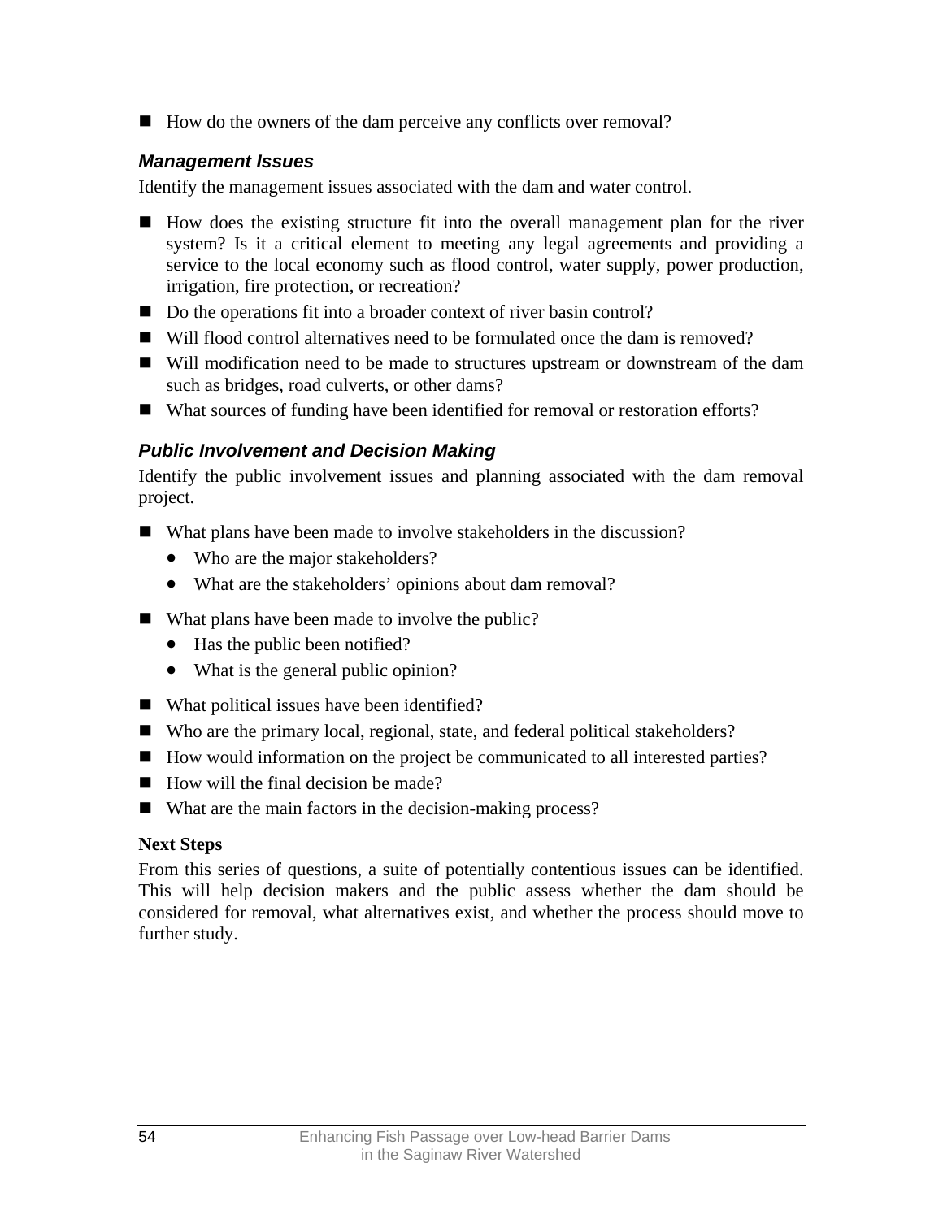- How do the owners of the dam perceive any conflicts over removal?

### *Management Issues*

Identify the management issues associated with the dam and water control.

- How does the existing structure fit into the overall management plan for the river system? Is it a critical element to meeting any legal agreements and providing a service to the local economy such as flood control, water supply, power production, irrigation, fire protection, or recreation?
- Do the operations fit into a broader context of river basin control?
- Will flood control alternatives need to be formulated once the dam is removed?
- Will modification need to be made to structures upstream or downstream of the dam such as bridges, road culverts, or other dams?
- What sources of funding have been identified for removal or restoration efforts?

### *Public Involvement and Decision Making*

Identify the public involvement issues and planning associated with the dam removal project.

- What plans have been made to involve stakeholders in the discussion?
  - Who are the major stakeholders?
  - What are the stakeholders' opinions about dam removal?
- What plans have been made to involve the public?
  - Has the public been notified?
  - What is the general public opinion?
- What political issues have been identified?
- Who are the primary local, regional, state, and federal political stakeholders?
- How would information on the project be communicated to all interested parties?
- How will the final decision be made?
- What are the main factors in the decision-making process?

**Next Steps**

From this series of questions, a suite of potentially contentious issues can be identified. This will help decision makers and the public assess whether the dam should be considered for removal, what alternatives exist, and whether the process should move to further study.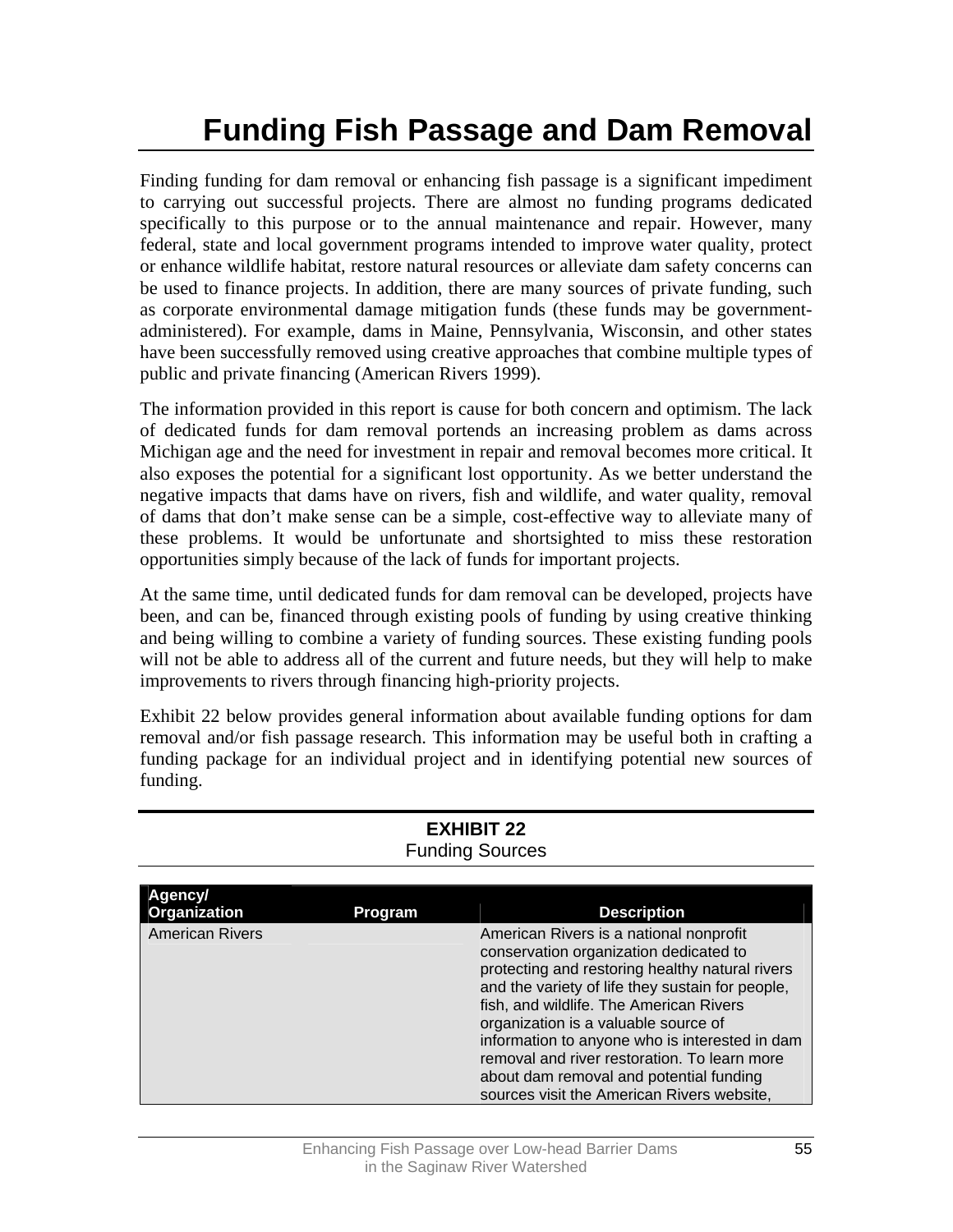# Funding Fish Passage and Dam Removal

Finding funding for dam removal or enhancing fish passage is a significant impediment to carrying out successful projects. There are almost no funding programs dedicated specifically to this purpose or to the annual maintenance and repair. However, many federal, state and local government programs intended to improve water quality, protect or enhance wildlife habitat, restore natural resources or alleviate dam safety concerns can be used to finance projects. In addition, there are many sources of private funding, such as corporate environmental damage mitigation funds (these funds may be government-administered). For example, dams in Maine, Pennsylvania, Wisconsin, and other states have been successfully removed using creative approaches that combine multiple types of public and private financing (American Rivers 1999).

The information provided in this report is cause for both concern and optimism. The lack of dedicated funds for dam removal portends an increasing problem as dams across Michigan age and the need for investment in repair and removal becomes more critical. It also exposes the potential for a significant lost opportunity. As we better understand the negative impacts that dams have on rivers, fish and wildlife, and water quality, removal of dams that don't make sense can be a simple, cost-effective way to alleviate many of these problems. It would be unfortunate and shortsighted to miss these restoration opportunities simply because of the lack of funds for important projects.

At the same time, until dedicated funds for dam removal can be developed, projects have been, and can be, financed through existing pools of funding by using creative thinking and being willing to combine a variety of funding sources. These existing funding pools will not be able to address all of the current and future needs, but they will help to make improvements to rivers through financing high-priority projects.

Exhibit 22 below provides general information about available funding options for dam removal and/or fish passage research. This information may be useful both in crafting a funding package for an individual project and in identifying potential new sources of funding.

**EXHIBIT 22**
Funding Sources

| Agency/ Organization | Program | Description |
|---|---|---|
| American Rivers | | American Rivers is a national nonprofit conservation organization dedicated to protecting and restoring healthy natural rivers and the variety of life they sustain for people, fish, and wildlife. The American Rivers organization is a valuable source of information to anyone who is interested in dam removal and river restoration. To learn more about dam removal and potential funding sources visit the American Rivers website, |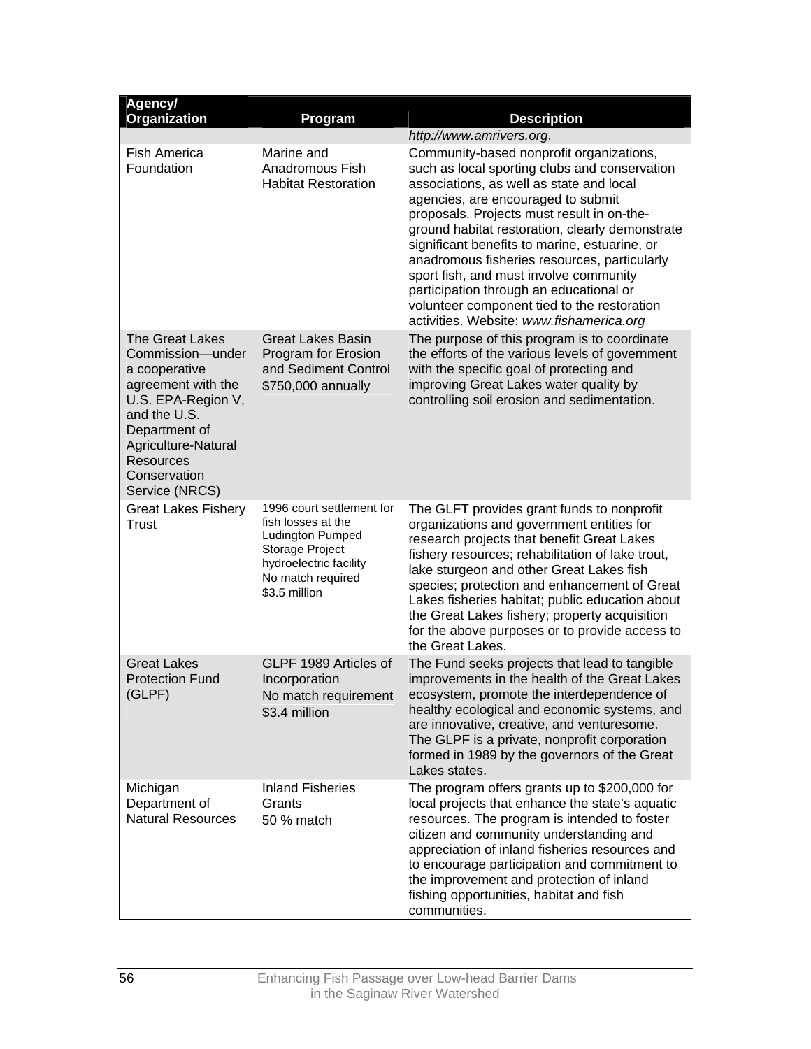| Agency/ Organization | Program | Description |
|---|---|---|
| | | *http://www.amrivers.org*. |
| Fish America Foundation | Marine and Anadromous Fish Habitat Restoration | Community-based nonprofit organizations, such as local sporting clubs and conservation associations, as well as state and local agencies, are encouraged to submit proposals. Projects must result in on-the-ground habitat restoration, clearly demonstrate significant benefits to marine, estuarine, or anadromous fisheries resources, particularly sport fish, and must involve community participation through an educational or volunteer component tied to the restoration activities. Website: *www.fishamerica.org* |
| The Great Lakes Commission—under a cooperative agreement with the U.S. EPA-Region V, and the U.S. Department of Agriculture-Natural Resources Conservation Service (NRCS) | Great Lakes Basin Program for Erosion and Sediment Control<br>$750,000 annually | The purpose of this program is to coordinate the efforts of the various levels of government with the specific goal of protecting and improving Great Lakes water quality by controlling soil erosion and sedimentation. |
| Great Lakes Fishery Trust | 1996 court settlement for fish losses at the Ludington Pumped Storage Project hydroelectric facility<br>No match required<br>$3.5 million | The GLFT provides grant funds to nonprofit organizations and government entities for research projects that benefit Great Lakes fishery resources; rehabilitation of lake trout, lake sturgeon and other Great Lakes fish species; protection and enhancement of Great Lakes fisheries habitat; public education about the Great Lakes fishery; property acquisition for the above purposes or to provide access to the Great Lakes. |
| Great Lakes Protection Fund (GLPF) | GLPF 1989 Articles of Incorporation<br>No match requirement<br>$3.4 million | The Fund seeks projects that lead to tangible improvements in the health of the Great Lakes ecosystem, promote the interdependence of healthy ecological and economic systems, and are innovative, creative, and venturesome. The GLPF is a private, nonprofit corporation formed in 1989 by the governors of the Great Lakes states. |
| Michigan Department of Natural Resources | Inland Fisheries Grants<br>50 % match | The program offers grants up to $200,000 for local projects that enhance the state's aquatic resources. The program is intended to foster citizen and community understanding and appreciation of inland fisheries resources and to encourage participation and commitment to the improvement and protection of inland fishing opportunities, habitat and fish communities. |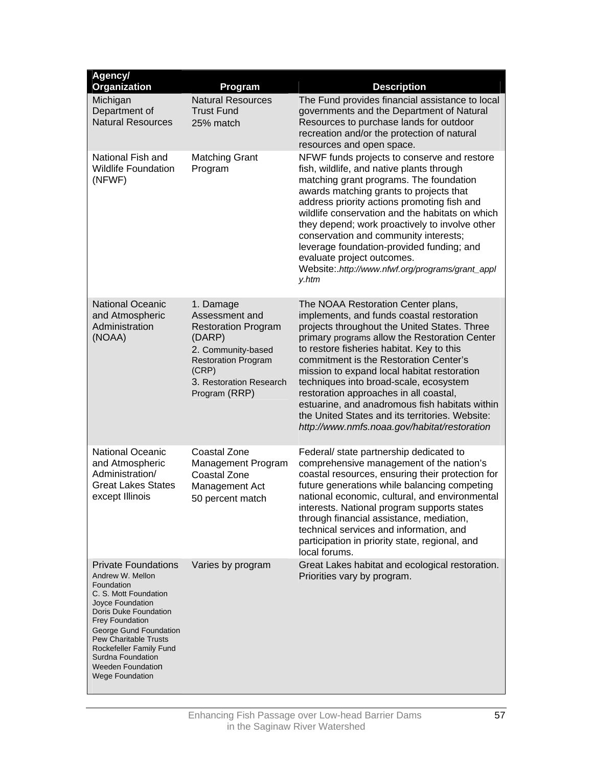| Agency/ Organization | Program | Description |
|---|---|---|
| Michigan Department of Natural Resources | Natural Resources Trust Fund 25% match | The Fund provides financial assistance to local governments and the Department of Natural Resources to purchase lands for outdoor recreation and/or the protection of natural resources and open space. |
| National Fish and Wildlife Foundation (NFWF) | Matching Grant Program | NFWF funds projects to conserve and restore fish, wildlife, and native plants through matching grant programs. The foundation awards matching grants to projects that address priority actions promoting fish and wildlife conservation and the habitats on which they depend; work proactively to involve other conservation and community interests; leverage foundation-provided funding; and evaluate project outcomes. Website:.*http://www.nfwf.org/programs/grant_apply.htm* |
| National Oceanic and Atmospheric Administration (NOAA) | 1. Damage Assessment and Restoration Program (DARP) 2. Community-based Restoration Program (CRP) 3. Restoration Research Program (RRP) | The NOAA Restoration Center plans, implements, and funds coastal restoration projects throughout the United States. Three primary programs allow the Restoration Center to restore fisheries habitat. Key to this commitment is the Restoration Center's mission to expand local habitat restoration techniques into broad-scale, ecosystem restoration approaches in all coastal, estuarine, and anadromous fish habitats within the United States and its territories. Website: *http://www.nmfs.noaa.gov/habitat/restoration* |
| National Oceanic and Atmospheric Administration/ Great Lakes States except Illinois | Coastal Zone Management Program Coastal Zone Management Act 50 percent match | Federal/ state partnership dedicated to comprehensive management of the nation's coastal resources, ensuring their protection for future generations while balancing competing national economic, cultural, and environmental interests. National program supports states through financial assistance, mediation, technical services and information, and participation in priority state, regional, and local forums. |
| Private Foundations Andrew W. Mellon Foundation C. S. Mott Foundation Joyce Foundation Doris Duke Foundation Frey Foundation George Gund Foundation Pew Charitable Trusts Rockefeller Family Fund Surdna Foundation Weeden Foundation Wege Foundation | Varies by program | Great Lakes habitat and ecological restoration. Priorities vary by program. |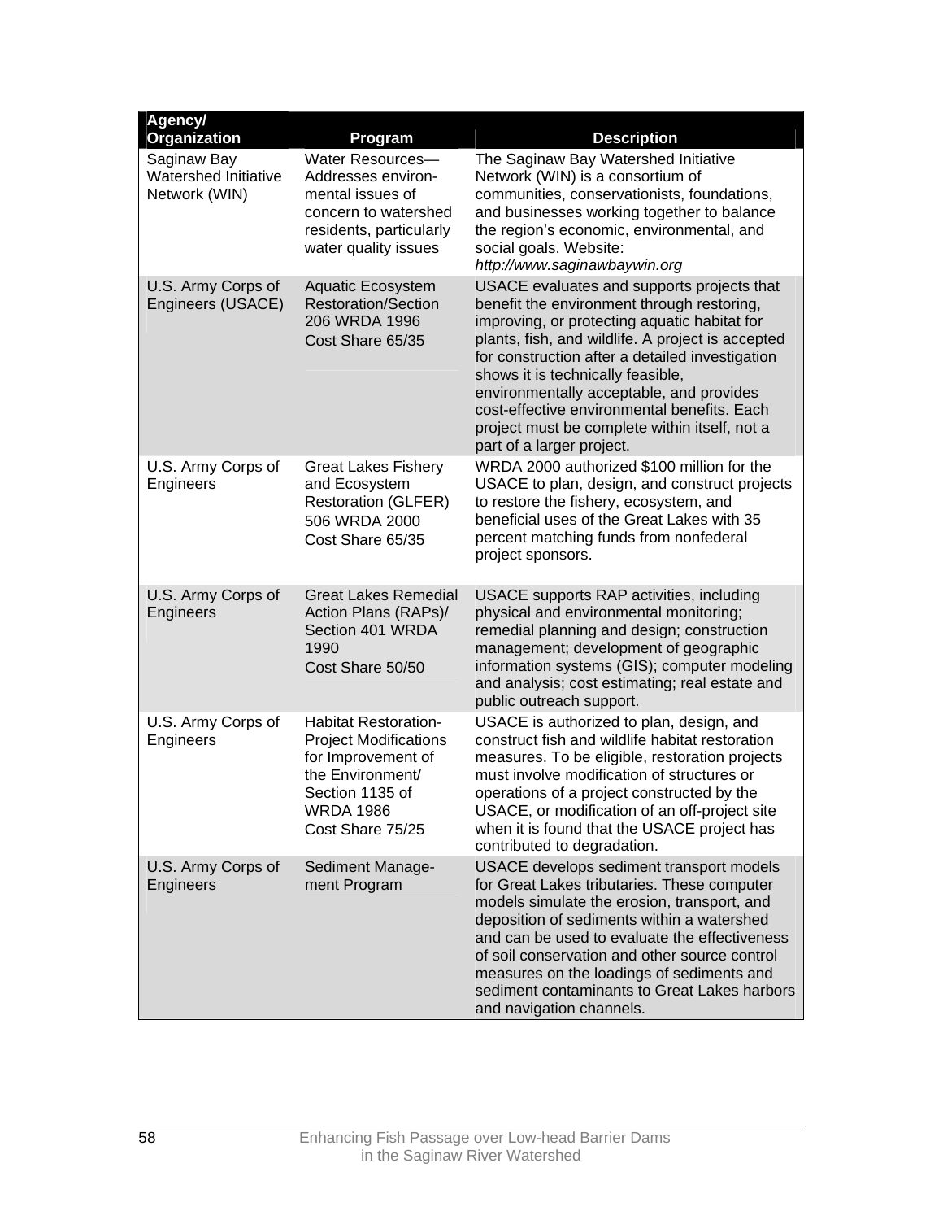| Agency/ Organization | Program | Description |
|---|---|---|
| Saginaw Bay Watershed Initiative Network (WIN) | Water Resources—Addresses environmental issues of concern to watershed residents, particularly water quality issues | The Saginaw Bay Watershed Initiative Network (WIN) is a consortium of communities, conservationists, foundations, and businesses working together to balance the region's economic, environmental, and social goals. Website: *http://www.saginawbaywin.org* |
| U.S. Army Corps of Engineers (USACE) | Aquatic Ecosystem Restoration/Section 206 WRDA 1996 Cost Share 65/35 | USACE evaluates and supports projects that benefit the environment through restoring, improving, or protecting aquatic habitat for plants, fish, and wildlife. A project is accepted for construction after a detailed investigation shows it is technically feasible, environmentally acceptable, and provides cost-effective environmental benefits. Each project must be complete within itself, not a part of a larger project. |
| U.S. Army Corps of Engineers | Great Lakes Fishery and Ecosystem Restoration (GLFER) 506 WRDA 2000 Cost Share 65/35 | WRDA 2000 authorized $100 million for the USACE to plan, design, and construct projects to restore the fishery, ecosystem, and beneficial uses of the Great Lakes with 35 percent matching funds from nonfederal project sponsors. |
| U.S. Army Corps of Engineers | Great Lakes Remedial Action Plans (RAPs)/ Section 401 WRDA 1990 Cost Share 50/50 | USACE supports RAP activities, including physical and environmental monitoring; remedial planning and design; construction management; development of geographic information systems (GIS); computer modeling and analysis; cost estimating; real estate and public outreach support. |
| U.S. Army Corps of Engineers | Habitat Restoration-Project Modifications for Improvement of the Environment/ Section 1135 of WRDA 1986 Cost Share 75/25 | USACE is authorized to plan, design, and construct fish and wildlife habitat restoration measures. To be eligible, restoration projects must involve modification of structures or operations of a project constructed by the USACE, or modification of an off-project site when it is found that the USACE project has contributed to degradation. |
| U.S. Army Corps of Engineers | Sediment Management Program | USACE develops sediment transport models for Great Lakes tributaries. These computer models simulate the erosion, transport, and deposition of sediments within a watershed and can be used to evaluate the effectiveness of soil conservation and other source control measures on the loadings of sediments and sediment contaminants to Great Lakes harbors and navigation channels. |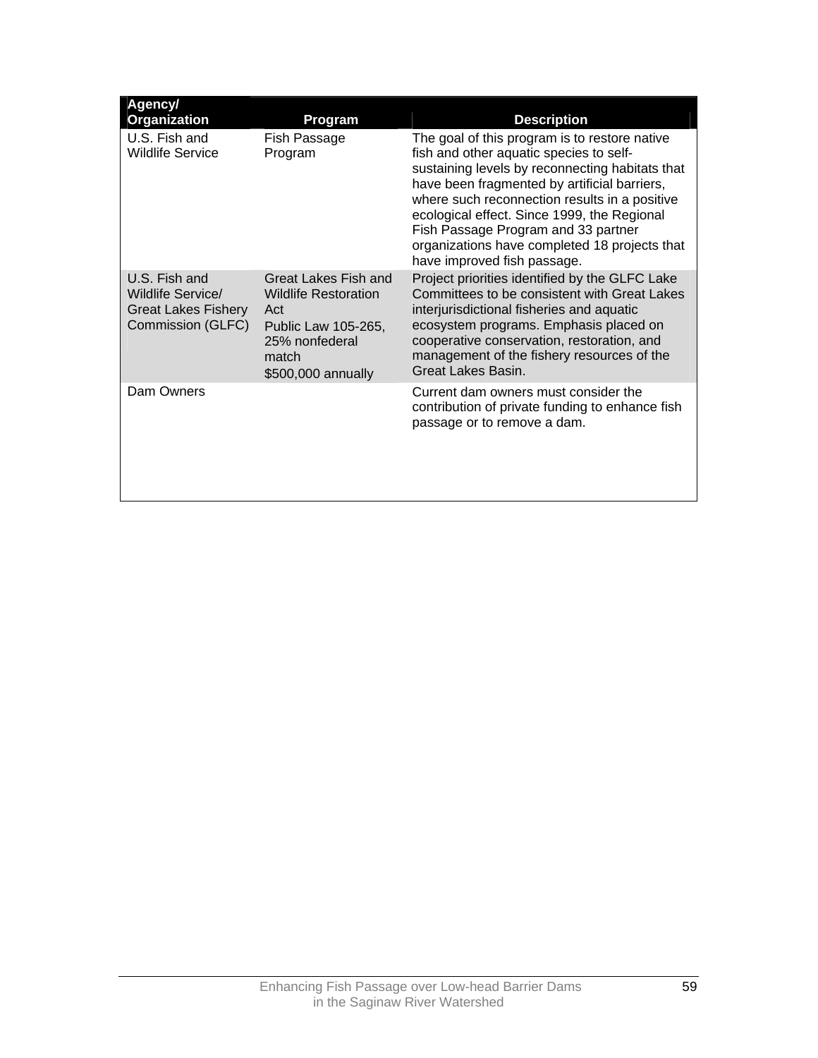| Agency/ Organization | Program | Description |
| --- | --- | --- |
| U.S. Fish and Wildlife Service | Fish Passage Program | The goal of this program is to restore native fish and other aquatic species to self-sustaining levels by reconnecting habitats that have been fragmented by artificial barriers, where such reconnection results in a positive ecological effect. Since 1999, the Regional Fish Passage Program and 33 partner organizations have completed 18 projects that have improved fish passage. |
| U.S. Fish and Wildlife Service/ Great Lakes Fishery Commission (GLFC) | Great Lakes Fish and Wildlife Restoration Act<br>Public Law 105-265, 25% nonfederal match<br>$500,000 annually | Project priorities identified by the GLFC Lake Committees to be consistent with Great Lakes interjurisdictional fisheries and aquatic ecosystem programs. Emphasis placed on cooperative conservation, restoration, and management of the fishery resources of the Great Lakes Basin. |
| Dam Owners | | Current dam owners must consider the contribution of private funding to enhance fish passage or to remove a dam. |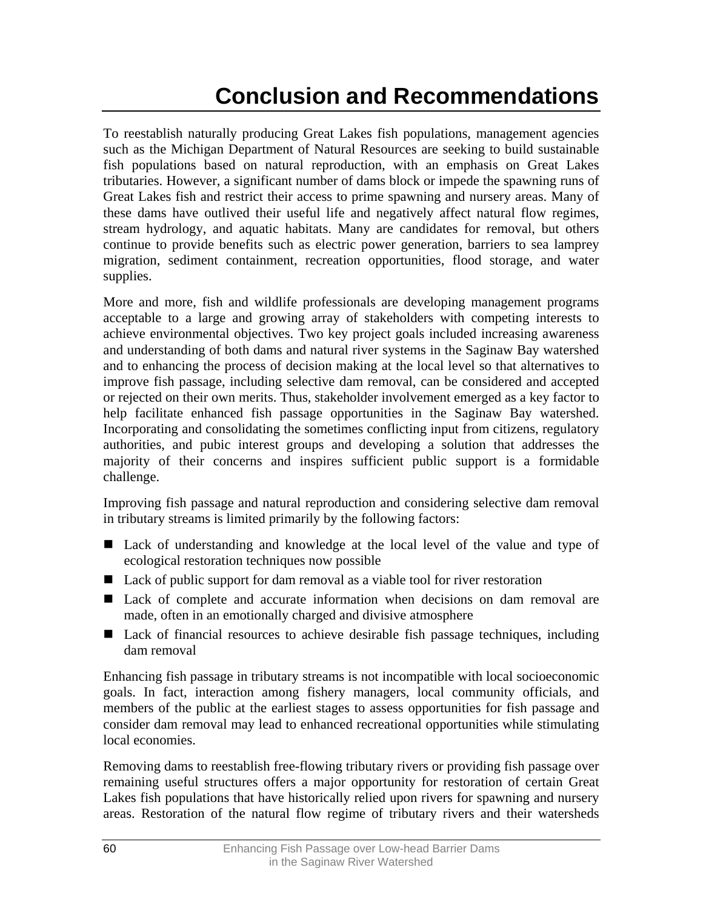# Conclusion and Recommendations

To reestablish naturally producing Great Lakes fish populations, management agencies such as the Michigan Department of Natural Resources are seeking to build sustainable fish populations based on natural reproduction, with an emphasis on Great Lakes tributaries. However, a significant number of dams block or impede the spawning runs of Great Lakes fish and restrict their access to prime spawning and nursery areas. Many of these dams have outlived their useful life and negatively affect natural flow regimes, stream hydrology, and aquatic habitats. Many are candidates for removal, but others continue to provide benefits such as electric power generation, barriers to sea lamprey migration, sediment containment, recreation opportunities, flood storage, and water supplies.

More and more, fish and wildlife professionals are developing management programs acceptable to a large and growing array of stakeholders with competing interests to achieve environmental objectives. Two key project goals included increasing awareness and understanding of both dams and natural river systems in the Saginaw Bay watershed and to enhancing the process of decision making at the local level so that alternatives to improve fish passage, including selective dam removal, can be considered and accepted or rejected on their own merits. Thus, stakeholder involvement emerged as a key factor to help facilitate enhanced fish passage opportunities in the Saginaw Bay watershed. Incorporating and consolidating the sometimes conflicting input from citizens, regulatory authorities, and pubic interest groups and developing a solution that addresses the majority of their concerns and inspires sufficient public support is a formidable challenge.

Improving fish passage and natural reproduction and considering selective dam removal in tributary streams is limited primarily by the following factors:

- Lack of understanding and knowledge at the local level of the value and type of ecological restoration techniques now possible
- Lack of public support for dam removal as a viable tool for river restoration
- Lack of complete and accurate information when decisions on dam removal are made, often in an emotionally charged and divisive atmosphere
- Lack of financial resources to achieve desirable fish passage techniques, including dam removal

Enhancing fish passage in tributary streams is not incompatible with local socioeconomic goals. In fact, interaction among fishery managers, local community officials, and members of the public at the earliest stages to assess opportunities for fish passage and consider dam removal may lead to enhanced recreational opportunities while stimulating local economies.

Removing dams to reestablish free-flowing tributary rivers or providing fish passage over remaining useful structures offers a major opportunity for restoration of certain Great Lakes fish populations that have historically relied upon rivers for spawning and nursery areas. Restoration of the natural flow regime of tributary rivers and their watersheds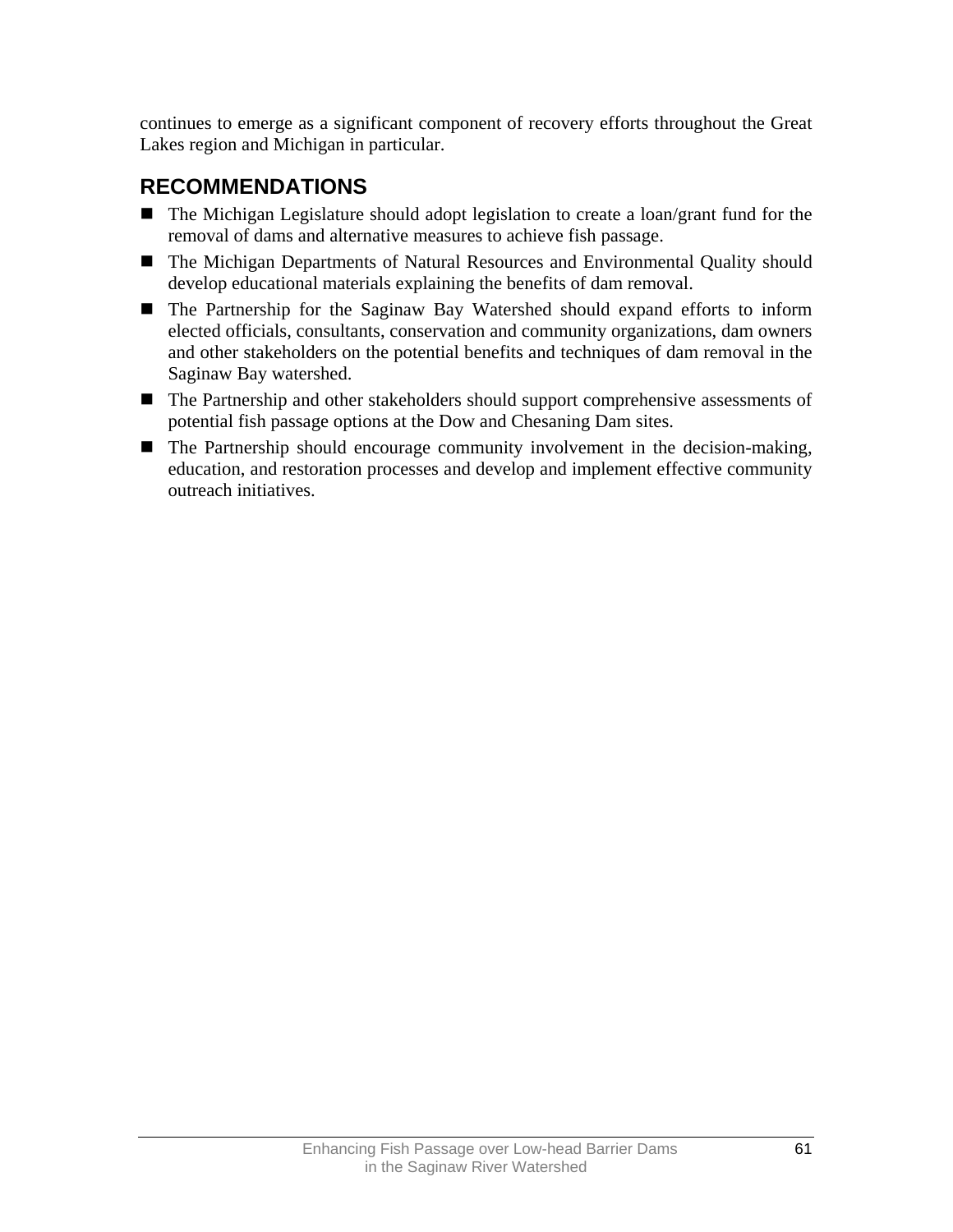continues to emerge as a significant component of recovery efforts throughout the Great Lakes region and Michigan in particular.

## RECOMMENDATIONS

- The Michigan Legislature should adopt legislation to create a loan/grant fund for the removal of dams and alternative measures to achieve fish passage.
- The Michigan Departments of Natural Resources and Environmental Quality should develop educational materials explaining the benefits of dam removal.
- The Partnership for the Saginaw Bay Watershed should expand efforts to inform elected officials, consultants, conservation and community organizations, dam owners and other stakeholders on the potential benefits and techniques of dam removal in the Saginaw Bay watershed.
- The Partnership and other stakeholders should support comprehensive assessments of potential fish passage options at the Dow and Chesaning Dam sites.
- The Partnership should encourage community involvement in the decision-making, education, and restoration processes and develop and implement effective community outreach initiatives.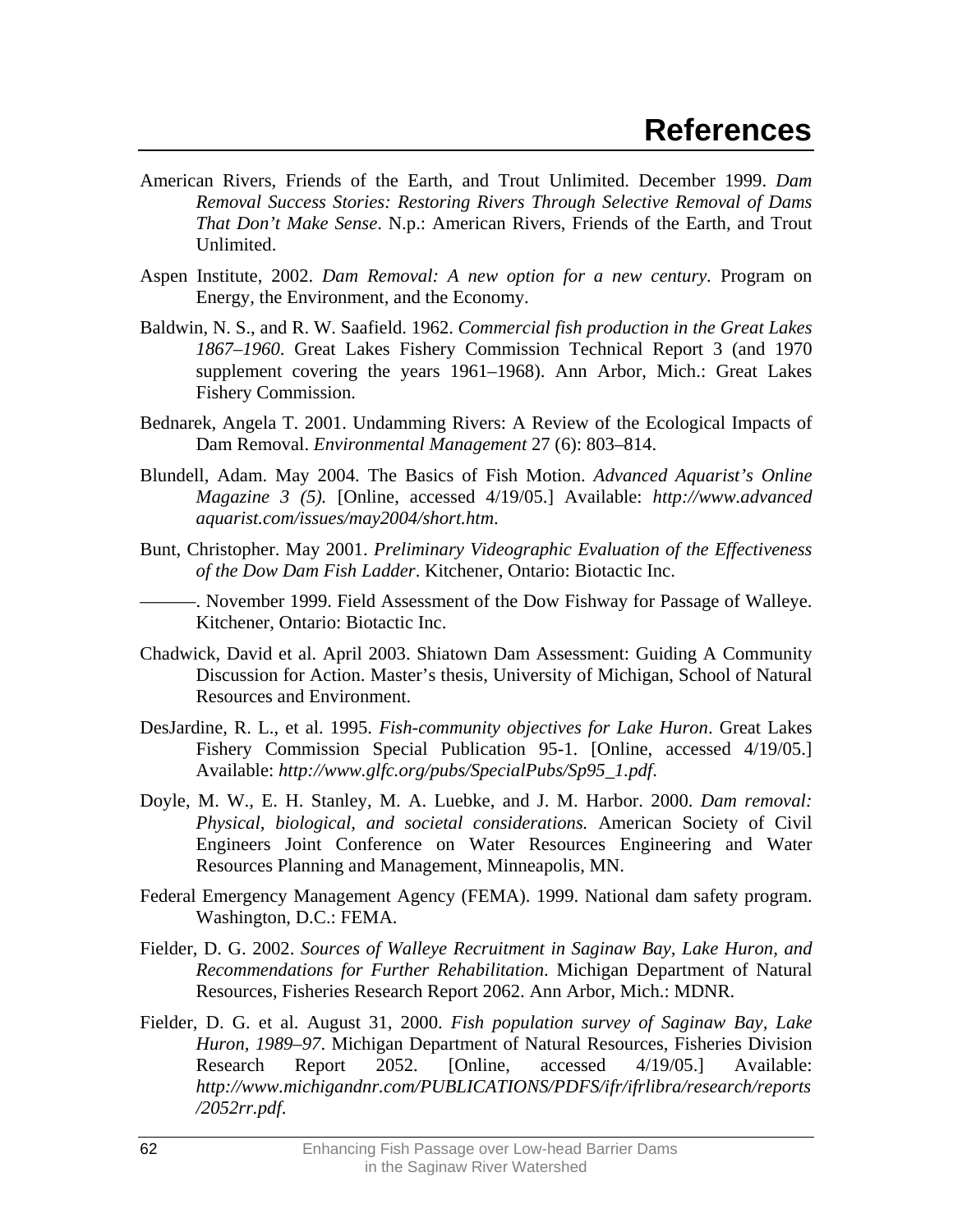# References

American Rivers, Friends of the Earth, and Trout Unlimited. December 1999. *Dam Removal Success Stories: Restoring Rivers Through Selective Removal of Dams That Don't Make Sense*. N.p.: American Rivers, Friends of the Earth, and Trout Unlimited.

Aspen Institute, 2002. *Dam Removal: A new option for a new century*. Program on Energy, the Environment, and the Economy.

Baldwin, N. S., and R. W. Saafield. 1962. *Commercial fish production in the Great Lakes 1867–1960*. Great Lakes Fishery Commission Technical Report 3 (and 1970 supplement covering the years 1961–1968). Ann Arbor, Mich.: Great Lakes Fishery Commission.

Bednarek, Angela T. 2001. Undamming Rivers: A Review of the Ecological Impacts of Dam Removal. *Environmental Management* 27 (6): 803–814.

Blundell, Adam. May 2004. The Basics of Fish Motion. *Advanced Aquarist's Online Magazine 3 (5).* [Online, accessed 4/19/05.] Available: *http://www.advancedaquarist.com/issues/may2004/short.htm*.

Bunt, Christopher. May 2001. *Preliminary Videographic Evaluation of the Effectiveness of the Dow Dam Fish Ladder*. Kitchener, Ontario: Biotactic Inc.

———. November 1999. Field Assessment of the Dow Fishway for Passage of Walleye. Kitchener, Ontario: Biotactic Inc.

Chadwick, David et al. April 2003. Shiatown Dam Assessment: Guiding A Community Discussion for Action. Master's thesis, University of Michigan, School of Natural Resources and Environment.

DesJardine, R. L., et al. 1995. *Fish-community objectives for Lake Huron*. Great Lakes Fishery Commission Special Publication 95-1. [Online, accessed 4/19/05.] Available: *http://www.glfc.org/pubs/SpecialPubs/Sp95_1.pdf*.

Doyle, M. W., E. H. Stanley, M. A. Luebke, and J. M. Harbor. 2000. *Dam removal: Physical, biological, and societal considerations.* American Society of Civil Engineers Joint Conference on Water Resources Engineering and Water Resources Planning and Management, Minneapolis, MN.

Federal Emergency Management Agency (FEMA). 1999. National dam safety program. Washington, D.C.: FEMA.

Fielder, D. G. 2002. *Sources of Walleye Recruitment in Saginaw Bay, Lake Huron, and Recommendations for Further Rehabilitation*. Michigan Department of Natural Resources, Fisheries Research Report 2062. Ann Arbor, Mich.: MDNR.

Fielder, D. G. et al. August 31, 2000. *Fish population survey of Saginaw Bay, Lake Huron, 1989–97*. Michigan Department of Natural Resources, Fisheries Division Research Report 2052. [Online, accessed 4/19/05.] Available: *http://www.michigandnr.com/PUBLICATIONS/PDFS/ifr/ifrlibra/research/reports/2052rr.pdf*.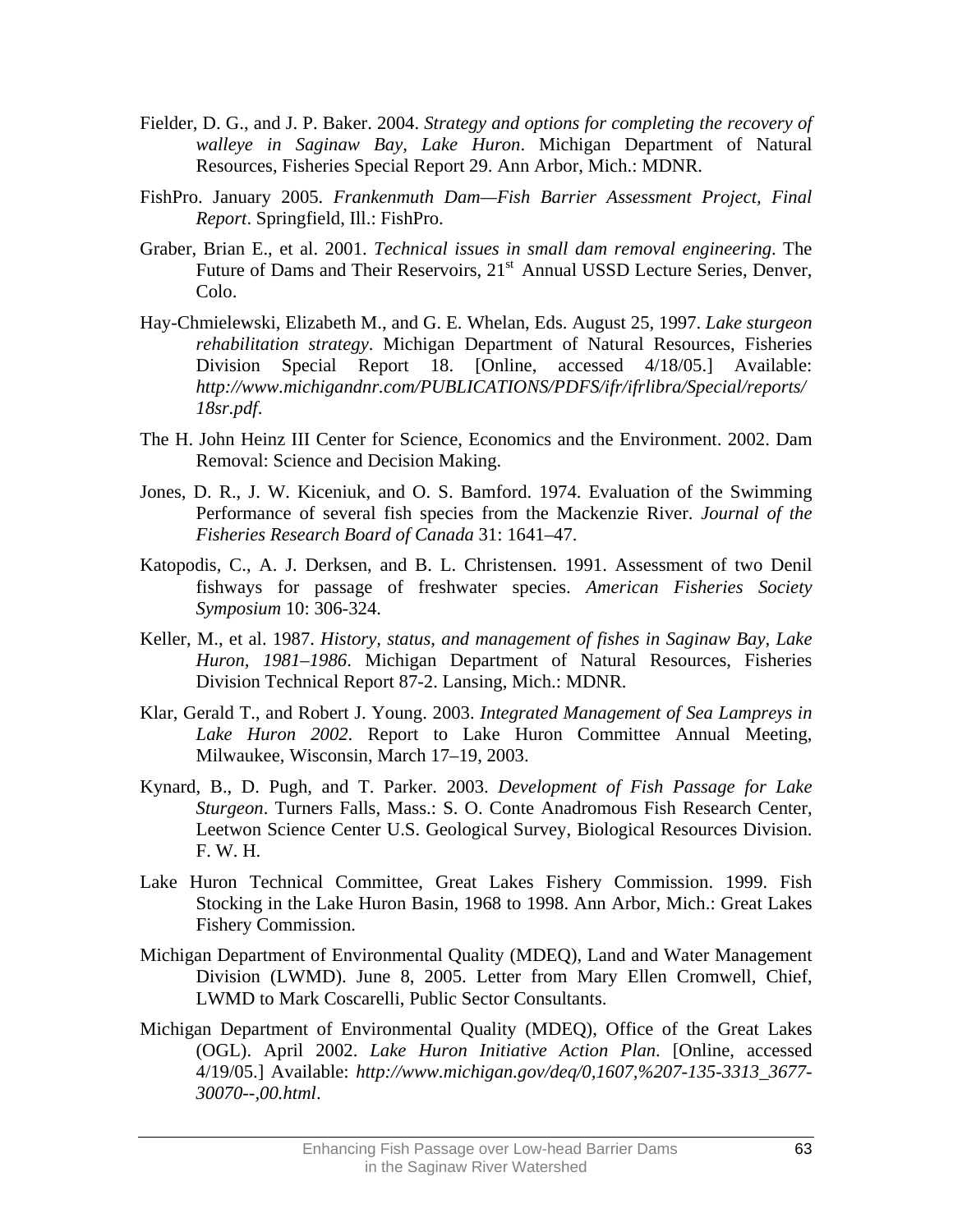Fielder, D. G., and J. P. Baker. 2004. *Strategy and options for completing the recovery of walleye in Saginaw Bay, Lake Huron*. Michigan Department of Natural Resources, Fisheries Special Report 29. Ann Arbor, Mich.: MDNR.

FishPro. January 2005. *Frankenmuth Dam—Fish Barrier Assessment Project, Final Report*. Springfield, Ill.: FishPro.

Graber, Brian E., et al. 2001. *Technical issues in small dam removal engineering*. The Future of Dams and Their Reservoirs, 21st Annual USSD Lecture Series, Denver, Colo.

Hay-Chmielewski, Elizabeth M., and G. E. Whelan, Eds. August 25, 1997. *Lake sturgeon rehabilitation strategy*. Michigan Department of Natural Resources, Fisheries Division Special Report 18. [Online, accessed 4/18/05.] Available: *http://www.michigandnr.com/PUBLICATIONS/PDFS/ifr/ifrlibra/Special/reports/18sr.pdf*.

The H. John Heinz III Center for Science, Economics and the Environment. 2002. Dam Removal: Science and Decision Making.

Jones, D. R., J. W. Kiceniuk, and O. S. Bamford. 1974. Evaluation of the Swimming Performance of several fish species from the Mackenzie River. *Journal of the Fisheries Research Board of Canada* 31: 1641–47.

Katopodis, C., A. J. Derksen, and B. L. Christensen. 1991. Assessment of two Denil fishways for passage of freshwater species. *American Fisheries Society Symposium* 10: 306-324.

Keller, M., et al. 1987. *History, status, and management of fishes in Saginaw Bay, Lake Huron, 1981–1986*. Michigan Department of Natural Resources, Fisheries Division Technical Report 87-2. Lansing, Mich.: MDNR.

Klar, Gerald T., and Robert J. Young. 2003. *Integrated Management of Sea Lampreys in Lake Huron 2002*. Report to Lake Huron Committee Annual Meeting, Milwaukee, Wisconsin, March 17–19, 2003.

Kynard, B., D. Pugh, and T. Parker. 2003. *Development of Fish Passage for Lake Sturgeon*. Turners Falls, Mass.: S. O. Conte Anadromous Fish Research Center, Leetwon Science Center U.S. Geological Survey, Biological Resources Division. F. W. H.

Lake Huron Technical Committee, Great Lakes Fishery Commission. 1999. Fish Stocking in the Lake Huron Basin, 1968 to 1998. Ann Arbor, Mich.: Great Lakes Fishery Commission.

Michigan Department of Environmental Quality (MDEQ), Land and Water Management Division (LWMD). June 8, 2005. Letter from Mary Ellen Cromwell, Chief, LWMD to Mark Coscarelli, Public Sector Consultants.

Michigan Department of Environmental Quality (MDEQ), Office of the Great Lakes (OGL). April 2002. *Lake Huron Initiative Action Plan*. [Online, accessed 4/19/05.] Available: *http://www.michigan.gov/deq/0,1607,%207-135-3313_3677-30070--,00.html*.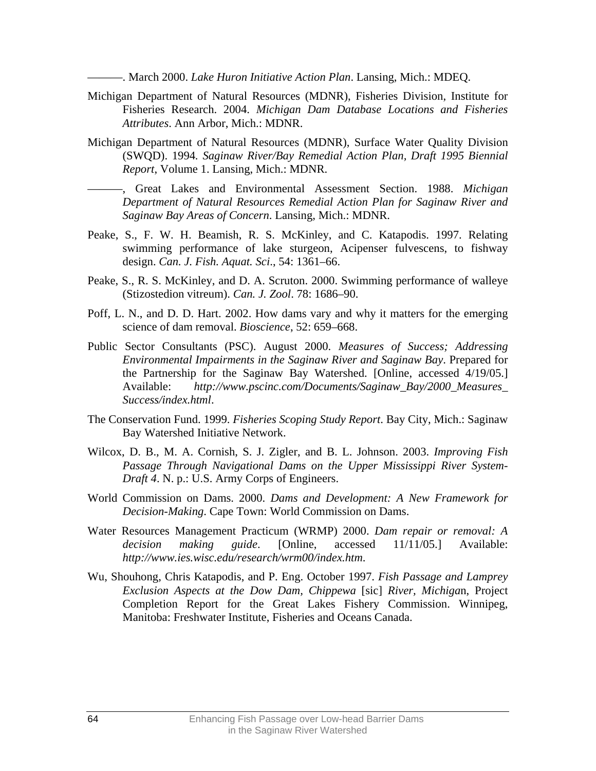———. March 2000. *Lake Huron Initiative Action Plan*. Lansing, Mich.: MDEQ.

Michigan Department of Natural Resources (MDNR), Fisheries Division, Institute for Fisheries Research. 2004. *Michigan Dam Database Locations and Fisheries Attributes*. Ann Arbor, Mich.: MDNR.

Michigan Department of Natural Resources (MDNR), Surface Water Quality Division (SWQD). 1994. *Saginaw River/Bay Remedial Action Plan, Draft 1995 Biennial Report,* Volume 1. Lansing, Mich.: MDNR.

———, Great Lakes and Environmental Assessment Section. 1988. *Michigan Department of Natural Resources Remedial Action Plan for Saginaw River and Saginaw Bay Areas of Concern*. Lansing, Mich.: MDNR.

Peake, S., F. W. H. Beamish, R. S. McKinley, and C. Katapodis. 1997. Relating swimming performance of lake sturgeon, Acipenser fulvescens, to fishway design. *Can. J. Fish. Aquat. Sci*., 54: 1361–66.

Peake, S., R. S. McKinley, and D. A. Scruton. 2000. Swimming performance of walleye (Stizostedion vitreum). *Can. J. Zool*. 78: 1686–90.

Poff, L. N., and D. D. Hart. 2002. How dams vary and why it matters for the emerging science of dam removal. *Bioscience*, 52: 659–668.

Public Sector Consultants (PSC). August 2000. *Measures of Success; Addressing Environmental Impairments in the Saginaw River and Saginaw Bay*. Prepared for the Partnership for the Saginaw Bay Watershed. [Online, accessed 4/19/05.] Available: *http://www.pscinc.com/Documents/Saginaw_Bay/2000_Measures_Success/index.html*.

The Conservation Fund. 1999. *Fisheries Scoping Study Report*. Bay City, Mich.: Saginaw Bay Watershed Initiative Network.

Wilcox, D. B., M. A. Cornish, S. J. Zigler, and B. L. Johnson. 2003. *Improving Fish Passage Through Navigational Dams on the Upper Mississippi River System-Draft 4*. N. p.: U.S. Army Corps of Engineers.

World Commission on Dams. 2000. *Dams and Development: A New Framework for Decision-Making*. Cape Town: World Commission on Dams.

Water Resources Management Practicum (WRMP) 2000. *Dam repair or removal: A decision making guide*. [Online, accessed 11/11/05.] Available: *http://www.ies.wisc.edu/research/wrm00/index.htm*.

Wu, Shouhong, Chris Katapodis, and P. Eng. October 1997. *Fish Passage and Lamprey Exclusion Aspects at the Dow Dam, Chippewa* [sic] *River, Michiga*n, Project Completion Report for the Great Lakes Fishery Commission. Winnipeg, Manitoba: Freshwater Institute, Fisheries and Oceans Canada.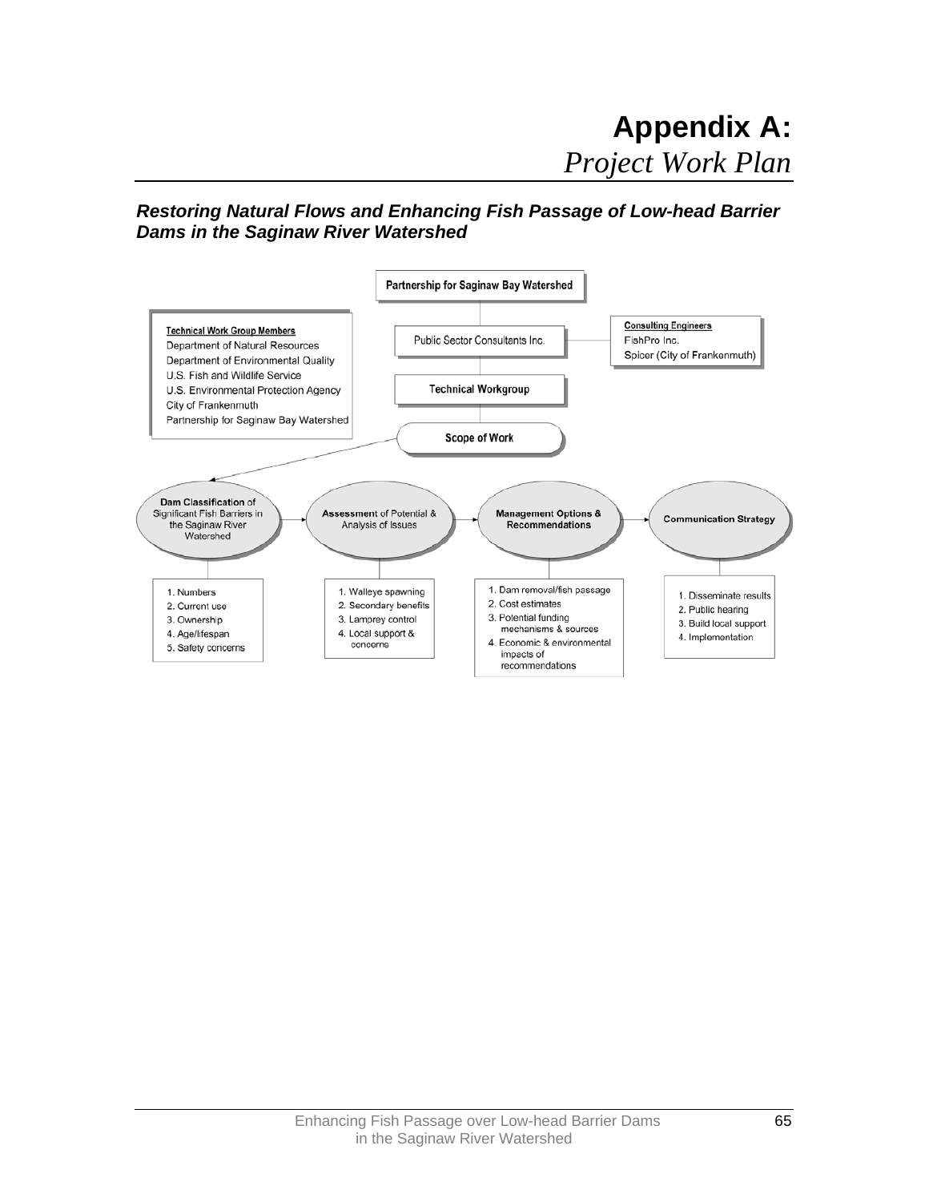# Appendix A:
*Project Work Plan*

***Restoring Natural Flows and Enhancing Fish Passage of Low-head Barrier Dams in the Saginaw River Watershed***

**Partnership for Saginaw Bay Watershed**

**Technical Work Group Members**
- Department of Natural Resources
- Department of Environmental Quality
- U.S. Fish and Wildlife Service
- U.S. Environmental Protection Agency
- City of Frankenmuth
- Partnership for Saginaw Bay Watershed

Public Sector Consultants Inc.

**Consulting Engineers**
- FishPro Inc.
- Spicer (City of Frankenmuth)

**Technical Workgroup**

**Scope of Work**

**Dam Classification** of Significant Fish Barriers in the Saginaw River Watershed
1. Numbers
2. Current use
3. Ownership
4. Age/lifespan
5. Safety concerns

**Assessment** of Potential & Analysis of Issues
1. Walleye spawning
2. Secondary benefits
3. Lamprey control
4. Local support & concerns

**Management Options & Recommendations**
1. Dam removal/fish passage
2. Cost estimates
3. Potential funding mechanisms & sources
4. Economic & environmental impacts of recommendations

**Communication Strategy**
1. Disseminate results
2. Public hearing
3. Build local support
4. Implementation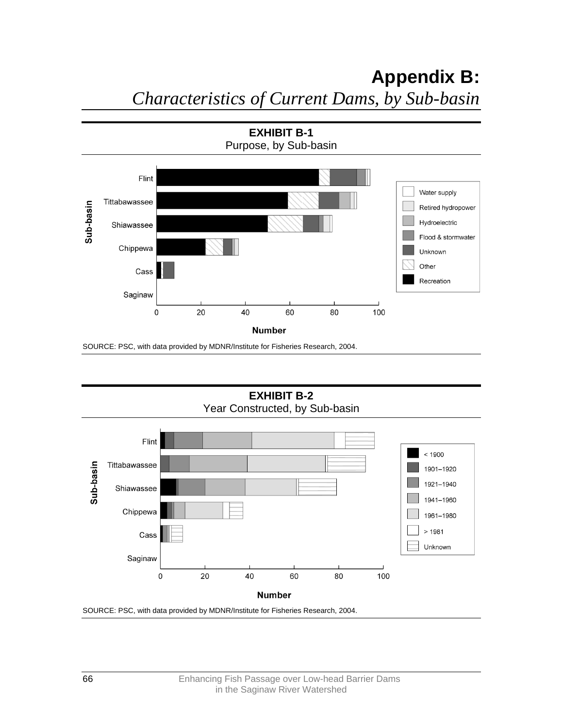# Appendix B:
*Characteristics of Current Dams, by Sub-basin*

**EXHIBIT B-1**
Purpose, by Sub-basin

SOURCE: PSC, with data provided by MDNR/Institute for Fisheries Research, 2004.

**EXHIBIT B-2**
Year Constructed, by Sub-basin

SOURCE: PSC, with data provided by MDNR/Institute for Fisheries Research, 2004.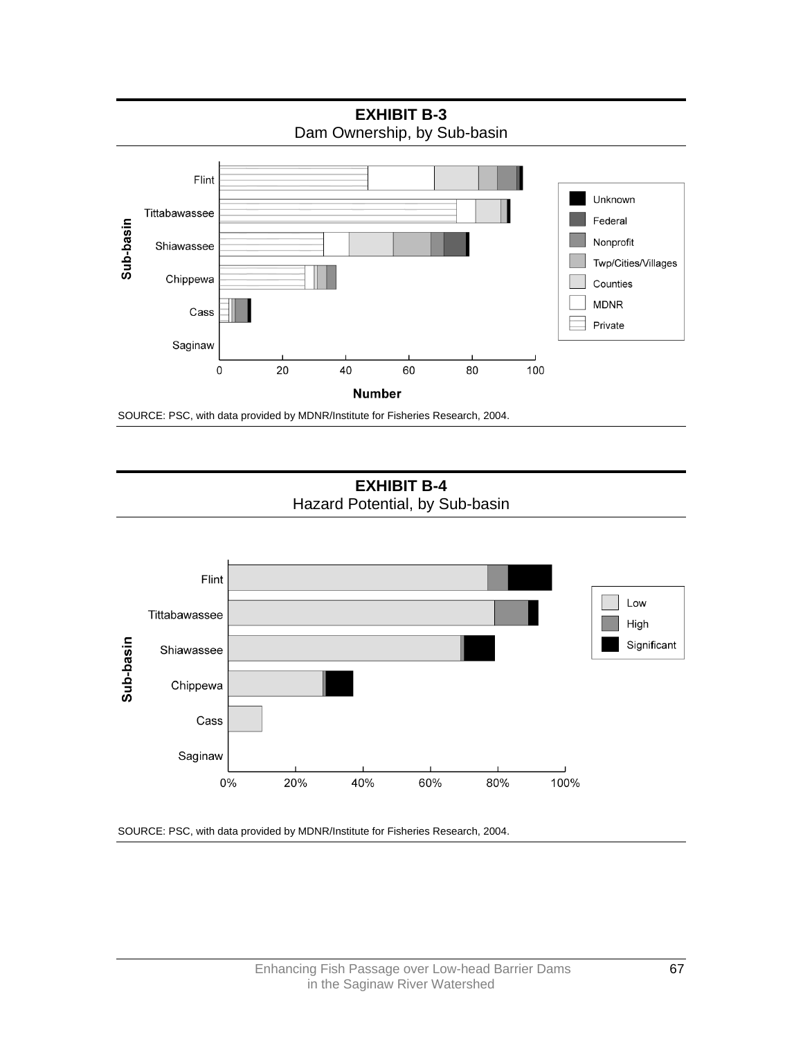**EXHIBIT B-3**
Dam Ownership, by Sub-basin

SOURCE: PSC, with data provided by MDNR/Institute for Fisheries Research, 2004.

**EXHIBIT B-4**
Hazard Potential, by Sub-basin

SOURCE: PSC, with data provided by MDNR/Institute for Fisheries Research, 2004.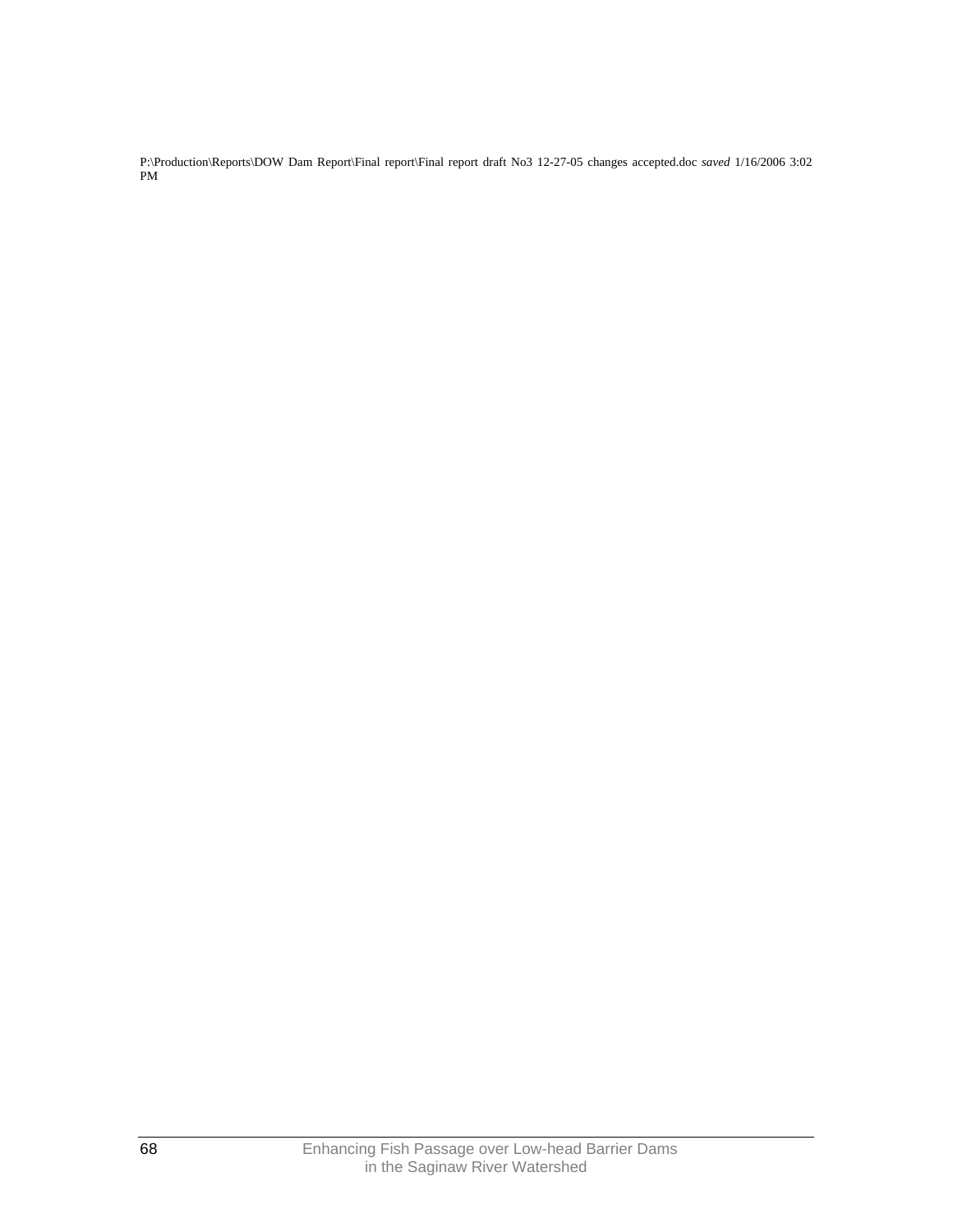P:\Production\Reports\DOW Dam Report\Final report\Final report draft No3 12-27-05 changes accepted.doc *saved* 1/16/2006 3:02 PM